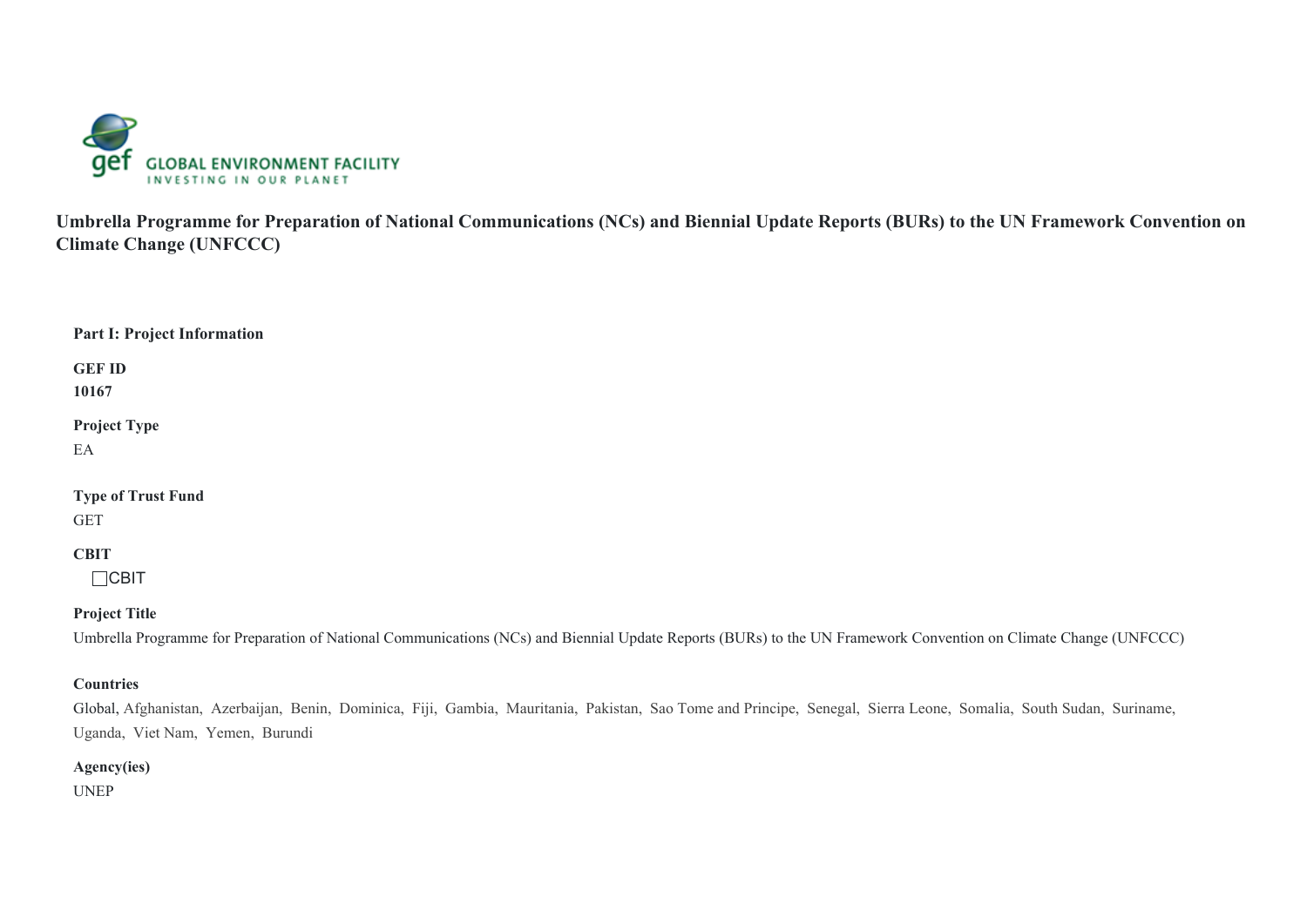GEF GLOBAL ENVIRONMENT FACILITY
INVESTING IN OUR PLANET

# Umbrella Programme for Preparation of National Communications (NCs) and Biennial Update Reports (BURs) to the UN Framework Convention on Climate Change (UNFCCC)

## Part I: Project Information

**GEF ID**
**10167**

**Project Type**
EA

**Type of Trust Fund**
GET

**CBIT**
☐ CBIT

**Project Title**
Umbrella Programme for Preparation of National Communications (NCs) and Biennial Update Reports (BURs) to the UN Framework Convention on Climate Change (UNFCCC)

**Countries**
Global, Afghanistan, Azerbaijan, Benin, Dominica, Fiji, Gambia, Mauritania, Pakistan, Sao Tome and Principe, Senegal, Sierra Leone, Somalia, South Sudan, Suriname, Uganda, Viet Nam, Yemen, Burundi

**Agency(ies)**
UNEP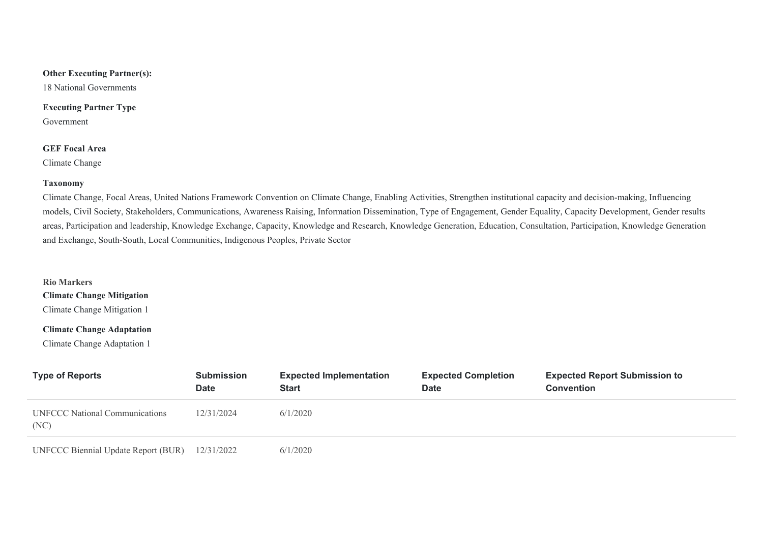**Other Executing Partner(s):**
18 National Governments

**Executing Partner Type**
Government

**GEF Focal Area**
Climate Change

**Taxonomy**
Climate Change, Focal Areas, United Nations Framework Convention on Climate Change, Enabling Activities, Strengthen institutional capacity and decision-making, Influencing models, Civil Society, Stakeholders, Communications, Awareness Raising, Information Dissemination, Type of Engagement, Gender Equality, Capacity Development, Gender results areas, Participation and leadership, Knowledge Exchange, Capacity, Knowledge and Research, Knowledge Generation, Education, Consultation, Participation, Knowledge Generation and Exchange, South-South, Local Communities, Indigenous Peoples, Private Sector

**Rio Markers**

**Climate Change Mitigation**
Climate Change Mitigation 1

**Climate Change Adaptation**
Climate Change Adaptation 1

| Type of Reports | Submission Date | Expected Implementation Start | Expected Completion Date | Expected Report Submission to Convention |
|---|---|---|---|---|
| UNFCCC National Communications (NC) | 12/31/2024 | 6/1/2020 | | |
| UNFCCC Biennial Update Report (BUR) | 12/31/2022 | 6/1/2020 | | |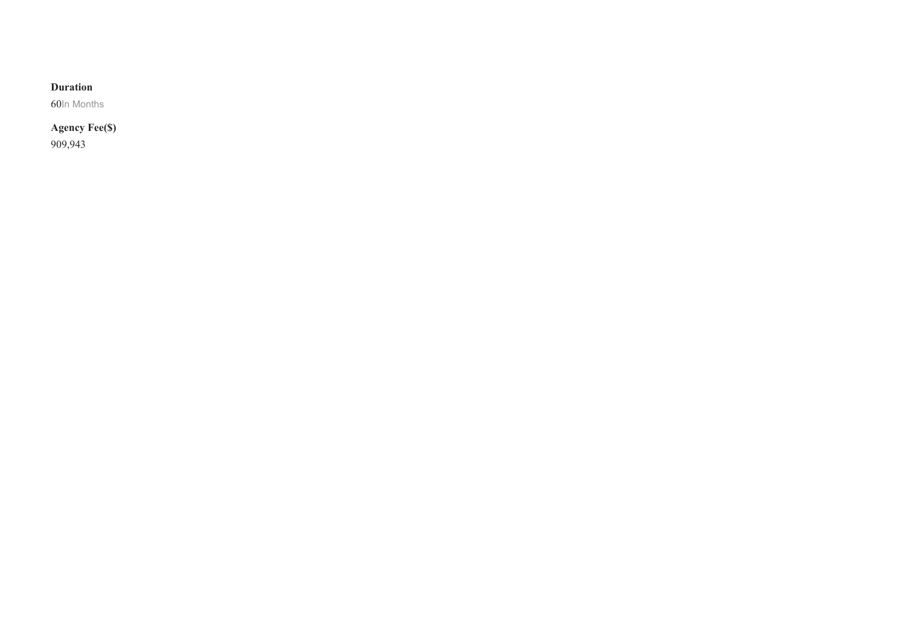**Duration**

60In Months

**Agency Fee($)**

909,943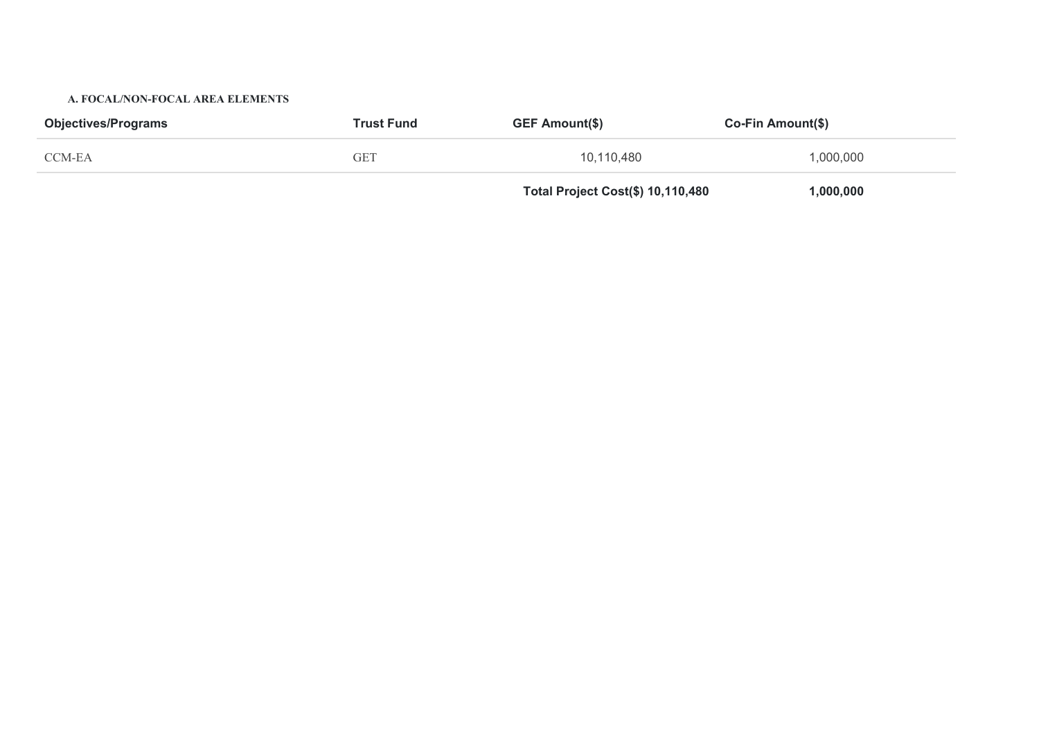### A. FOCAL/NON-FOCAL AREA ELEMENTS

| Objectives/Programs | Trust Fund | GEF Amount($) | Co-Fin Amount($) |
|---|---|---|---|
| CCM-EA | GET | 10,110,480 | 1,000,000 |
| | | **Total Project Cost($) 10,110,480** | **1,000,000** |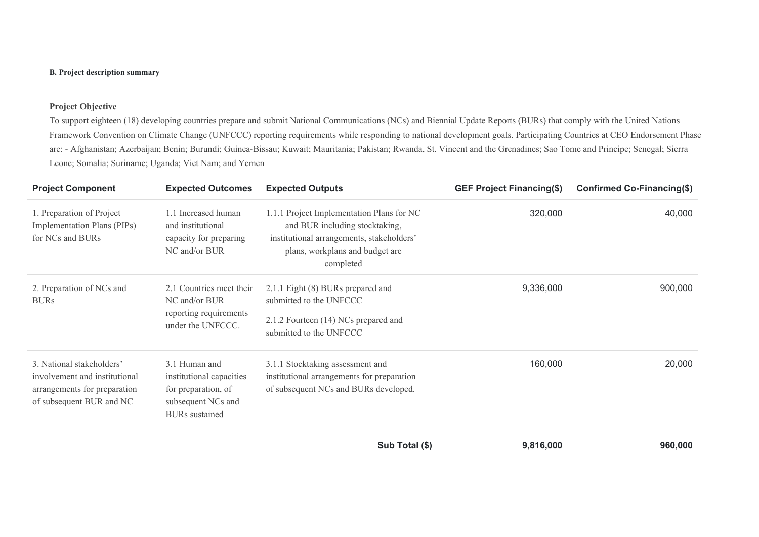**B. Project description summary**

**Project Objective**

To support eighteen (18) developing countries prepare and submit National Communications (NCs) and Biennial Update Reports (BURs) that comply with the United Nations Framework Convention on Climate Change (UNFCCC) reporting requirements while responding to national development goals. Participating Countries at CEO Endorsement Phase are: - Afghanistan; Azerbaijan; Benin; Burundi; Guinea-Bissau; Kuwait; Mauritania; Pakistan; Rwanda, St. Vincent and the Grenadines; Sao Tome and Principe; Senegal; Sierra Leone; Somalia; Suriname; Uganda; Viet Nam; and Yemen

| Project Component | Expected Outcomes | Expected Outputs | GEF Project Financing($) | Confirmed Co-Financing($) |
|---|---|---|---|---|
| 1. Preparation of Project Implementation Plans (PIPs) for NCs and BURs | 1.1 Increased human and institutional capacity for preparing NC and/or BUR | 1.1.1 Project Implementation Plans for NC and BUR including stocktaking, institutional arrangements, stakeholders' plans, workplans and budget are completed | 320,000 | 40,000 |
| 2. Preparation of NCs and BURs | 2.1 Countries meet their NC and/or BUR reporting requirements under the UNFCCC. | 2.1.1 Eight (8) BURs prepared and submitted to the UNFCCC<br>2.1.2 Fourteen (14) NCs prepared and submitted to the UNFCCC | 9,336,000 | 900,000 |
| 3. National stakeholders' involvement and institutional arrangements for preparation of subsequent BUR and NC | 3.1 Human and institutional capacities for preparation, of subsequent NCs and BURs sustained | 3.1.1 Stocktaking assessment and institutional arrangements for preparation of subsequent NCs and BURs developed. | 160,000 | 20,000 |
| | | **Sub Total ($)** | **9,816,000** | **960,000** |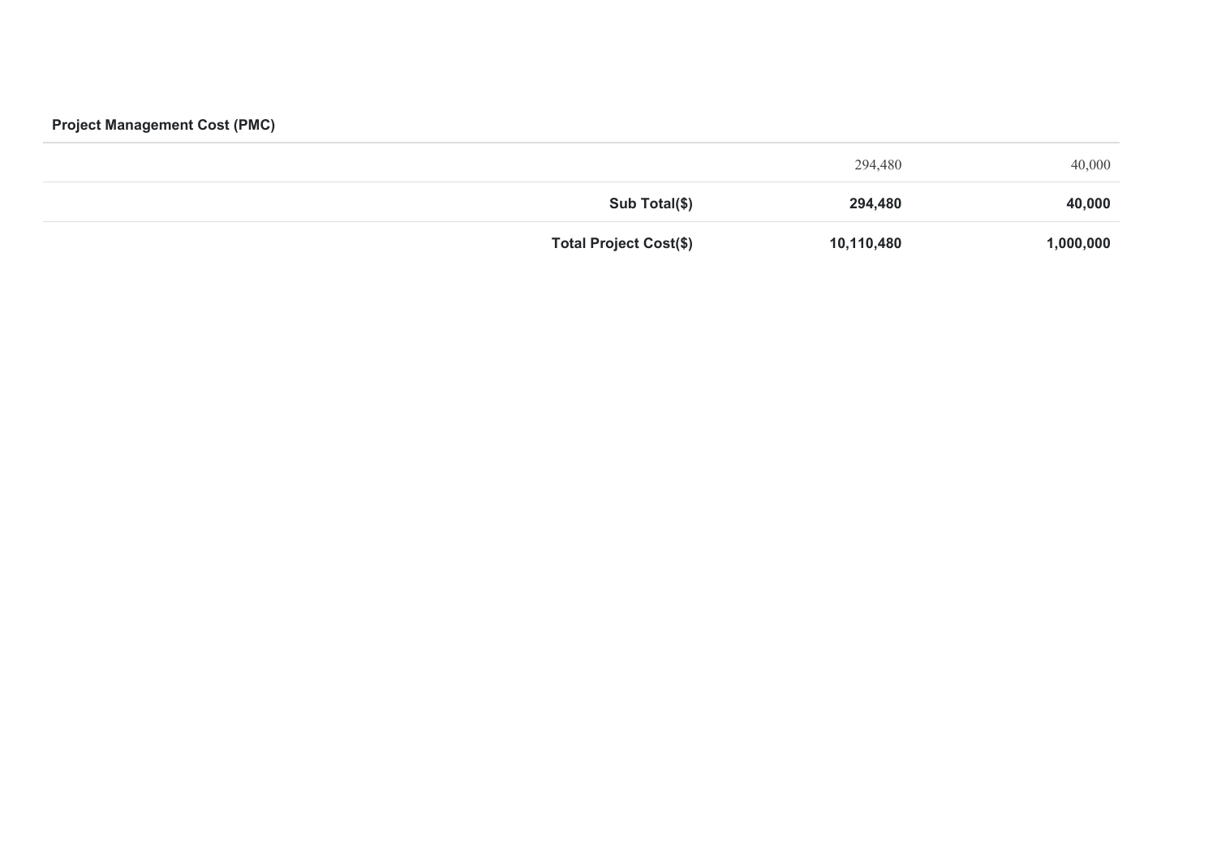**Project Management Cost (PMC)**

| | | |
|---|---|---|
| | 294,480 | 40,000 |
| **Sub Total($)** | **294,480** | **40,000** |
| **Total Project Cost($)** | **10,110,480** | **1,000,000** |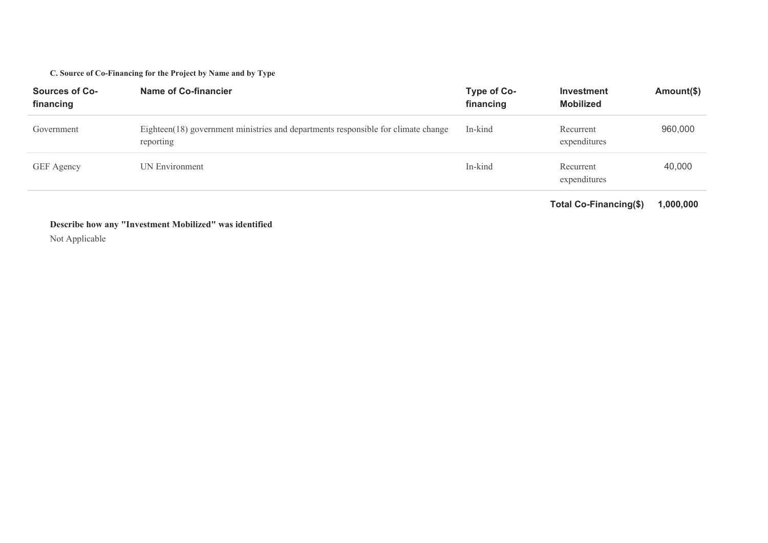**C. Source of Co-Financing for the Project by Name and by Type**

| Sources of Co-financing | Name of Co-financier | Type of Co-financing | Investment Mobilized | Amount($) |
|---|---|---|---|---|
| Government | Eighteen(18) government ministries and departments responsible for climate change reporting | In-kind | Recurrent expenditures | 960,000 |
| GEF Agency | UN Environment | In-kind | Recurrent expenditures | 40,000 |
| | | | **Total Co-Financing($)** | **1,000,000** |

**Describe how any "Investment Mobilized" was identified**

Not Applicable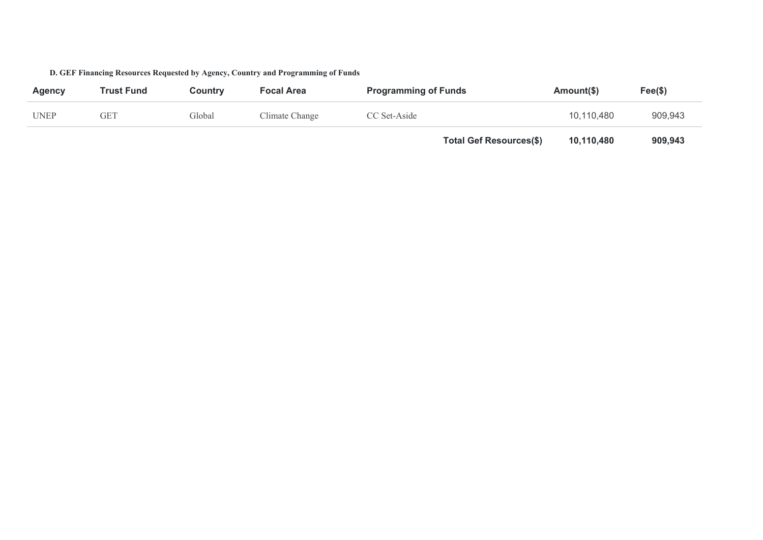**D. GEF Financing Resources Requested by Agency, Country and Programming of Funds**

| Agency | Trust Fund | Country | Focal Area | Programming of Funds | Amount($) | Fee($) |
|---|---|---|---|---|---|---|
| UNEP | GET | Global | Climate Change | CC Set-Aside | 10,110,480 | 909,943 |
| | | | | **Total Gef Resources($)** | **10,110,480** | **909,943** |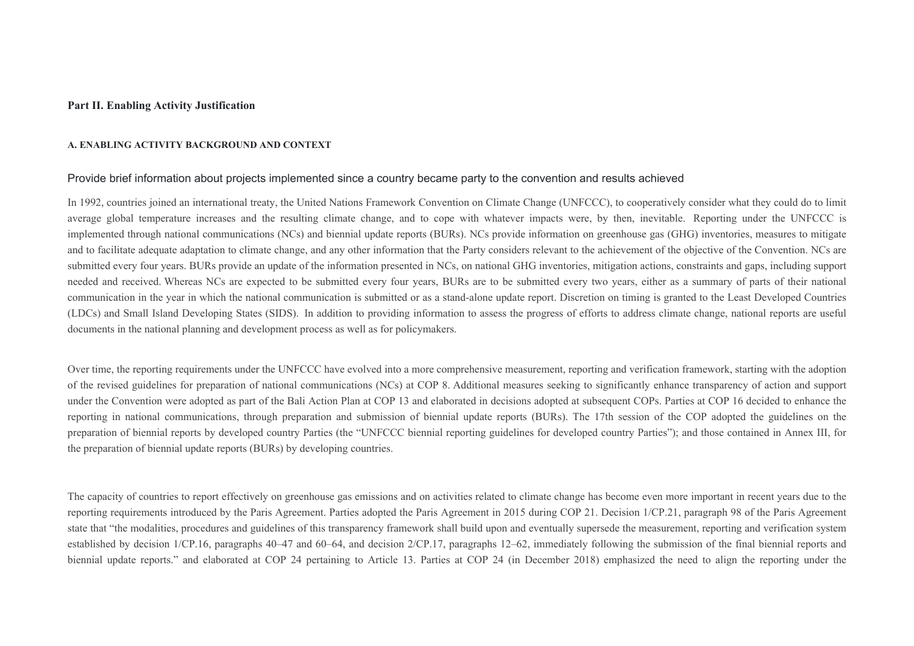## Part II. Enabling Activity Justification

### A. ENABLING ACTIVITY BACKGROUND AND CONTEXT

#### Provide brief information about projects implemented since a country became party to the convention and results achieved

In 1992, countries joined an international treaty, the United Nations Framework Convention on Climate Change (UNFCCC), to cooperatively consider what they could do to limit average global temperature increases and the resulting climate change, and to cope with whatever impacts were, by then, inevitable. Reporting under the UNFCCC is implemented through national communications (NCs) and biennial update reports (BURs). NCs provide information on greenhouse gas (GHG) inventories, measures to mitigate and to facilitate adequate adaptation to climate change, and any other information that the Party considers relevant to the achievement of the objective of the Convention. NCs are submitted every four years. BURs provide an update of the information presented in NCs, on national GHG inventories, mitigation actions, constraints and gaps, including support needed and received. Whereas NCs are expected to be submitted every four years, BURs are to be submitted every two years, either as a summary of parts of their national communication in the year in which the national communication is submitted or as a stand-alone update report. Discretion on timing is granted to the Least Developed Countries (LDCs) and Small Island Developing States (SIDS). In addition to providing information to assess the progress of efforts to address climate change, national reports are useful documents in the national planning and development process as well as for policymakers.

Over time, the reporting requirements under the UNFCCC have evolved into a more comprehensive measurement, reporting and verification framework, starting with the adoption of the revised guidelines for preparation of national communications (NCs) at COP 8. Additional measures seeking to significantly enhance transparency of action and support under the Convention were adopted as part of the Bali Action Plan at COP 13 and elaborated in decisions adopted at subsequent COPs. Parties at COP 16 decided to enhance the reporting in national communications, through preparation and submission of biennial update reports (BURs). The 17th session of the COP adopted the guidelines on the preparation of biennial reports by developed country Parties (the "UNFCCC biennial reporting guidelines for developed country Parties"); and those contained in Annex III, for the preparation of biennial update reports (BURs) by developing countries.

The capacity of countries to report effectively on greenhouse gas emissions and on activities related to climate change has become even more important in recent years due to the reporting requirements introduced by the Paris Agreement. Parties adopted the Paris Agreement in 2015 during COP 21. Decision 1/CP.21, paragraph 98 of the Paris Agreement state that "the modalities, procedures and guidelines of this transparency framework shall build upon and eventually supersede the measurement, reporting and verification system established by decision 1/CP.16, paragraphs 40–47 and 60–64, and decision 2/CP.17, paragraphs 12–62, immediately following the submission of the final biennial reports and biennial update reports." and elaborated at COP 24 pertaining to Article 13. Parties at COP 24 (in December 2018) emphasized the need to align the reporting under the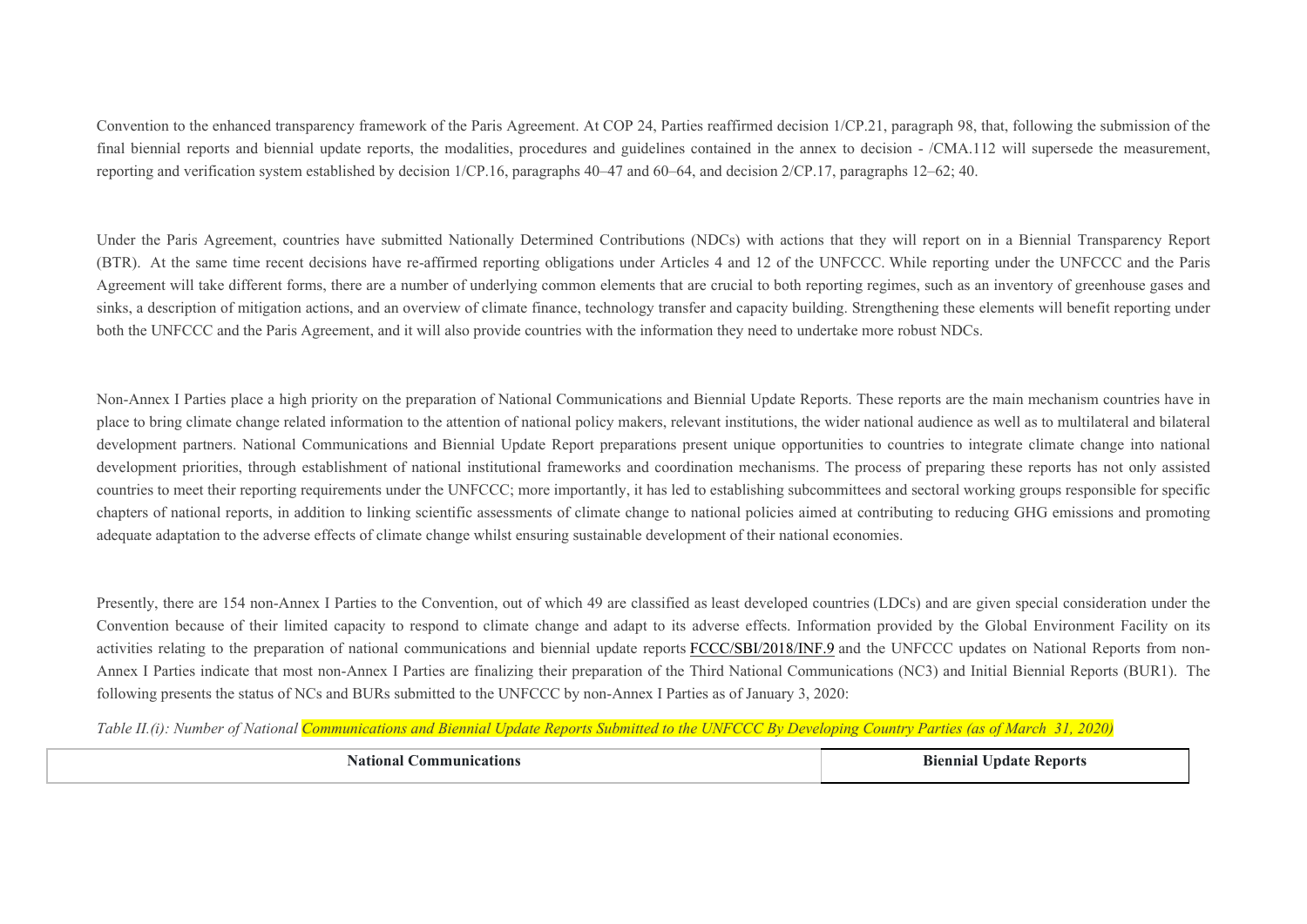Convention to the enhanced transparency framework of the Paris Agreement. At COP 24, Parties reaffirmed decision 1/CP.21, paragraph 98, that, following the submission of the final biennial reports and biennial update reports, the modalities, procedures and guidelines contained in the annex to decision - /CMA.112 will supersede the measurement, reporting and verification system established by decision 1/CP.16, paragraphs 40–47 and 60–64, and decision 2/CP.17, paragraphs 12–62; 40.

Under the Paris Agreement, countries have submitted Nationally Determined Contributions (NDCs) with actions that they will report on in a Biennial Transparency Report (BTR). At the same time recent decisions have re-affirmed reporting obligations under Articles 4 and 12 of the UNFCCC. While reporting under the UNFCCC and the Paris Agreement will take different forms, there are a number of underlying common elements that are crucial to both reporting regimes, such as an inventory of greenhouse gases and sinks, a description of mitigation actions, and an overview of climate finance, technology transfer and capacity building. Strengthening these elements will benefit reporting under both the UNFCCC and the Paris Agreement, and it will also provide countries with the information they need to undertake more robust NDCs.

Non-Annex I Parties place a high priority on the preparation of National Communications and Biennial Update Reports. These reports are the main mechanism countries have in place to bring climate change related information to the attention of national policy makers, relevant institutions, the wider national audience as well as to multilateral and bilateral development partners. National Communications and Biennial Update Report preparations present unique opportunities to countries to integrate climate change into national development priorities, through establishment of national institutional frameworks and coordination mechanisms. The process of preparing these reports has not only assisted countries to meet their reporting requirements under the UNFCCC; more importantly, it has led to establishing subcommittees and sectoral working groups responsible for specific chapters of national reports, in addition to linking scientific assessments of climate change to national policies aimed at contributing to reducing GHG emissions and promoting adequate adaptation to the adverse effects of climate change whilst ensuring sustainable development of their national economies.

Presently, there are 154 non-Annex I Parties to the Convention, out of which 49 are classified as least developed countries (LDCs) and are given special consideration under the Convention because of their limited capacity to respond to climate change and adapt to its adverse effects. Information provided by the Global Environment Facility on its activities relating to the preparation of national communications and biennial update reports FCCC/SBI/2018/INF.9 and the UNFCCC updates on National Reports from non-Annex I Parties indicate that most non-Annex I Parties are finalizing their preparation of the Third National Communications (NC3) and Initial Biennial Reports (BUR1). The following presents the status of NCs and BURs submitted to the UNFCCC by non-Annex I Parties as of January 3, 2020:

*Table II.(i): Number of National Communications and Biennial Update Reports Submitted to the UNFCCC By Developing Country Parties (as of March 31, 2020)*

| National Communications | Biennial Update Reports |
|---|---|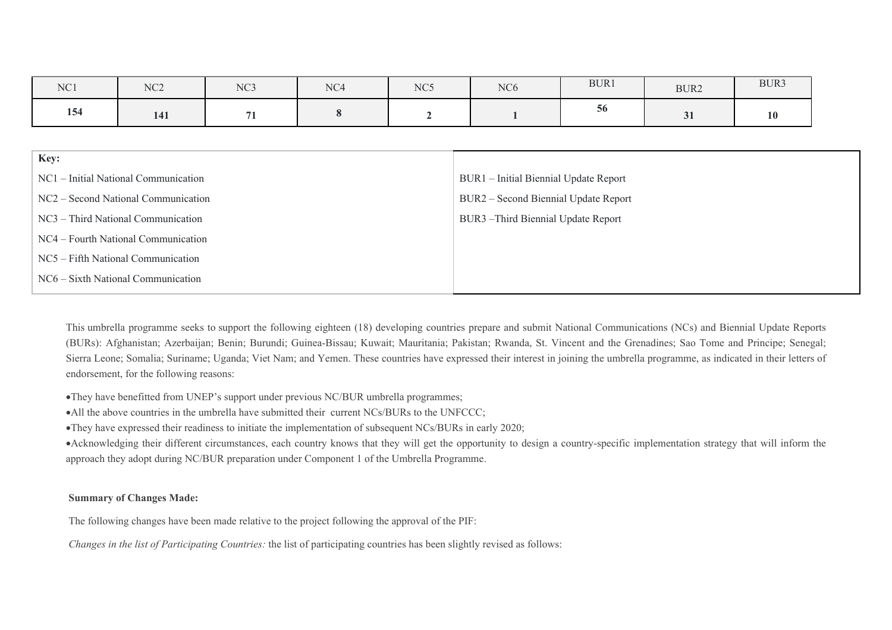| NC1 | NC2 | NC3 | NC4 | NC5 | NC6 | BUR1 | BUR2 | BUR3 |
|---|---|---|---|---|---|---|---|---|
| **154** | **141** | **71** | **8** | **2** | **1** | **56** | **31** | **10** |

| **Key:** | |
|---|---|
| NC1 – Initial National Communication | BUR1 – Initial Biennial Update Report |
| NC2 – Second National Communication | BUR2 – Second Biennial Update Report |
| NC3 – Third National Communication | BUR3 –Third Biennial Update Report |
| NC4 – Fourth National Communication | |
| NC5 – Fifth National Communication | |
| NC6 – Sixth National Communication | |

This umbrella programme seeks to support the following eighteen (18) developing countries prepare and submit National Communications (NCs) and Biennial Update Reports (BURs): Afghanistan; Azerbaijan; Benin; Burundi; Guinea-Bissau; Kuwait; Mauritania; Pakistan; Rwanda, St. Vincent and the Grenadines; Sao Tome and Principe; Senegal; Sierra Leone; Somalia; Suriname; Uganda; Viet Nam; and Yemen. These countries have expressed their interest in joining the umbrella programme, as indicated in their letters of endorsement, for the following reasons:

- They have benefitted from UNEP's support under previous NC/BUR umbrella programmes;
- All the above countries in the umbrella have submitted their current NCs/BURs to the UNFCCC;
- They have expressed their readiness to initiate the implementation of subsequent NCs/BURs in early 2020;
- Acknowledging their different circumstances, each country knows that they will get the opportunity to design a country-specific implementation strategy that will inform the approach they adopt during NC/BUR preparation under Component 1 of the Umbrella Programme.

**Summary of Changes Made:**

The following changes have been made relative to the project following the approval of the PIF:

*Changes in the list of Participating Countries:* the list of participating countries has been slightly revised as follows: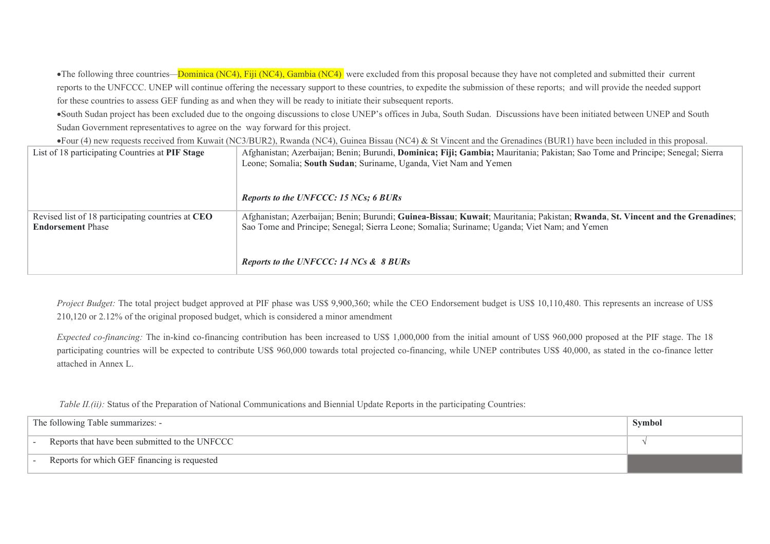- The following three countries—Dominica (NC4), Fiji (NC4), Gambia (NC4) were excluded from this proposal because they have not completed and submitted their current reports to the UNFCCC. UNEP will continue offering the necessary support to these countries, to expedite the submission of these reports; and will provide the needed support for these countries to assess GEF funding as and when they will be ready to initiate their subsequent reports.
- South Sudan project has been excluded due to the ongoing discussions to close UNEP's offices in Juba, South Sudan. Discussions have been initiated between UNEP and South Sudan Government representatives to agree on the way forward for this project.
- Four (4) new requests received from Kuwait (NC3/BUR2), Rwanda (NC4), Guinea Bissau (NC4) & St Vincent and the Grenadines (BUR1) have been included in this proposal.

| List of 18 participating Countries at **PIF Stage** | Afghanistan; Azerbaijan; Benin; Burundi, **Dominica; Fiji; Gambia;** Mauritania; Pakistan; Sao Tome and Principe; Senegal; Sierra Leone; Somalia; **South Sudan**; Suriname, Uganda, Viet Nam and Yemen<br><br>***Reports to the UNFCCC: 15 NCs; 6 BURs*** |
|---|---|
| Revised list of 18 participating countries at **CEO Endorsement** Phase | Afghanistan; Azerbaijan; Benin; Burundi; **Guinea-Bissau**; **Kuwait**; Mauritania; Pakistan; **Rwanda**, **St. Vincent and the Grenadines**; Sao Tome and Principe; Senegal; Sierra Leone; Somalia; Suriname; Uganda; Viet Nam; and Yemen<br><br>***Reports to the UNFCCC: 14 NCs & 8 BURs*** |

*Project Budget:* The total project budget approved at PIF phase was US$ 9,900,360; while the CEO Endorsement budget is US$ 10,110,480. This represents an increase of US$ 210,120 or 2.12% of the original proposed budget, which is considered a minor amendment

*Expected co-financing:* The in-kind co-financing contribution has been increased to US$ 1,000,000 from the initial amount of US$ 960,000 proposed at the PIF stage. The 18 participating countries will be expected to contribute US$ 960,000 towards total projected co-financing, while UNEP contributes US$ 40,000, as stated in the co-finance letter attached in Annex L.

*Table II.(ii):* Status of the Preparation of National Communications and Biennial Update Reports in the participating Countries:

| The following Table summarizes: - | **Symbol** |
|---|---|
| - Reports that have been submitted to the UNFCCC | √ |
| - Reports for which GEF financing is requested | (grey shading) |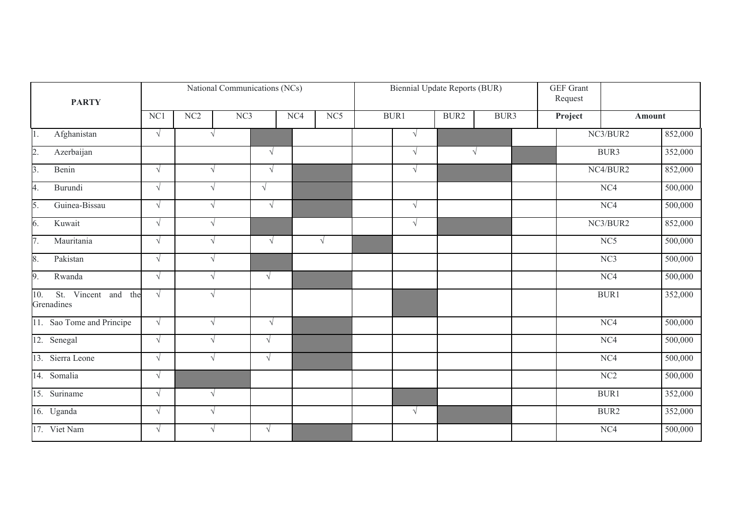| PARTY | National Communications (NCs) | | | | | Biennial Update Reports (BUR) | | | GEF Grant Request | |
|---|---|---|---|---|---|---|---|---|---|---|
| | NC1 | NC2 | NC3 | NC4 | NC5 | BUR1 | BUR2 | BUR3 | Project | Amount |
| 1. Afghanistan | √ | √ | | | | √ | | | NC3/BUR2 | 852,000 |
| 2. Azerbaijan | | | √ | | | √ | √ | | BUR3 | 352,000 |
| 3. Benin | √ | √ | √ | | | √ | | | NC4/BUR2 | 852,000 |
| 4. Burundi | √ | √ | √ | | | | | | NC4 | 500,000 |
| 5. Guinea-Bissau | √ | √ | √ | | | √ | | | NC4 | 500,000 |
| 6. Kuwait | √ | √ | | | | √ | | | NC3/BUR2 | 852,000 |
| 7. Mauritania | √ | √ | √ | √ | | | | | NC5 | 500,000 |
| 8. Pakistan | √ | √ | | | | | | | NC3 | 500,000 |
| 9. Rwanda | √ | √ | √ | | | | | | NC4 | 500,000 |
| 10. St. Vincent and the Grenadines | √ | √ | | | | | | | BUR1 | 352,000 |
| 11. Sao Tome and Principe | √ | √ | √ | | | | | | NC4 | 500,000 |
| 12. Senegal | √ | √ | √ | | | | | | NC4 | 500,000 |
| 13. Sierra Leone | √ | √ | √ | | | | | | NC4 | 500,000 |
| 14. Somalia | √ | | | | | | | | NC2 | 500,000 |
| 15. Suriname | √ | √ | | | | | | | BUR1 | 352,000 |
| 16. Uganda | √ | √ | | | | √ | | | BUR2 | 352,000 |
| 17. Viet Nam | √ | √ | √ | | | | | | NC4 | 500,000 |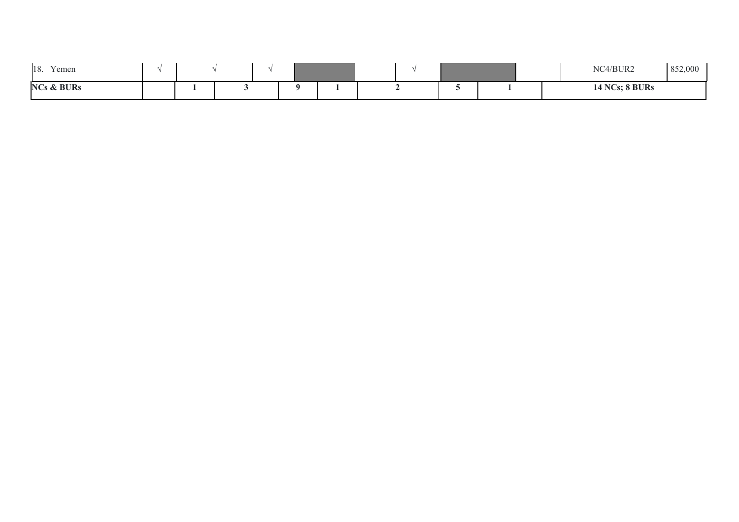| | | | | | | | | | | |
|---|---|---|---|---|---|---|---|---|---|---|
| 18. Yemen | √ | √ | √ | | | √ | | | NC4/BUR2 | 852,000 |
| **NCs & BURs** | | **1** | **3** | **9** | **1** | **2** | **5** | **1** | **14 NCs; 8 BURs** | |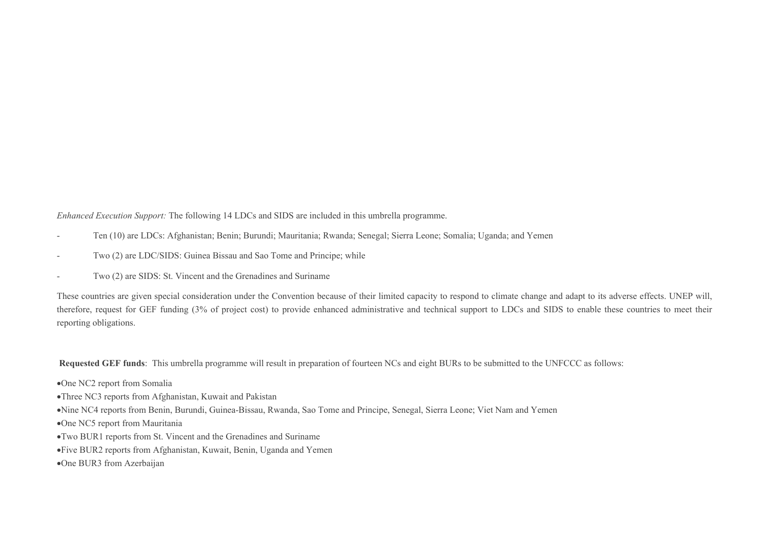*Enhanced Execution Support:* The following 14 LDCs and SIDS are included in this umbrella programme.

- Ten (10) are LDCs: Afghanistan; Benin; Burundi; Mauritania; Rwanda; Senegal; Sierra Leone; Somalia; Uganda; and Yemen
- Two (2) are LDC/SIDS: Guinea Bissau and Sao Tome and Principe; while
- Two (2) are SIDS: St. Vincent and the Grenadines and Suriname

These countries are given special consideration under the Convention because of their limited capacity to respond to climate change and adapt to its adverse effects. UNEP will, therefore, request for GEF funding (3% of project cost) to provide enhanced administrative and technical support to LDCs and SIDS to enable these countries to meet their reporting obligations.

**Requested GEF funds**: This umbrella programme will result in preparation of fourteen NCs and eight BURs to be submitted to the UNFCCC as follows:

- One NC2 report from Somalia
- Three NC3 reports from Afghanistan, Kuwait and Pakistan
- Nine NC4 reports from Benin, Burundi, Guinea-Bissau, Rwanda, Sao Tome and Principe, Senegal, Sierra Leone; Viet Nam and Yemen
- One NC5 report from Mauritania
- Two BUR1 reports from St. Vincent and the Grenadines and Suriname
- Five BUR2 reports from Afghanistan, Kuwait, Benin, Uganda and Yemen
- One BUR3 from Azerbaijan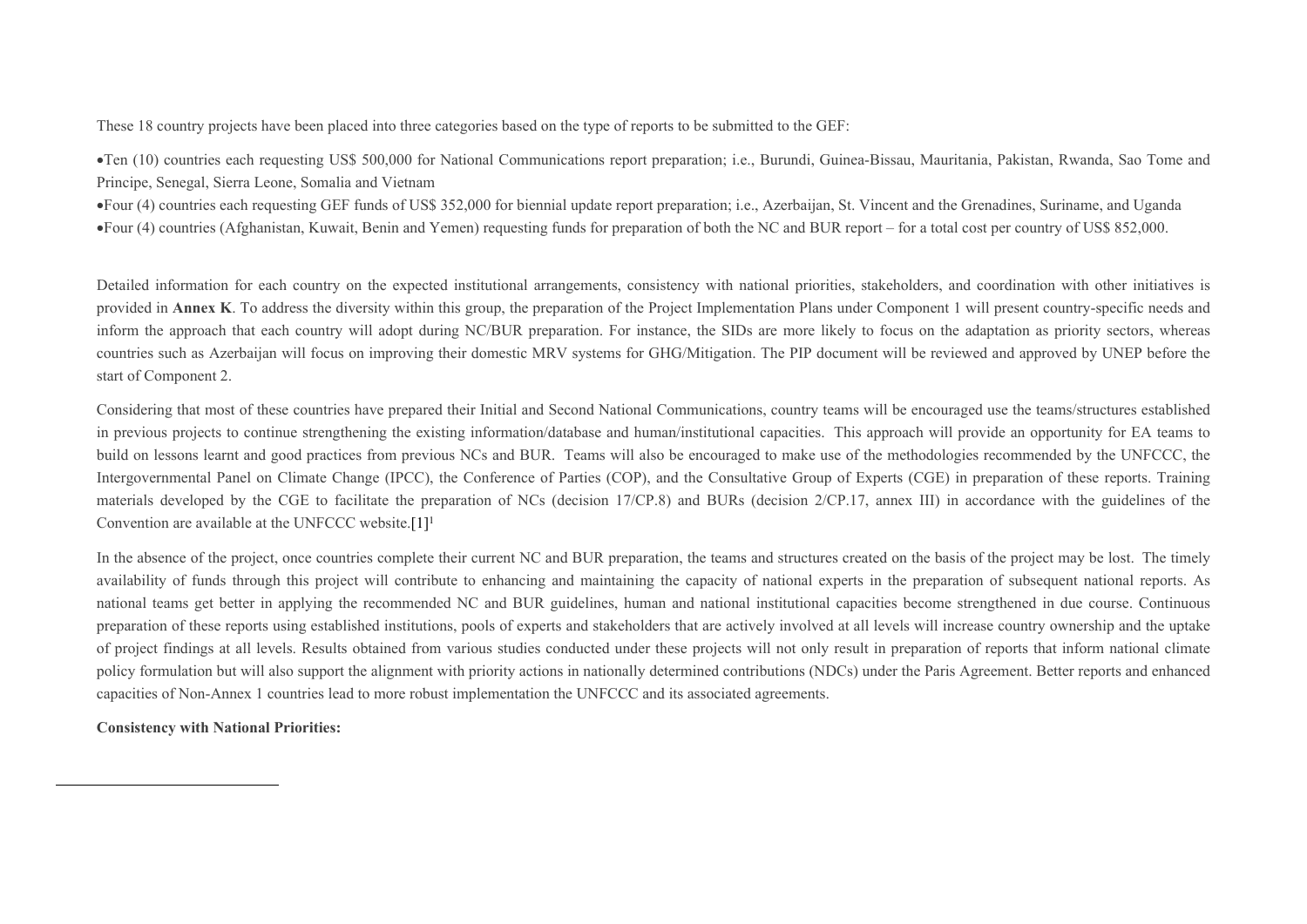These 18 country projects have been placed into three categories based on the type of reports to be submitted to the GEF:

- Ten (10) countries each requesting US$ 500,000 for National Communications report preparation; i.e., Burundi, Guinea-Bissau, Mauritania, Pakistan, Rwanda, Sao Tome and Principe, Senegal, Sierra Leone, Somalia and Vietnam
- Four (4) countries each requesting GEF funds of US$ 352,000 for biennial update report preparation; i.e., Azerbaijan, St. Vincent and the Grenadines, Suriname, and Uganda
- Four (4) countries (Afghanistan, Kuwait, Benin and Yemen) requesting funds for preparation of both the NC and BUR report – for a total cost per country of US$ 852,000.

Detailed information for each country on the expected institutional arrangements, consistency with national priorities, stakeholders, and coordination with other initiatives is provided in **Annex K**. To address the diversity within this group, the preparation of the Project Implementation Plans under Component 1 will present country-specific needs and inform the approach that each country will adopt during NC/BUR preparation. For instance, the SIDs are more likely to focus on the adaptation as priority sectors, whereas countries such as Azerbaijan will focus on improving their domestic MRV systems for GHG/Mitigation. The PIP document will be reviewed and approved by UNEP before the start of Component 2.

Considering that most of these countries have prepared their Initial and Second National Communications, country teams will be encouraged use the teams/structures established in previous projects to continue strengthening the existing information/database and human/institutional capacities. This approach will provide an opportunity for EA teams to build on lessons learnt and good practices from previous NCs and BUR. Teams will also be encouraged to make use of the methodologies recommended by the UNFCCC, the Intergovernmental Panel on Climate Change (IPCC), the Conference of Parties (COP), and the Consultative Group of Experts (CGE) in preparation of these reports. Training materials developed by the CGE to facilitate the preparation of NCs (decision 17/CP.8) and BURs (decision 2/CP.17, annex III) in accordance with the guidelines of the Convention are available at the UNFCCC website.[1][1]

In the absence of the project, once countries complete their current NC and BUR preparation, the teams and structures created on the basis of the project may be lost. The timely availability of funds through this project will contribute to enhancing and maintaining the capacity of national experts in the preparation of subsequent national reports. As national teams get better in applying the recommended NC and BUR guidelines, human and national institutional capacities become strengthened in due course. Continuous preparation of these reports using established institutions, pools of experts and stakeholders that are actively involved at all levels will increase country ownership and the uptake of project findings at all levels. Results obtained from various studies conducted under these projects will not only result in preparation of reports that inform national climate policy formulation but will also support the alignment with priority actions in nationally determined contributions (NDCs) under the Paris Agreement. Better reports and enhanced capacities of Non-Annex 1 countries lead to more robust implementation the UNFCCC and its associated agreements.

**Consistency with National Priorities:**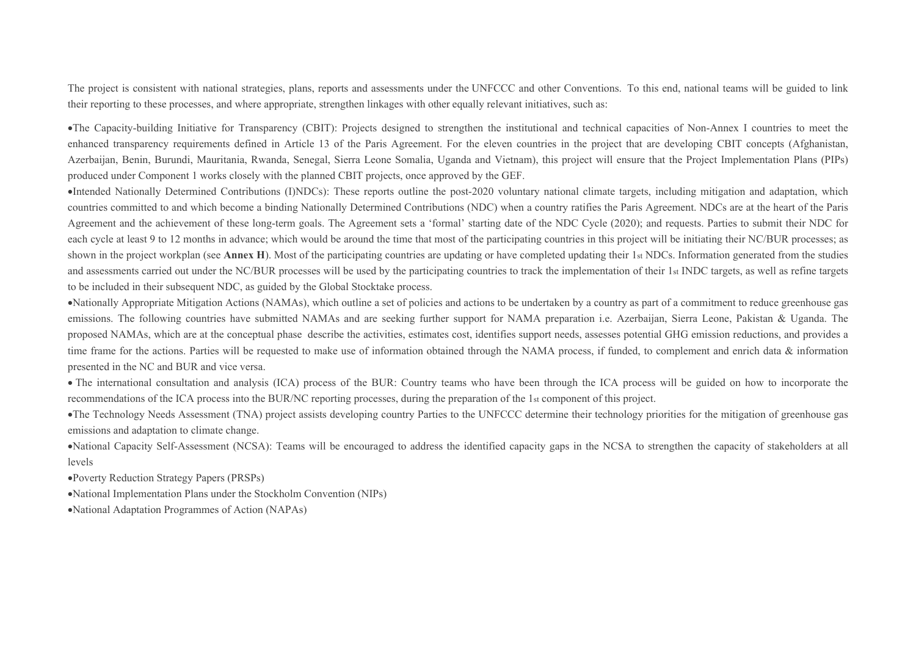The project is consistent with national strategies, plans, reports and assessments under the UNFCCC and other Conventions. To this end, national teams will be guided to link their reporting to these processes, and where appropriate, strengthen linkages with other equally relevant initiatives, such as:

- The Capacity-building Initiative for Transparency (CBIT): Projects designed to strengthen the institutional and technical capacities of Non-Annex I countries to meet the enhanced transparency requirements defined in Article 13 of the Paris Agreement. For the eleven countries in the project that are developing CBIT concepts (Afghanistan, Azerbaijan, Benin, Burundi, Mauritania, Rwanda, Senegal, Sierra Leone Somalia, Uganda and Vietnam), this project will ensure that the Project Implementation Plans (PIPs) produced under Component 1 works closely with the planned CBIT projects, once approved by the GEF.
- Intended Nationally Determined Contributions (I)NDCs): These reports outline the post-2020 voluntary national climate targets, including mitigation and adaptation, which countries committed to and which become a binding Nationally Determined Contributions (NDC) when a country ratifies the Paris Agreement. NDCs are at the heart of the Paris Agreement and the achievement of these long-term goals. The Agreement sets a 'formal' starting date of the NDC Cycle (2020); and requests. Parties to submit their NDC for each cycle at least 9 to 12 months in advance; which would be around the time that most of the participating countries in this project will be initiating their NC/BUR processes; as shown in the project workplan (see **Annex H**). Most of the participating countries are updating or have completed updating their 1st NDCs. Information generated from the studies and assessments carried out under the NC/BUR processes will be used by the participating countries to track the implementation of their 1st INDC targets, as well as refine targets to be included in their subsequent NDC, as guided by the Global Stocktake process.
- Nationally Appropriate Mitigation Actions (NAMAs), which outline a set of policies and actions to be undertaken by a country as part of a commitment to reduce greenhouse gas emissions. The following countries have submitted NAMAs and are seeking further support for NAMA preparation i.e. Azerbaijan, Sierra Leone, Pakistan & Uganda. The proposed NAMAs, which are at the conceptual phase describe the activities, estimates cost, identifies support needs, assesses potential GHG emission reductions, and provides a time frame for the actions. Parties will be requested to make use of information obtained through the NAMA process, if funded, to complement and enrich data & information presented in the NC and BUR and vice versa.
- The international consultation and analysis (ICA) process of the BUR: Country teams who have been through the ICA process will be guided on how to incorporate the recommendations of the ICA process into the BUR/NC reporting processes, during the preparation of the 1st component of this project.
- The Technology Needs Assessment (TNA) project assists developing country Parties to the UNFCCC determine their technology priorities for the mitigation of greenhouse gas emissions and adaptation to climate change.
- National Capacity Self-Assessment (NCSA): Teams will be encouraged to address the identified capacity gaps in the NCSA to strengthen the capacity of stakeholders at all levels
- Poverty Reduction Strategy Papers (PRSPs)
- National Implementation Plans under the Stockholm Convention (NIPs)
- National Adaptation Programmes of Action (NAPAs)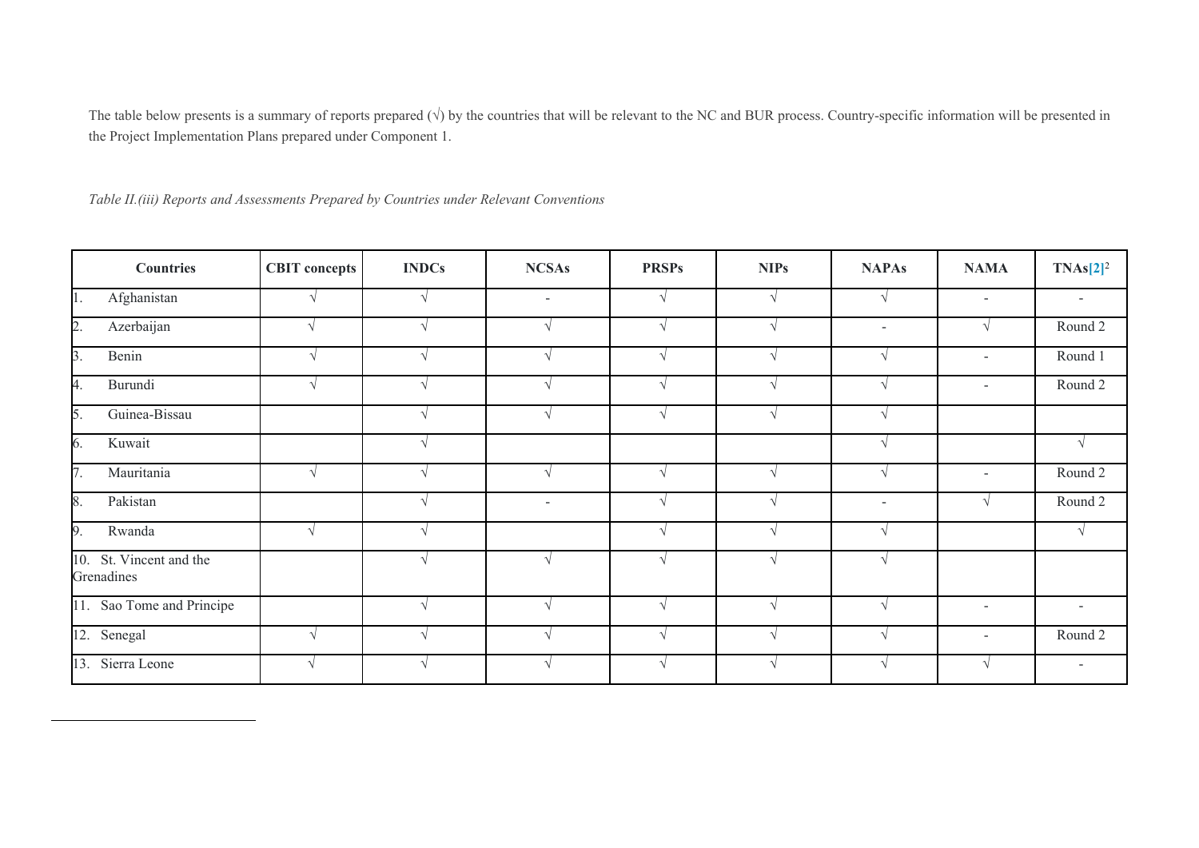The table below presents is a summary of reports prepared (√) by the countries that will be relevant to the NC and BUR process. Country-specific information will be presented in the Project Implementation Plans prepared under Component 1.

*Table II.(iii) Reports and Assessments Prepared by Countries under Relevant Conventions*

| Countries | CBIT concepts | INDCs | NCSAs | PRSPs | NIPs | NAPAs | NAMA | TNAs[2] |
|---|---|---|---|---|---|---|---|---|
| 1. Afghanistan | √ | √ | - | √ | √ | √ | - | - |
| 2. Azerbaijan | √ | √ | √ | √ | √ | - | √ | Round 2 |
| 3. Benin | √ | √ | √ | √ | √ | √ | - | Round 1 |
| 4. Burundi | √ | √ | √ | √ | √ | √ | - | Round 2 |
| 5. Guinea-Bissau | | √ | √ | √ | √ | √ | | |
| 6. Kuwait | | √ | | | | √ | | √ |
| 7. Mauritania | √ | √ | √ | √ | √ | √ | - | Round 2 |
| 8. Pakistan | | √ | - | √ | √ | - | √ | Round 2 |
| 9. Rwanda | √ | √ | | √ | √ | √ | | √ |
| 10. St. Vincent and the Grenadines | | √ | √ | √ | √ | √ | | |
| 11. Sao Tome and Principe | | √ | √ | √ | √ | √ | - | - |
| 12. Senegal | √ | √ | √ | √ | √ | √ | - | Round 2 |
| 13. Sierra Leone | √ | √ | √ | √ | √ | √ | √ | - |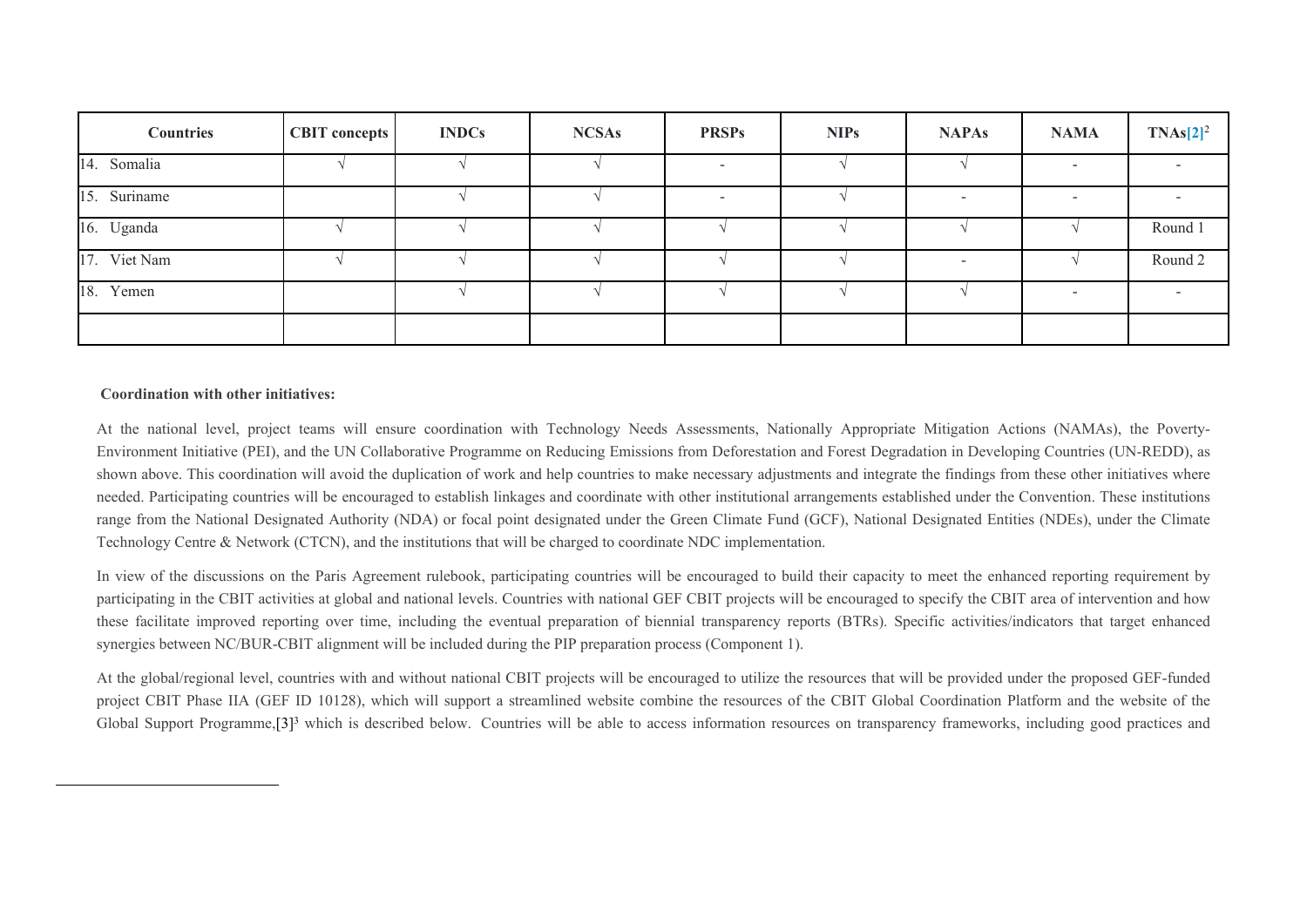| Countries | CBIT concepts | INDCs | NCSAs | PRSPs | NIPs | NAPAs | NAMA | TNAs[2] |
|---|---|---|---|---|---|---|---|---|
| 14. Somalia | √ | √ | √ | - | √ | √ | - | - |
| 15. Suriname | | √ | √ | - | √ | - | - | - |
| 16. Uganda | √ | √ | √ | √ | √ | √ | √ | Round 1 |
| 17. Viet Nam | √ | √ | √ | √ | √ | - | √ | Round 2 |
| 18. Yemen | | √ | √ | √ | √ | √ | - | - |
| | | | | | | | | |

**Coordination with other initiatives:**

At the national level, project teams will ensure coordination with Technology Needs Assessments, Nationally Appropriate Mitigation Actions (NAMAs), the Poverty-Environment Initiative (PEI), and the UN Collaborative Programme on Reducing Emissions from Deforestation and Forest Degradation in Developing Countries (UN-REDD), as shown above. This coordination will avoid the duplication of work and help countries to make necessary adjustments and integrate the findings from these other initiatives where needed. Participating countries will be encouraged to establish linkages and coordinate with other institutional arrangements established under the Convention. These institutions range from the National Designated Authority (NDA) or focal point designated under the Green Climate Fund (GCF), National Designated Entities (NDEs), under the Climate Technology Centre & Network (CTCN), and the institutions that will be charged to coordinate NDC implementation.

In view of the discussions on the Paris Agreement rulebook, participating countries will be encouraged to build their capacity to meet the enhanced reporting requirement by participating in the CBIT activities at global and national levels. Countries with national GEF CBIT projects will be encouraged to specify the CBIT area of intervention and how these facilitate improved reporting over time, including the eventual preparation of biennial transparency reports (BTRs). Specific activities/indicators that target enhanced synergies between NC/BUR-CBIT alignment will be included during the PIP preparation process (Component 1).

At the global/regional level, countries with and without national CBIT projects will be encouraged to utilize the resources that will be provided under the proposed GEF-funded project CBIT Phase IIA (GEF ID 10128), which will support a streamlined website combine the resources of the CBIT Global Coordination Platform and the website of the Global Support Programme,[3] which is described below. Countries will be able to access information resources on transparency frameworks, including good practices and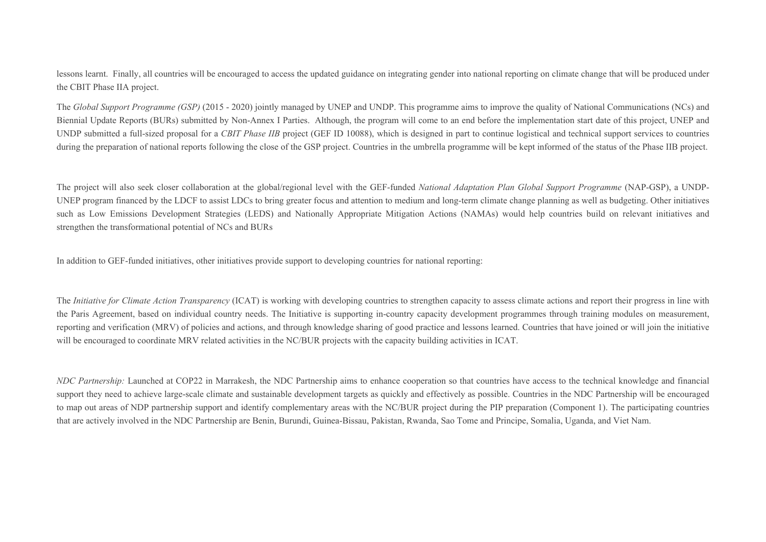lessons learnt.  Finally, all countries will be encouraged to access the updated guidance on integrating gender into national reporting on climate change that will be produced under the CBIT Phase IIA project.

The *Global Support Programme (GSP)* (2015 - 2020) jointly managed by UNEP and UNDP. This programme aims to improve the quality of National Communications (NCs) and Biennial Update Reports (BURs) submitted by Non-Annex I Parties.  Although, the program will come to an end before the implementation start date of this project, UNEP and UNDP submitted a full-sized proposal for a *CBIT Phase IIB* project (GEF ID 10088), which is designed in part to continue logistical and technical support services to countries during the preparation of national reports following the close of the GSP project. Countries in the umbrella programme will be kept informed of the status of the Phase IIB project.

The project will also seek closer collaboration at the global/regional level with the GEF-funded *National Adaptation Plan Global Support Programme* (NAP-GSP), a UNDP-UNEP program financed by the LDCF to assist LDCs to bring greater focus and attention to medium and long-term climate change planning as well as budgeting. Other initiatives such as Low Emissions Development Strategies (LEDS) and Nationally Appropriate Mitigation Actions (NAMAs) would help countries build on relevant initiatives and strengthen the transformational potential of NCs and BURs

In addition to GEF-funded initiatives, other initiatives provide support to developing countries for national reporting:

The *Initiative for Climate Action Transparency* (ICAT) is working with developing countries to strengthen capacity to assess climate actions and report their progress in line with the Paris Agreement, based on individual country needs. The Initiative is supporting in-country capacity development programmes through training modules on measurement, reporting and verification (MRV) of policies and actions, and through knowledge sharing of good practice and lessons learned. Countries that have joined or will join the initiative will be encouraged to coordinate MRV related activities in the NC/BUR projects with the capacity building activities in ICAT.

*NDC Partnership:* Launched at COP22 in Marrakesh, the NDC Partnership aims to enhance cooperation so that countries have access to the technical knowledge and financial support they need to achieve large-scale climate and sustainable development targets as quickly and effectively as possible. Countries in the NDC Partnership will be encouraged to map out areas of NDP partnership support and identify complementary areas with the NC/BUR project during the PIP preparation (Component 1). The participating countries that are actively involved in the NDC Partnership are Benin, Burundi, Guinea-Bissau, Pakistan, Rwanda, Sao Tome and Principe, Somalia, Uganda, and Viet Nam.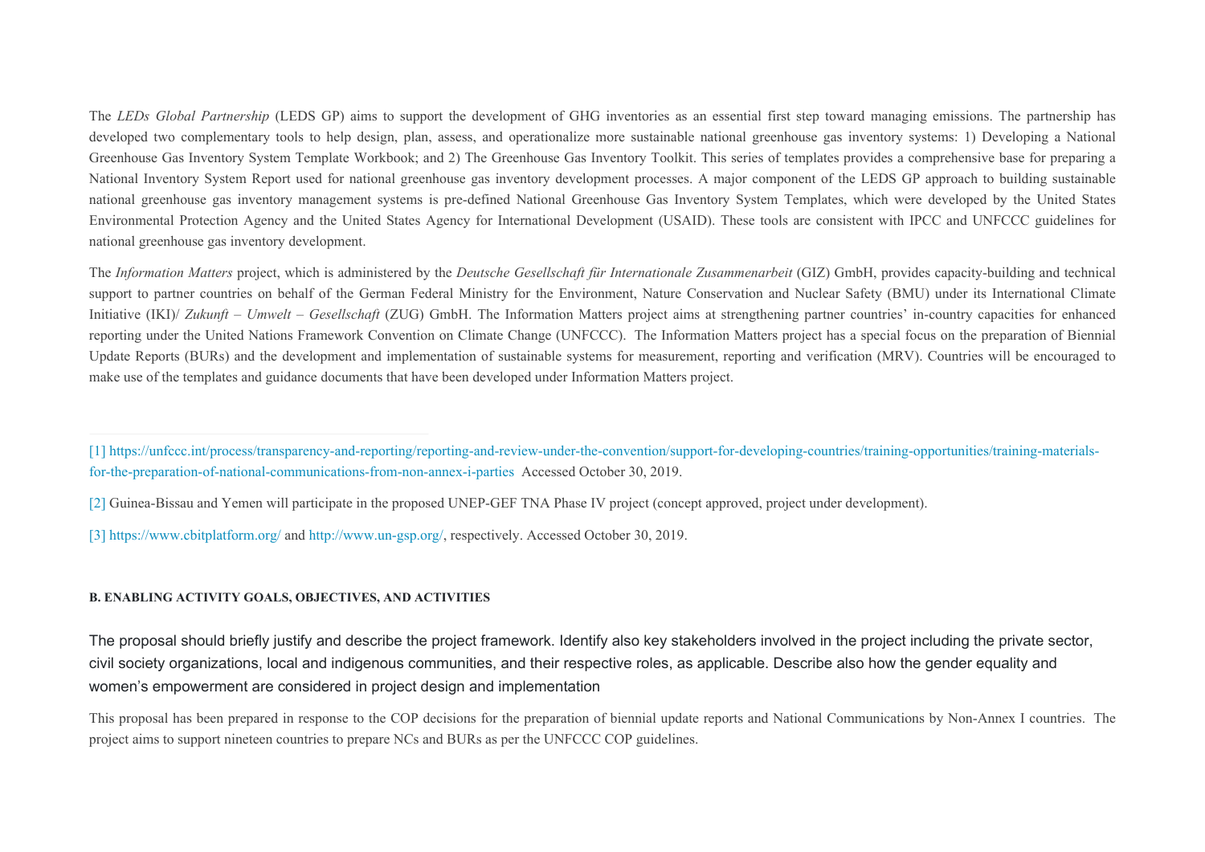The *LEDs Global Partnership* (LEDS GP) aims to support the development of GHG inventories as an essential first step toward managing emissions. The partnership has developed two complementary tools to help design, plan, assess, and operationalize more sustainable national greenhouse gas inventory systems: 1) Developing a National Greenhouse Gas Inventory System Template Workbook; and 2) The Greenhouse Gas Inventory Toolkit. This series of templates provides a comprehensive base for preparing a National Inventory System Report used for national greenhouse gas inventory development processes. A major component of the LEDS GP approach to building sustainable national greenhouse gas inventory management systems is pre-defined National Greenhouse Gas Inventory System Templates, which were developed by the United States Environmental Protection Agency and the United States Agency for International Development (USAID). These tools are consistent with IPCC and UNFCCC guidelines for national greenhouse gas inventory development.

The *Information Matters* project, which is administered by the *Deutsche Gesellschaft für Internationale Zusammenarbeit* (GIZ) GmbH, provides capacity-building and technical support to partner countries on behalf of the German Federal Ministry for the Environment, Nature Conservation and Nuclear Safety (BMU) under its International Climate Initiative (IKI)/ *Zukunft – Umwelt – Gesellschaft* (ZUG) GmbH. The Information Matters project aims at strengthening partner countries' in-country capacities for enhanced reporting under the United Nations Framework Convention on Climate Change (UNFCCC). The Information Matters project has a special focus on the preparation of Biennial Update Reports (BURs) and the development and implementation of sustainable systems for measurement, reporting and verification (MRV). Countries will be encouraged to make use of the templates and guidance documents that have been developed under Information Matters project.

---

[1] https://unfccc.int/process/transparency-and-reporting/reporting-and-review-under-the-convention/support-for-developing-countries/training-opportunities/training-materials-for-the-preparation-of-national-communications-from-non-annex-i-parties Accessed October 30, 2019.

[2] Guinea-Bissau and Yemen will participate in the proposed UNEP-GEF TNA Phase IV project (concept approved, project under development).

[3] https://www.cbitplatform.org/ and http://www.un-gsp.org/, respectively. Accessed October 30, 2019.

#### B. ENABLING ACTIVITY GOALS, OBJECTIVES, AND ACTIVITIES

The proposal should briefly justify and describe the project framework. Identify also key stakeholders involved in the project including the private sector, civil society organizations, local and indigenous communities, and their respective roles, as applicable. Describe also how the gender equality and women's empowerment are considered in project design and implementation

This proposal has been prepared in response to the COP decisions for the preparation of biennial update reports and National Communications by Non-Annex I countries. The project aims to support nineteen countries to prepare NCs and BURs as per the UNFCCC COP guidelines.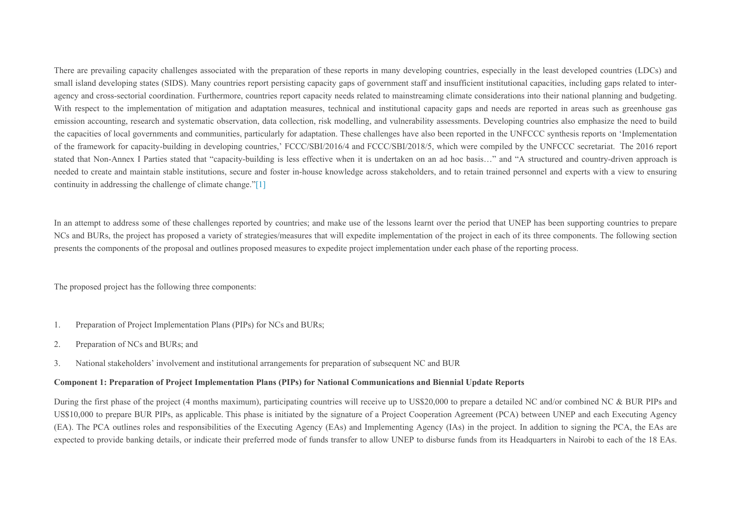There are prevailing capacity challenges associated with the preparation of these reports in many developing countries, especially in the least developed countries (LDCs) and small island developing states (SIDS). Many countries report persisting capacity gaps of government staff and insufficient institutional capacities, including gaps related to inter-agency and cross-sectorial coordination. Furthermore, countries report capacity needs related to mainstreaming climate considerations into their national planning and budgeting. With respect to the implementation of mitigation and adaptation measures, technical and institutional capacity gaps and needs are reported in areas such as greenhouse gas emission accounting, research and systematic observation, data collection, risk modelling, and vulnerability assessments. Developing countries also emphasize the need to build the capacities of local governments and communities, particularly for adaptation. These challenges have also been reported in the UNFCCC synthesis reports on 'Implementation of the framework for capacity-building in developing countries,' FCCC/SBI/2016/4 and FCCC/SBI/2018/5, which were compiled by the UNFCCC secretariat. The 2016 report stated that Non-Annex I Parties stated that "capacity-building is less effective when it is undertaken on an ad hoc basis…" and "A structured and country-driven approach is needed to create and maintain stable institutions, secure and foster in-house knowledge across stakeholders, and to retain trained personnel and experts with a view to ensuring continuity in addressing the challenge of climate change."[1]

In an attempt to address some of these challenges reported by countries; and make use of the lessons learnt over the period that UNEP has been supporting countries to prepare NCs and BURs, the project has proposed a variety of strategies/measures that will expedite implementation of the project in each of its three components. The following section presents the components of the proposal and outlines proposed measures to expedite project implementation under each phase of the reporting process.

The proposed project has the following three components:

1. Preparation of Project Implementation Plans (PIPs) for NCs and BURs;
2. Preparation of NCs and BURs; and
3. National stakeholders' involvement and institutional arrangements for preparation of subsequent NC and BUR

**Component 1: Preparation of Project Implementation Plans (PIPs) for National Communications and Biennial Update Reports**

During the first phase of the project (4 months maximum), participating countries will receive up to US$20,000 to prepare a detailed NC and/or combined NC & BUR PIPs and US$10,000 to prepare BUR PIPs, as applicable. This phase is initiated by the signature of a Project Cooperation Agreement (PCA) between UNEP and each Executing Agency (EA). The PCA outlines roles and responsibilities of the Executing Agency (EAs) and Implementing Agency (IAs) in the project. In addition to signing the PCA, the EAs are expected to provide banking details, or indicate their preferred mode of funds transfer to allow UNEP to disburse funds from its Headquarters in Nairobi to each of the 18 EAs.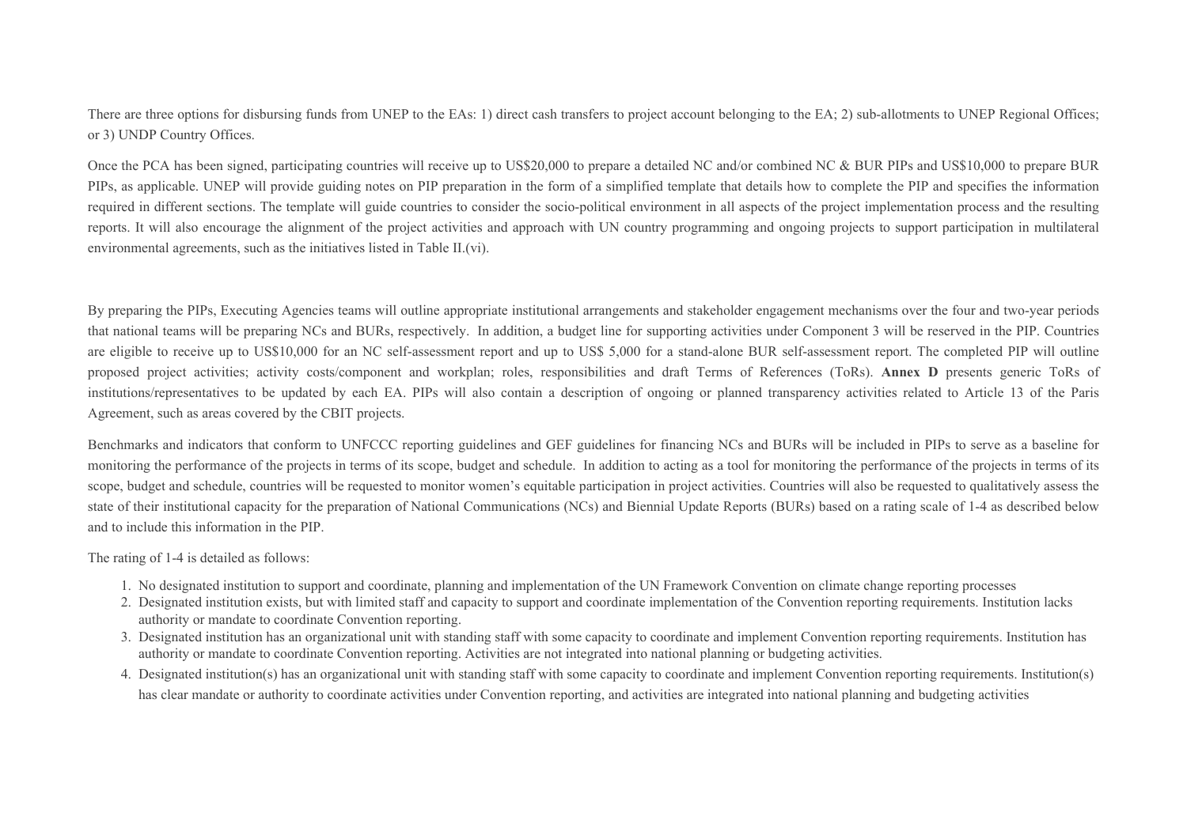There are three options for disbursing funds from UNEP to the EAs: 1) direct cash transfers to project account belonging to the EA; 2) sub-allotments to UNEP Regional Offices; or 3) UNDP Country Offices.

Once the PCA has been signed, participating countries will receive up to US$20,000 to prepare a detailed NC and/or combined NC & BUR PIPs and US$10,000 to prepare BUR PIPs, as applicable. UNEP will provide guiding notes on PIP preparation in the form of a simplified template that details how to complete the PIP and specifies the information required in different sections. The template will guide countries to consider the socio-political environment in all aspects of the project implementation process and the resulting reports. It will also encourage the alignment of the project activities and approach with UN country programming and ongoing projects to support participation in multilateral environmental agreements, such as the initiatives listed in Table II.(vi).

By preparing the PIPs, Executing Agencies teams will outline appropriate institutional arrangements and stakeholder engagement mechanisms over the four and two-year periods that national teams will be preparing NCs and BURs, respectively. In addition, a budget line for supporting activities under Component 3 will be reserved in the PIP. Countries are eligible to receive up to US$10,000 for an NC self-assessment report and up to US$ 5,000 for a stand-alone BUR self-assessment report. The completed PIP will outline proposed project activities; activity costs/component and workplan; roles, responsibilities and draft Terms of References (ToRs). **Annex D** presents generic ToRs of institutions/representatives to be updated by each EA. PIPs will also contain a description of ongoing or planned transparency activities related to Article 13 of the Paris Agreement, such as areas covered by the CBIT projects.

Benchmarks and indicators that conform to UNFCCC reporting guidelines and GEF guidelines for financing NCs and BURs will be included in PIPs to serve as a baseline for monitoring the performance of the projects in terms of its scope, budget and schedule. In addition to acting as a tool for monitoring the performance of the projects in terms of its scope, budget and schedule, countries will be requested to monitor women's equitable participation in project activities. Countries will also be requested to qualitatively assess the state of their institutional capacity for the preparation of National Communications (NCs) and Biennial Update Reports (BURs) based on a rating scale of 1-4 as described below and to include this information in the PIP.

The rating of 1-4 is detailed as follows:

1. No designated institution to support and coordinate, planning and implementation of the UN Framework Convention on climate change reporting processes
2. Designated institution exists, but with limited staff and capacity to support and coordinate implementation of the Convention reporting requirements. Institution lacks authority or mandate to coordinate Convention reporting.
3. Designated institution has an organizational unit with standing staff with some capacity to coordinate and implement Convention reporting requirements. Institution has authority or mandate to coordinate Convention reporting. Activities are not integrated into national planning or budgeting activities.
4. Designated institution(s) has an organizational unit with standing staff with some capacity to coordinate and implement Convention reporting requirements. Institution(s) has clear mandate or authority to coordinate activities under Convention reporting, and activities are integrated into national planning and budgeting activities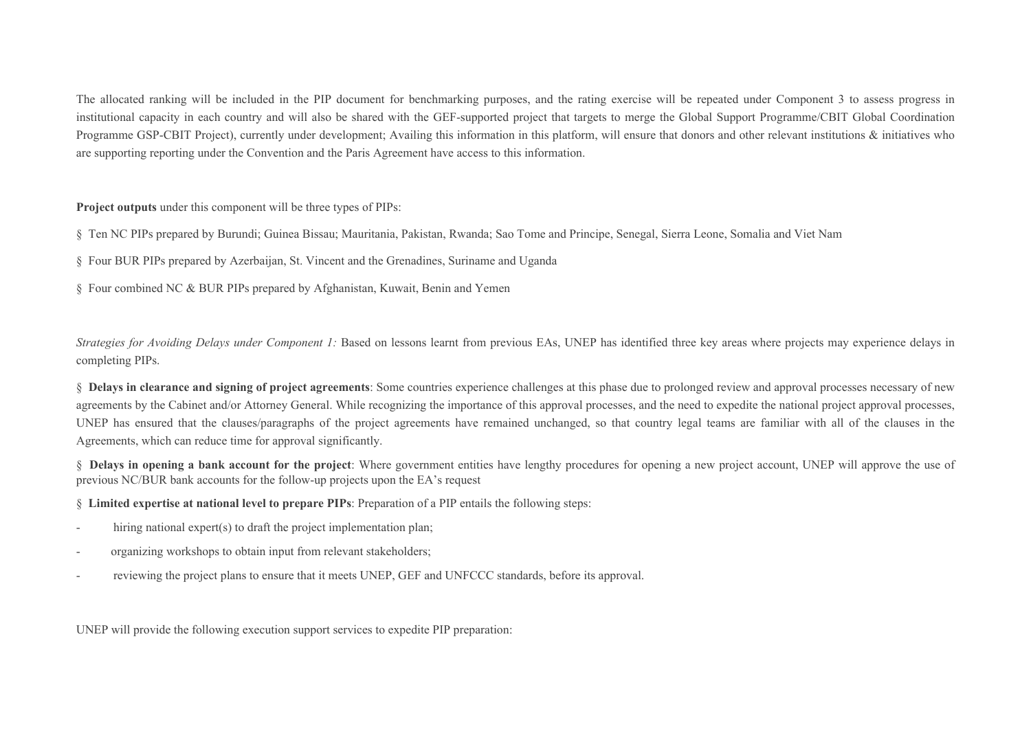The allocated ranking will be included in the PIP document for benchmarking purposes, and the rating exercise will be repeated under Component 3 to assess progress in institutional capacity in each country and will also be shared with the GEF-supported project that targets to merge the Global Support Programme/CBIT Global Coordination Programme GSP-CBIT Project), currently under development; Availing this information in this platform, will ensure that donors and other relevant institutions & initiatives who are supporting reporting under the Convention and the Paris Agreement have access to this information.

**Project outputs** under this component will be three types of PIPs:

§ Ten NC PIPs prepared by Burundi; Guinea Bissau; Mauritania, Pakistan, Rwanda; Sao Tome and Principe, Senegal, Sierra Leone, Somalia and Viet Nam

§ Four BUR PIPs prepared by Azerbaijan, St. Vincent and the Grenadines, Suriname and Uganda

§ Four combined NC & BUR PIPs prepared by Afghanistan, Kuwait, Benin and Yemen

*Strategies for Avoiding Delays under Component 1:* Based on lessons learnt from previous EAs, UNEP has identified three key areas where projects may experience delays in completing PIPs.

§ **Delays in clearance and signing of project agreements**: Some countries experience challenges at this phase due to prolonged review and approval processes necessary of new agreements by the Cabinet and/or Attorney General. While recognizing the importance of this approval processes, and the need to expedite the national project approval processes, UNEP has ensured that the clauses/paragraphs of the project agreements have remained unchanged, so that country legal teams are familiar with all of the clauses in the Agreements, which can reduce time for approval significantly.

§ **Delays in opening a bank account for the project**: Where government entities have lengthy procedures for opening a new project account, UNEP will approve the use of previous NC/BUR bank accounts for the follow-up projects upon the EA's request

§ **Limited expertise at national level to prepare PIPs**: Preparation of a PIP entails the following steps:

- hiring national expert(s) to draft the project implementation plan;
- organizing workshops to obtain input from relevant stakeholders;
- reviewing the project plans to ensure that it meets UNEP, GEF and UNFCCC standards, before its approval.

UNEP will provide the following execution support services to expedite PIP preparation: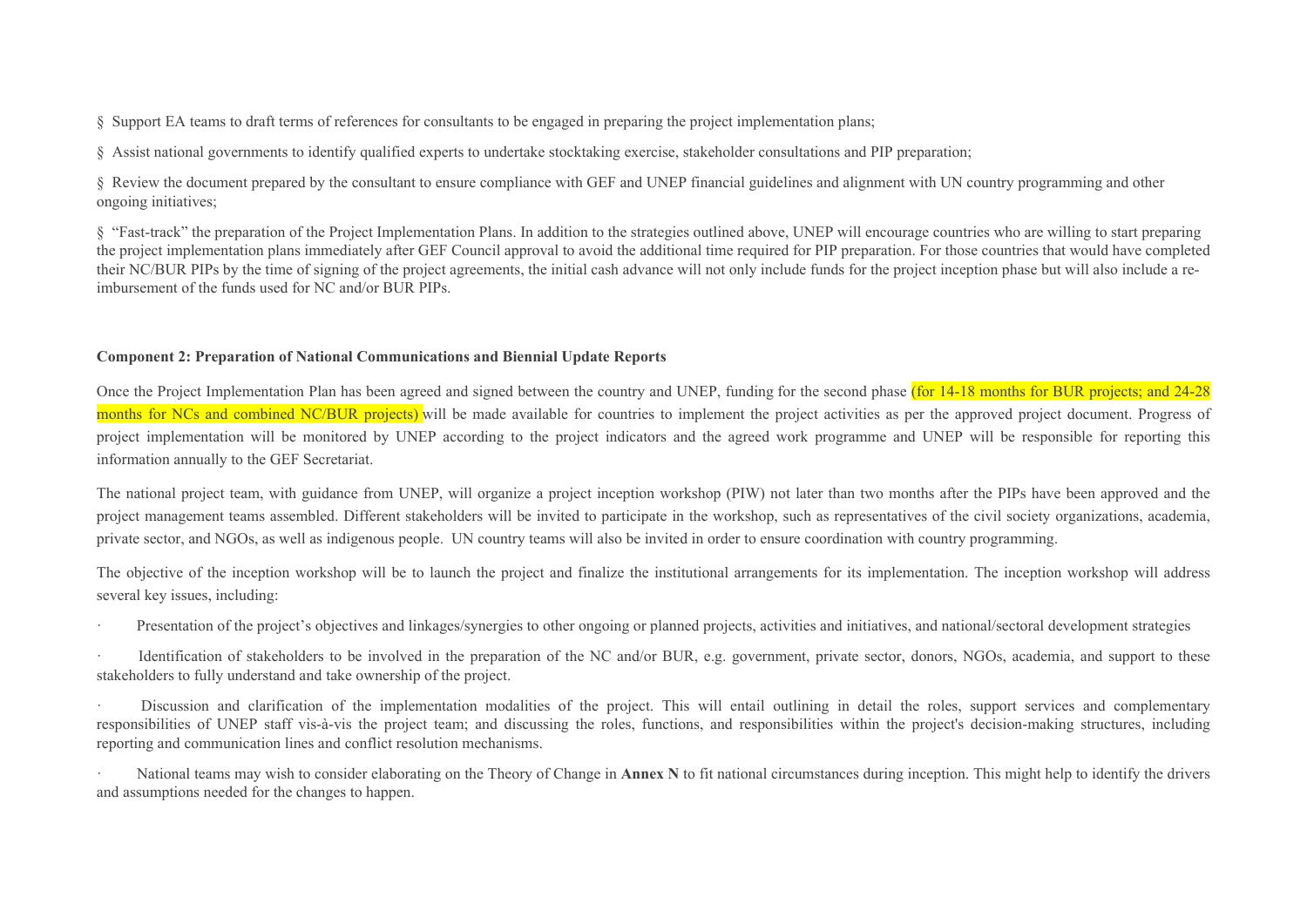§ Support EA teams to draft terms of references for consultants to be engaged in preparing the project implementation plans;

§ Assist national governments to identify qualified experts to undertake stocktaking exercise, stakeholder consultations and PIP preparation;

§ Review the document prepared by the consultant to ensure compliance with GEF and UNEP financial guidelines and alignment with UN country programming and other ongoing initiatives;

§ "Fast-track" the preparation of the Project Implementation Plans. In addition to the strategies outlined above, UNEP will encourage countries who are willing to start preparing the project implementation plans immediately after GEF Council approval to avoid the additional time required for PIP preparation. For those countries that would have completed their NC/BUR PIPs by the time of signing of the project agreements, the initial cash advance will not only include funds for the project inception phase but will also include a re-imbursement of the funds used for NC and/or BUR PIPs.

**Component 2: Preparation of National Communications and Biennial Update Reports**

Once the Project Implementation Plan has been agreed and signed between the country and UNEP, funding for the second phase (for 14-18 months for BUR projects; and 24-28 months for NCs and combined NC/BUR projects) will be made available for countries to implement the project activities as per the approved project document. Progress of project implementation will be monitored by UNEP according to the project indicators and the agreed work programme and UNEP will be responsible for reporting this information annually to the GEF Secretariat.

The national project team, with guidance from UNEP, will organize a project inception workshop (PIW) not later than two months after the PIPs have been approved and the project management teams assembled. Different stakeholders will be invited to participate in the workshop, such as representatives of the civil society organizations, academia, private sector, and NGOs, as well as indigenous people. UN country teams will also be invited in order to ensure coordination with country programming.

The objective of the inception workshop will be to launch the project and finalize the institutional arrangements for its implementation. The inception workshop will address several key issues, including:

- Presentation of the project's objectives and linkages/synergies to other ongoing or planned projects, activities and initiatives, and national/sectoral development strategies
- Identification of stakeholders to be involved in the preparation of the NC and/or BUR, e.g. government, private sector, donors, NGOs, academia, and support to these stakeholders to fully understand and take ownership of the project.
- Discussion and clarification of the implementation modalities of the project. This will entail outlining in detail the roles, support services and complementary responsibilities of UNEP staff vis-à-vis the project team; and discussing the roles, functions, and responsibilities within the project's decision-making structures, including reporting and communication lines and conflict resolution mechanisms.
- National teams may wish to consider elaborating on the Theory of Change in **Annex N** to fit national circumstances during inception. This might help to identify the drivers and assumptions needed for the changes to happen.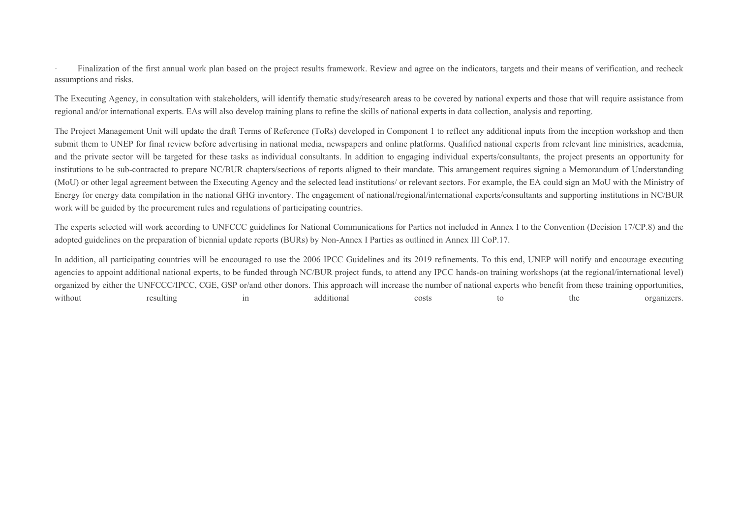- Finalization of the first annual work plan based on the project results framework. Review and agree on the indicators, targets and their means of verification, and recheck assumptions and risks.

The Executing Agency, in consultation with stakeholders, will identify thematic study/research areas to be covered by national experts and those that will require assistance from regional and/or international experts. EAs will also develop training plans to refine the skills of national experts in data collection, analysis and reporting.

The Project Management Unit will update the draft Terms of Reference (ToRs) developed in Component 1 to reflect any additional inputs from the inception workshop and then submit them to UNEP for final review before advertising in national media, newspapers and online platforms. Qualified national experts from relevant line ministries, academia, and the private sector will be targeted for these tasks as individual consultants. In addition to engaging individual experts/consultants, the project presents an opportunity for institutions to be sub-contracted to prepare NC/BUR chapters/sections of reports aligned to their mandate. This arrangement requires signing a Memorandum of Understanding (MoU) or other legal agreement between the Executing Agency and the selected lead institutions/ or relevant sectors. For example, the EA could sign an MoU with the Ministry of Energy for energy data compilation in the national GHG inventory. The engagement of national/regional/international experts/consultants and supporting institutions in NC/BUR work will be guided by the procurement rules and regulations of participating countries.

The experts selected will work according to UNFCCC guidelines for National Communications for Parties not included in Annex I to the Convention (Decision 17/CP.8) and the adopted guidelines on the preparation of biennial update reports (BURs) by Non-Annex I Parties as outlined in Annex III CoP.17.

In addition, all participating countries will be encouraged to use the 2006 IPCC Guidelines and its 2019 refinements. To this end, UNEP will notify and encourage executing agencies to appoint additional national experts, to be funded through NC/BUR project funds, to attend any IPCC hands-on training workshops (at the regional/international level) organized by either the UNFCCC/IPCC, CGE, GSP or/and other donors. This approach will increase the number of national experts who benefit from these training opportunities, without resulting in additional costs to the organizers.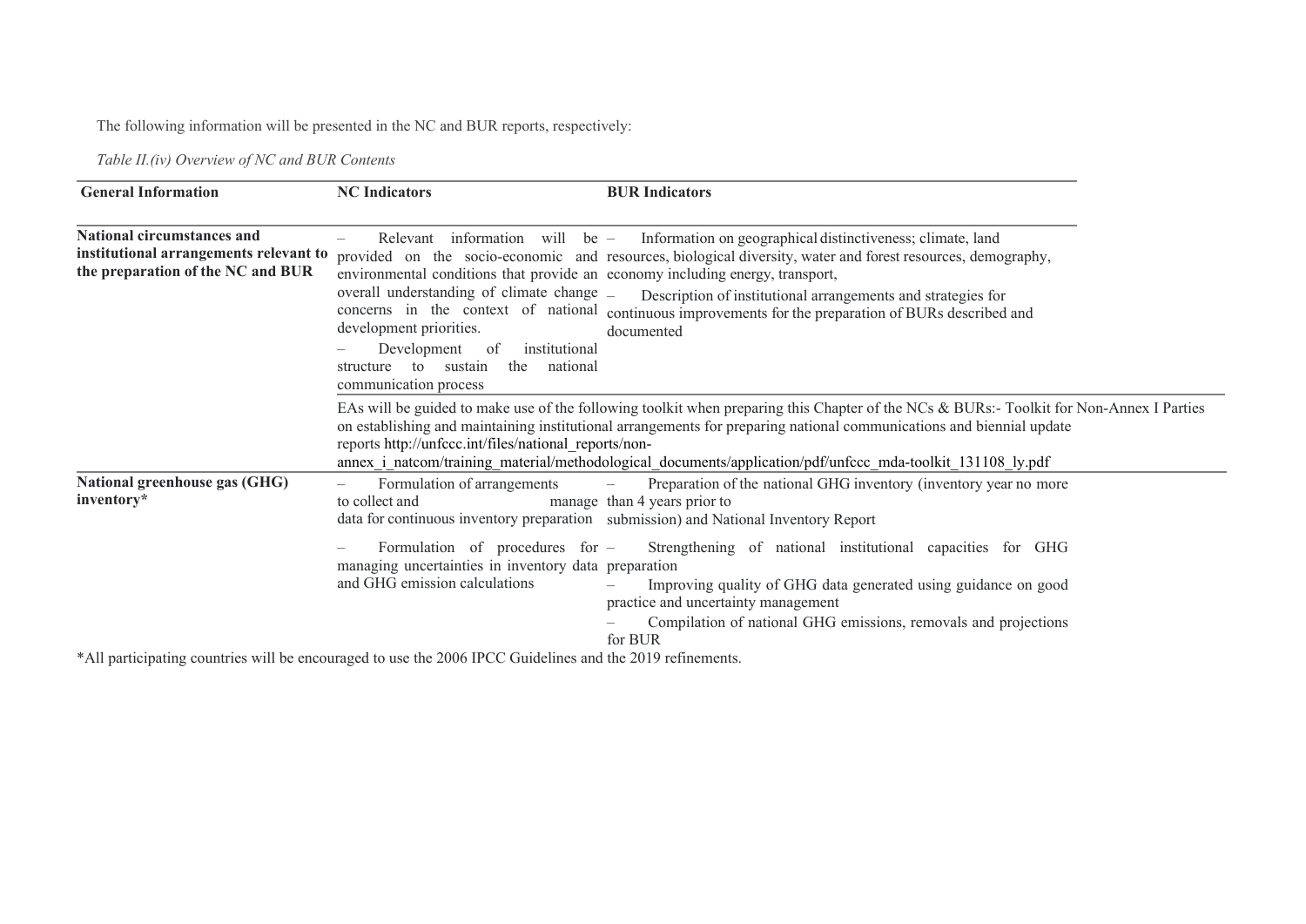The following information will be presented in the NC and BUR reports, respectively:

*Table II.(iv) Overview of NC and BUR Contents*

| General Information | NC Indicators | BUR Indicators |
|---|---|---|
| **National circumstances and institutional arrangements relevant to the preparation of the NC and BUR** | – Relevant information will be provided on the socio-economic and environmental conditions that provide an overall understanding of climate change concerns in the context of national development priorities.<br>– Development of institutional structure to sustain the national communication process | – Information on geographical distinctiveness; climate, land resources, biological diversity, water and forest resources, demography, economy including energy, transport,<br>– Description of institutional arrangements and strategies for continuous improvements for the preparation of BURs described and documented |
| | EAs will be guided to make use of the following toolkit when preparing this Chapter of the NCs & BURs:- Toolkit for Non-Annex I Parties on establishing and maintaining institutional arrangements for preparing national communications and biennial update reports http://unfccc.int/files/national_reports/non-annex_i_natcom/training_material/methodological_documents/application/pdf/unfccc_mda-toolkit_131108_ly.pdf | |
| **National greenhouse gas (GHG) inventory*** | – Formulation of arrangements to collect and manage data for continuous inventory preparation<br>– Formulation of procedures for managing uncertainties in inventory data and GHG emission calculations | – Preparation of the national GHG inventory (inventory year no more than 4 years prior to submission) and National Inventory Report<br>– Strengthening of national institutional capacities for GHG preparation<br>– Improving quality of GHG data generated using guidance on good practice and uncertainty management<br>– Compilation of national GHG emissions, removals and projections for BUR |

*All participating countries will be encouraged to use the 2006 IPCC Guidelines and the 2019 refinements.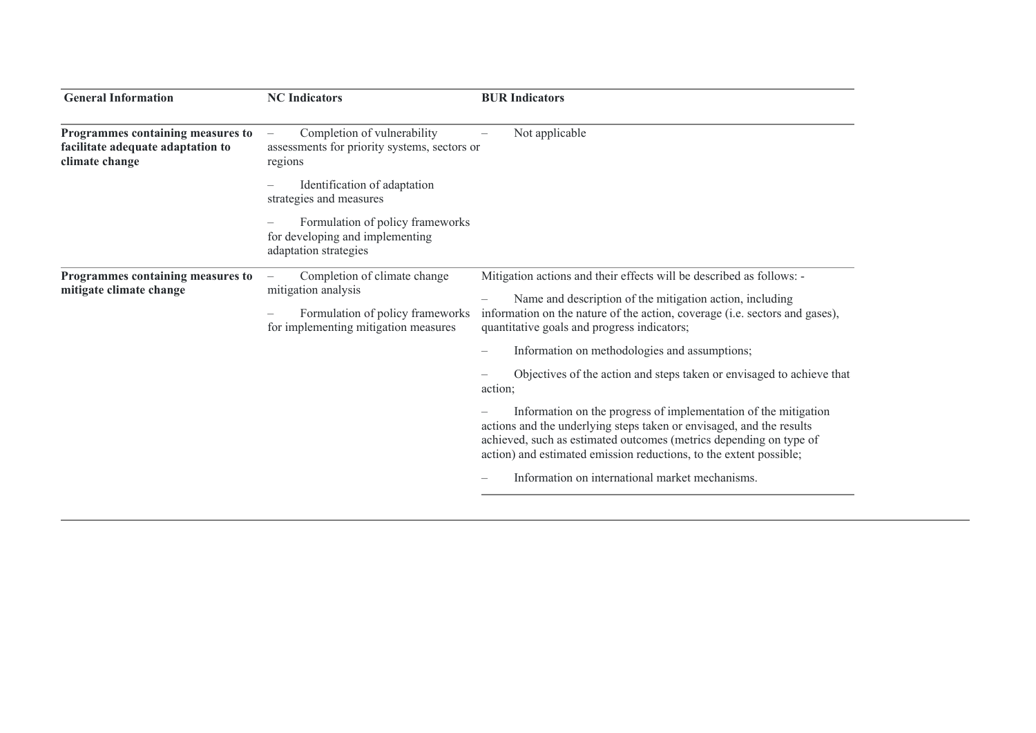| General Information | NC Indicators | BUR Indicators |
| --- | --- | --- |
| **Programmes containing measures to facilitate adequate adaptation to climate change** | – Completion of vulnerability assessments for priority systems, sectors or regions<br>– Identification of adaptation strategies and measures<br>– Formulation of policy frameworks for developing and implementing adaptation strategies | – Not applicable |
| **Programmes containing measures to mitigate climate change** | – Completion of climate change mitigation analysis<br>– Formulation of policy frameworks for implementing mitigation measures | Mitigation actions and their effects will be described as follows: -<br>– Name and description of the mitigation action, including information on the nature of the action, coverage (i.e. sectors and gases), quantitative goals and progress indicators;<br>– Information on methodologies and assumptions;<br>– Objectives of the action and steps taken or envisaged to achieve that action;<br>– Information on the progress of implementation of the mitigation actions and the underlying steps taken or envisaged, and the results achieved, such as estimated outcomes (metrics depending on type of action) and estimated emission reductions, to the extent possible;<br>– Information on international market mechanisms. |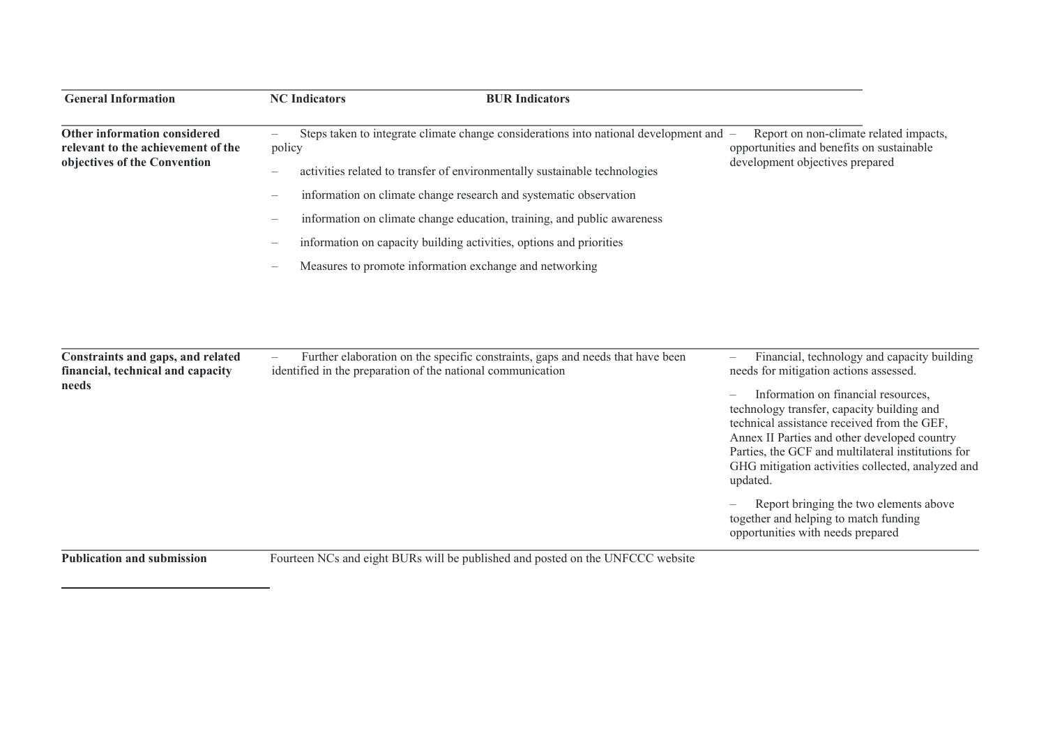| General Information | NC Indicators | BUR Indicators |
|---|---|---|
| Other information considered relevant to the achievement of the objectives of the Convention | – Steps taken to integrate climate change considerations into national development and policy<br>– activities related to transfer of environmentally sustainable technologies<br>– information on climate change research and systematic observation<br>– information on climate change education, training, and public awareness<br>– information on capacity building activities, options and priorities<br>– Measures to promote information exchange and networking | – Report on non-climate related impacts, opportunities and benefits on sustainable development objectives prepared |
| Constraints and gaps, and related financial, technical and capacity needs | – Further elaboration on the specific constraints, gaps and needs that have been identified in the preparation of the national communication | – Financial, technology and capacity building needs for mitigation actions assessed.<br>– Information on financial resources, technology transfer, capacity building and technical assistance received from the GEF, Annex II Parties and other developed country Parties, the GCF and multilateral institutions for GHG mitigation activities collected, analyzed and updated.<br>– Report bringing the two elements above together and helping to match funding opportunities with needs prepared |
| Publication and submission | Fourteen NCs and eight BURs will be published and posted on the UNFCCC website | |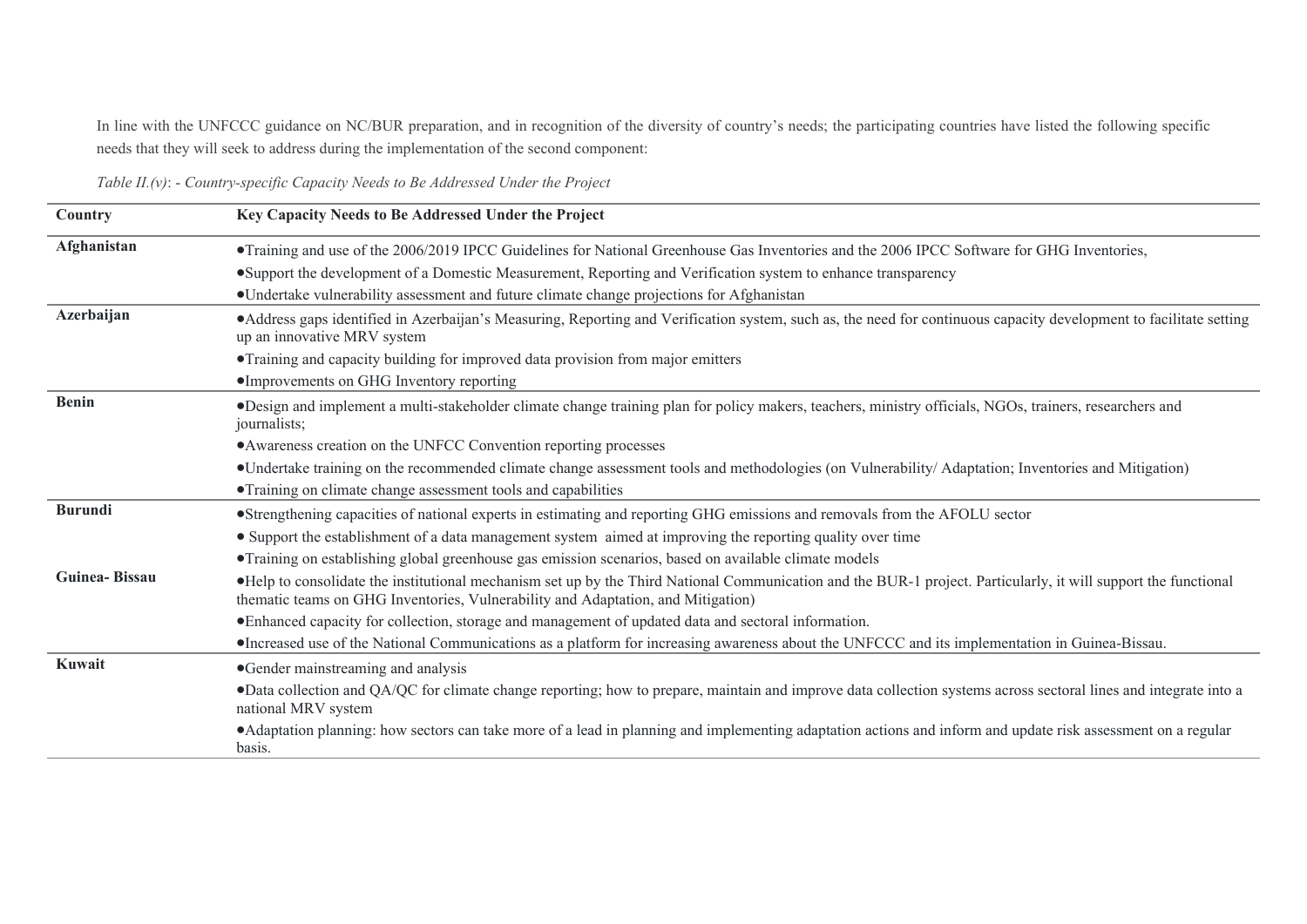In line with the UNFCCC guidance on NC/BUR preparation, and in recognition of the diversity of country's needs; the participating countries have listed the following specific needs that they will seek to address during the implementation of the second component:

*Table II.(v)*: *- Country-specific Capacity Needs to Be Addressed Under the Project*

| Country | Key Capacity Needs to Be Addressed Under the Project |
|---|---|
| **Afghanistan** | •Training and use of the 2006/2019 IPCC Guidelines for National Greenhouse Gas Inventories and the 2006 IPCC Software for GHG Inventories,<br>•Support the development of a Domestic Measurement, Reporting and Verification system to enhance transparency<br>•Undertake vulnerability assessment and future climate change projections for Afghanistan |
| **Azerbaijan** | •Address gaps identified in Azerbaijan's Measuring, Reporting and Verification system, such as, the need for continuous capacity development to facilitate setting up an innovative MRV system<br>•Training and capacity building for improved data provision from major emitters<br>•Improvements on GHG Inventory reporting |
| **Benin** | •Design and implement a multi-stakeholder climate change training plan for policy makers, teachers, ministry officials, NGOs, trainers, researchers and journalists;<br>•Awareness creation on the UNFCC Convention reporting processes<br>•Undertake training on the recommended climate change assessment tools and methodologies (on Vulnerability/ Adaptation; Inventories and Mitigation)<br>•Training on climate change assessment tools and capabilities |
| **Burundi** | •Strengthening capacities of national experts in estimating and reporting GHG emissions and removals from the AFOLU sector<br>• Support the establishment of a data management system aimed at improving the reporting quality over time<br>•Training on establishing global greenhouse gas emission scenarios, based on available climate models |
| **Guinea- Bissau** | •Help to consolidate the institutional mechanism set up by the Third National Communication and the BUR-1 project. Particularly, it will support the functional thematic teams on GHG Inventories, Vulnerability and Adaptation, and Mitigation)<br>•Enhanced capacity for collection, storage and management of updated data and sectoral information.<br>•Increased use of the National Communications as a platform for increasing awareness about the UNFCCC and its implementation in Guinea-Bissau. |
| **Kuwait** | •Gender mainstreaming and analysis<br>•Data collection and QA/QC for climate change reporting; how to prepare, maintain and improve data collection systems across sectoral lines and integrate into a national MRV system<br>•Adaptation planning: how sectors can take more of a lead in planning and implementing adaptation actions and inform and update risk assessment on a regular basis. |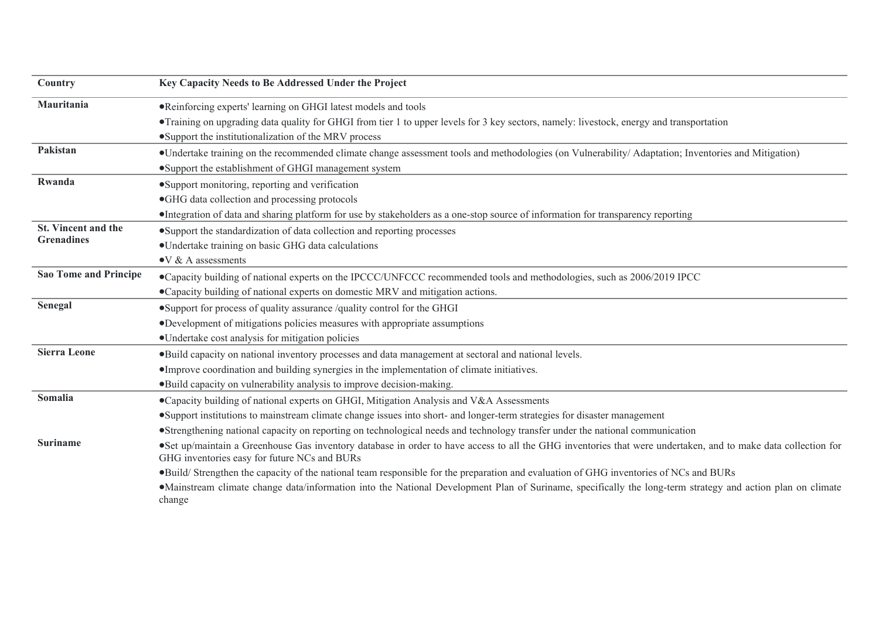| Country | Key Capacity Needs to Be Addressed Under the Project |
|---|---|
| Mauritania | •Reinforcing experts' learning on GHGI latest models and tools<br>•Training on upgrading data quality for GHGI from tier 1 to upper levels for 3 key sectors, namely: livestock, energy and transportation<br>•Support the institutionalization of the MRV process |
| Pakistan | •Undertake training on the recommended climate change assessment tools and methodologies (on Vulnerability/ Adaptation; Inventories and Mitigation)<br>•Support the establishment of GHGI management system |
| Rwanda | •Support monitoring, reporting and verification<br>•GHG data collection and processing protocols<br>•Integration of data and sharing platform for use by stakeholders as a one-stop source of information for transparency reporting |
| St. Vincent and the Grenadines | •Support the standardization of data collection and reporting processes<br>•Undertake training on basic GHG data calculations<br>•V & A assessments |
| Sao Tome and Principe | •Capacity building of national experts on the IPCC/UNFCCC recommended tools and methodologies, such as 2006/2019 IPCC<br>•Capacity building of national experts on domestic MRV and mitigation actions. |
| Senegal | •Support for process of quality assurance /quality control for the GHGI<br>•Development of mitigations policies measures with appropriate assumptions<br>•Undertake cost analysis for mitigation policies |
| Sierra Leone | •Build capacity on national inventory processes and data management at sectoral and national levels.<br>•Improve coordination and building synergies in the implementation of climate initiatives.<br>•Build capacity on vulnerability analysis to improve decision-making. |
| Somalia | •Capacity building of national experts on GHGI, Mitigation Analysis and V&A Assessments<br>•Support institutions to mainstream climate change issues into short- and longer-term strategies for disaster management<br>•Strengthening national capacity on reporting on technological needs and technology transfer under the national communication |
| Suriname | •Set up/maintain a Greenhouse Gas inventory database in order to have access to all the GHG inventories that were undertaken, and to make data collection for GHG inventories easy for future NCs and BURs<br>•Build/ Strengthen the capacity of the national team responsible for the preparation and evaluation of GHG inventories of NCs and BURs<br>•Mainstream climate change data/information into the National Development Plan of Suriname, specifically the long-term strategy and action plan on climate change |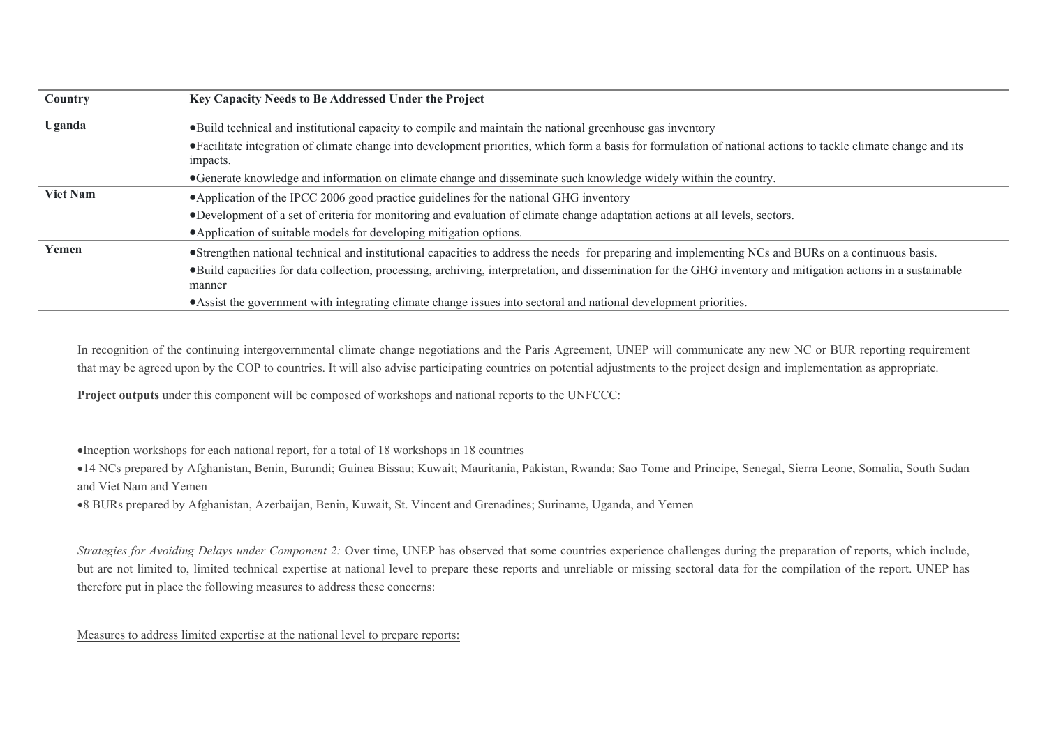| Country | Key Capacity Needs to Be Addressed Under the Project |
|---|---|
| **Uganda** | •Build technical and institutional capacity to compile and maintain the national greenhouse gas inventory<br>•Facilitate integration of climate change into development priorities, which form a basis for formulation of national actions to tackle climate change and its impacts.<br>•Generate knowledge and information on climate change and disseminate such knowledge widely within the country. |
| **Viet Nam** | •Application of the IPCC 2006 good practice guidelines for the national GHG inventory<br>•Development of a set of criteria for monitoring and evaluation of climate change adaptation actions at all levels, sectors.<br>•Application of suitable models for developing mitigation options. |
| **Yemen** | •Strengthen national technical and institutional capacities to address the needs for preparing and implementing NCs and BURs on a continuous basis.<br>•Build capacities for data collection, processing, archiving, interpretation, and dissemination for the GHG inventory and mitigation actions in a sustainable manner<br>•Assist the government with integrating climate change issues into sectoral and national development priorities. |

In recognition of the continuing intergovernmental climate change negotiations and the Paris Agreement, UNEP will communicate any new NC or BUR reporting requirement that may be agreed upon by the COP to countries. It will also advise participating countries on potential adjustments to the project design and implementation as appropriate.

**Project outputs** under this component will be composed of workshops and national reports to the UNFCCC:

- Inception workshops for each national report, for a total of 18 workshops in 18 countries
- 14 NCs prepared by Afghanistan, Benin, Burundi; Guinea Bissau; Kuwait; Mauritania, Pakistan, Rwanda; Sao Tome and Principe, Senegal, Sierra Leone, Somalia, South Sudan and Viet Nam and Yemen
- 8 BURs prepared by Afghanistan, Azerbaijan, Benin, Kuwait, St. Vincent and Grenadines; Suriname, Uganda, and Yemen

*Strategies for Avoiding Delays under Component 2:* Over time, UNEP has observed that some countries experience challenges during the preparation of reports, which include, but are not limited to, limited technical expertise at national level to prepare these reports and unreliable or missing sectoral data for the compilation of the report. UNEP has therefore put in place the following measures to address these concerns:

Measures to address limited expertise at the national level to prepare reports: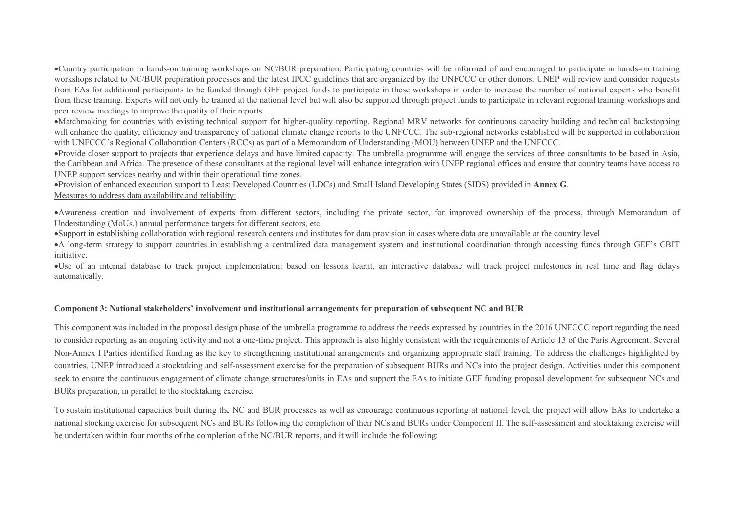- Country participation in hands-on training workshops on NC/BUR preparation. Participating countries will be informed of and encouraged to participate in hands-on training workshops related to NC/BUR preparation processes and the latest IPCC guidelines that are organized by the UNFCCC or other donors. UNEP will review and consider requests from EAs for additional participants to be funded through GEF project funds to participate in these workshops in order to increase the number of national experts who benefit from these training. Experts will not only be trained at the national level but will also be supported through project funds to participate in relevant regional training workshops and peer review meetings to improve the quality of their reports.
- Matchmaking for countries with existing technical support for higher-quality reporting. Regional MRV networks for continuous capacity building and technical backstopping will enhance the quality, efficiency and transparency of national climate change reports to the UNFCCC. The sub-regional networks established will be supported in collaboration with UNFCCC's Regional Collaboration Centers (RCCs) as part of a Memorandum of Understanding (MOU) between UNEP and the UNFCCC.
- Provide closer support to projects that experience delays and have limited capacity. The umbrella programme will engage the services of three consultants to be based in Asia, the Caribbean and Africa. The presence of these consultants at the regional level will enhance integration with UNEP regional offices and ensure that country teams have access to UNEP support services nearby and within their operational time zones.
- Provision of enhanced execution support to Least Developed Countries (LDCs) and Small Island Developing States (SIDS) provided in **Annex G**.

Measures to address data availability and reliability:

- Awareness creation and involvement of experts from different sectors, including the private sector, for improved ownership of the process, through Memorandum of Understanding (MoUs,) annual performance targets for different sectors, etc.
- Support in establishing collaboration with regional research centers and institutes for data provision in cases where data are unavailable at the country level
- A long-term strategy to support countries in establishing a centralized data management system and institutional coordination through accessing funds through GEF's CBIT initiative.
- Use of an internal database to track project implementation: based on lessons learnt, an interactive database will track project milestones in real time and flag delays automatically.

**Component 3: National stakeholders' involvement and institutional arrangements for preparation of subsequent NC and BUR**

This component was included in the proposal design phase of the umbrella programme to address the needs expressed by countries in the 2016 UNFCCC report regarding the need to consider reporting as an ongoing activity and not a one-time project. This approach is also highly consistent with the requirements of Article 13 of the Paris Agreement. Several Non-Annex I Parties identified funding as the key to strengthening institutional arrangements and organizing appropriate staff training. To address the challenges highlighted by countries, UNEP introduced a stocktaking and self-assessment exercise for the preparation of subsequent BURs and NCs into the project design. Activities under this component seek to ensure the continuous engagement of climate change structures/units in EAs and support the EAs to initiate GEF funding proposal development for subsequent NCs and BURs preparation, in parallel to the stocktaking exercise.

To sustain institutional capacities built during the NC and BUR processes as well as encourage continuous reporting at national level, the project will allow EAs to undertake a national stocking exercise for subsequent NCs and BURs following the completion of their NCs and BURs under Component II. The self-assessment and stocktaking exercise will be undertaken within four months of the completion of the NC/BUR reports, and it will include the following: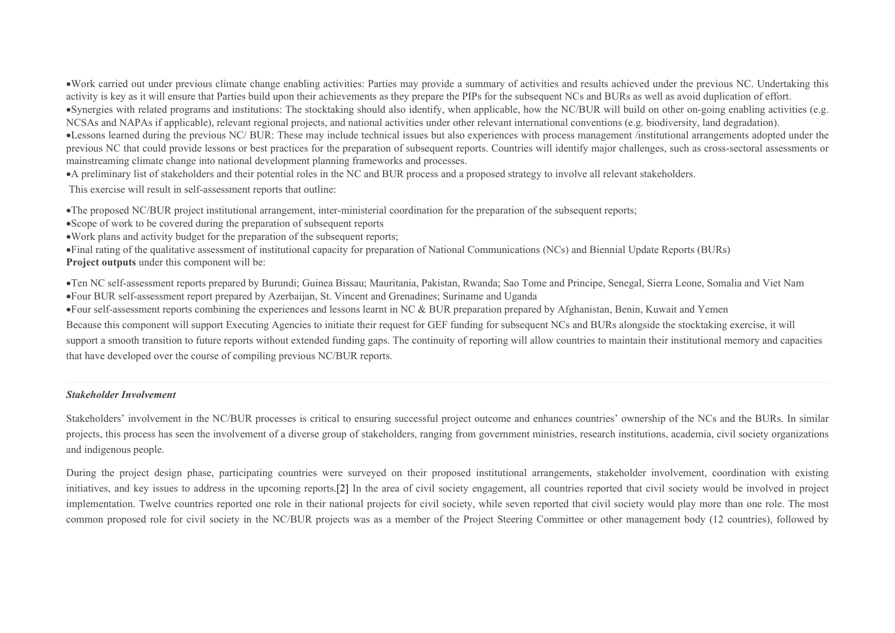- Work carried out under previous climate change enabling activities: Parties may provide a summary of activities and results achieved under the previous NC. Undertaking this activity is key as it will ensure that Parties build upon their achievements as they prepare the PIPs for the subsequent NCs and BURs as well as avoid duplication of effort.
- Synergies with related programs and institutions: The stocktaking should also identify, when applicable, how the NC/BUR will build on other on-going enabling activities (e.g. NCSAs and NAPAs if applicable), relevant regional projects, and national activities under other relevant international conventions (e.g. biodiversity, land degradation).
- Lessons learned during the previous NC/ BUR: These may include technical issues but also experiences with process management /institutional arrangements adopted under the previous NC that could provide lessons or best practices for the preparation of subsequent reports. Countries will identify major challenges, such as cross-sectoral assessments or mainstreaming climate change into national development planning frameworks and processes.
- A preliminary list of stakeholders and their potential roles in the NC and BUR process and a proposed strategy to involve all relevant stakeholders.

This exercise will result in self-assessment reports that outline:

- The proposed NC/BUR project institutional arrangement, inter-ministerial coordination for the preparation of the subsequent reports;
- Scope of work to be covered during the preparation of subsequent reports
- Work plans and activity budget for the preparation of the subsequent reports;
- Final rating of the qualitative assessment of institutional capacity for preparation of National Communications (NCs) and Biennial Update Reports (BURs)

**Project outputs** under this component will be:

- Ten NC self-assessment reports prepared by Burundi; Guinea Bissau; Mauritania, Pakistan, Rwanda; Sao Tome and Principe, Senegal, Sierra Leone, Somalia and Viet Nam
- Four BUR self-assessment report prepared by Azerbaijan, St. Vincent and Grenadines; Suriname and Uganda
- Four self-assessment reports combining the experiences and lessons learnt in NC & BUR preparation prepared by Afghanistan, Benin, Kuwait and Yemen

Because this component will support Executing Agencies to initiate their request for GEF funding for subsequent NCs and BURs alongside the stocktaking exercise, it will support a smooth transition to future reports without extended funding gaps. The continuity of reporting will allow countries to maintain their institutional memory and capacities that have developed over the course of compiling previous NC/BUR reports.

---

***Stakeholder Involvement***

Stakeholders' involvement in the NC/BUR processes is critical to ensuring successful project outcome and enhances countries' ownership of the NCs and the BURs. In similar projects, this process has seen the involvement of a diverse group of stakeholders, ranging from government ministries, research institutions, academia, civil society organizations and indigenous people.

During the project design phase, participating countries were surveyed on their proposed institutional arrangements, stakeholder involvement, coordination with existing initiatives, and key issues to address in the upcoming reports.[2] In the area of civil society engagement, all countries reported that civil society would be involved in project implementation. Twelve countries reported one role in their national projects for civil society, while seven reported that civil society would play more than one role. The most common proposed role for civil society in the NC/BUR projects was as a member of the Project Steering Committee or other management body (12 countries), followed by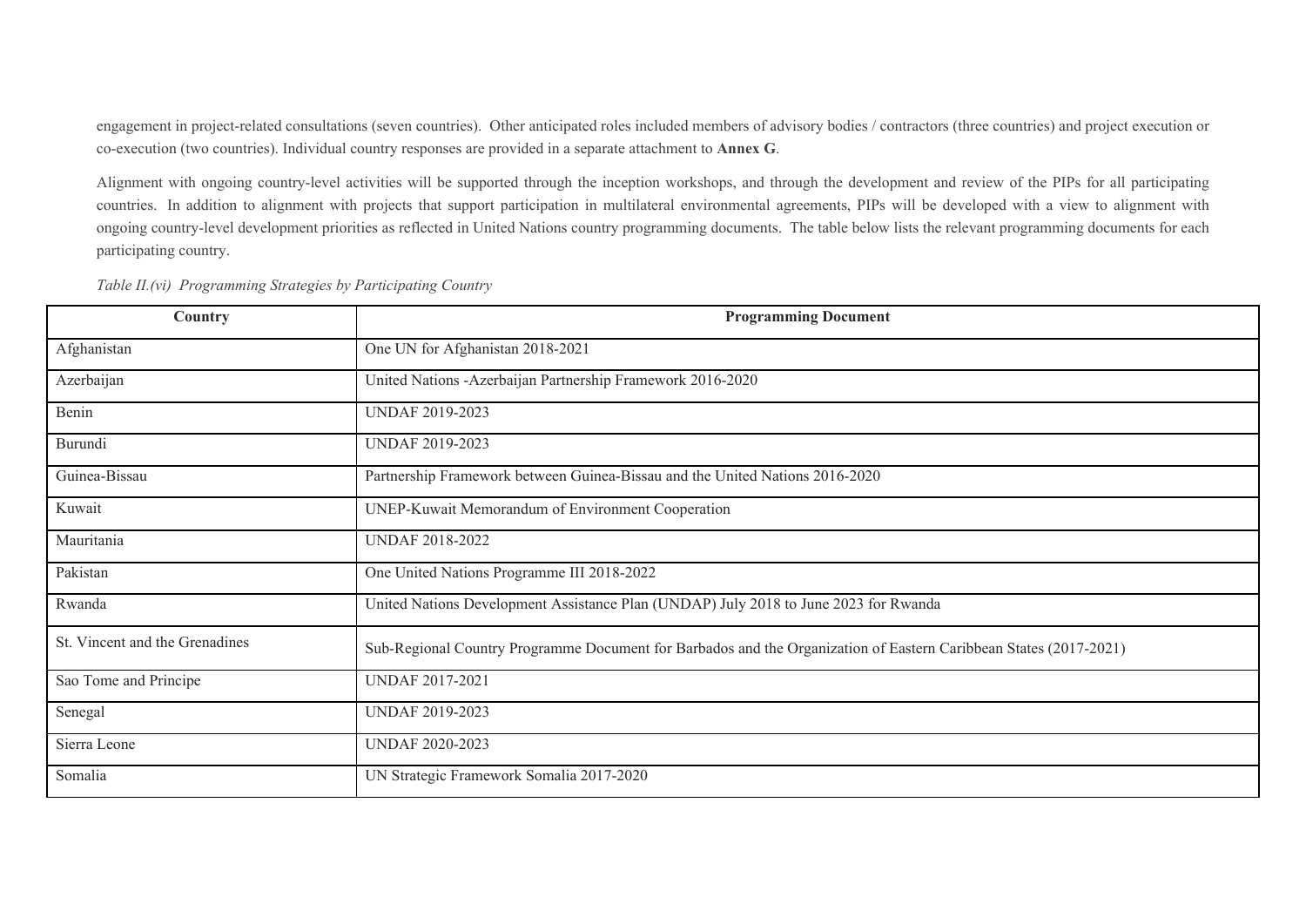engagement in project-related consultations (seven countries). Other anticipated roles included members of advisory bodies / contractors (three countries) and project execution or co-execution (two countries). Individual country responses are provided in a separate attachment to **Annex G**.

Alignment with ongoing country-level activities will be supported through the inception workshops, and through the development and review of the PIPs for all participating countries. In addition to alignment with projects that support participation in multilateral environmental agreements, PIPs will be developed with a view to alignment with ongoing country-level development priorities as reflected in United Nations country programming documents. The table below lists the relevant programming documents for each participating country.

*Table II.(vi) Programming Strategies by Participating Country*

| Country | Programming Document |
|---|---|
| Afghanistan | One UN for Afghanistan 2018-2021 |
| Azerbaijan | United Nations -Azerbaijan Partnership Framework 2016-2020 |
| Benin | UNDAF 2019-2023 |
| Burundi | UNDAF 2019-2023 |
| Guinea-Bissau | Partnership Framework between Guinea-Bissau and the United Nations 2016-2020 |
| Kuwait | UNEP-Kuwait Memorandum of Environment Cooperation |
| Mauritania | UNDAF 2018-2022 |
| Pakistan | One United Nations Programme III 2018-2022 |
| Rwanda | United Nations Development Assistance Plan (UNDAP) July 2018 to June 2023 for Rwanda |
| St. Vincent and the Grenadines | Sub-Regional Country Programme Document for Barbados and the Organization of Eastern Caribbean States (2017-2021) |
| Sao Tome and Principe | UNDAF 2017-2021 |
| Senegal | UNDAF 2019-2023 |
| Sierra Leone | UNDAF 2020-2023 |
| Somalia | UN Strategic Framework Somalia 2017-2020 |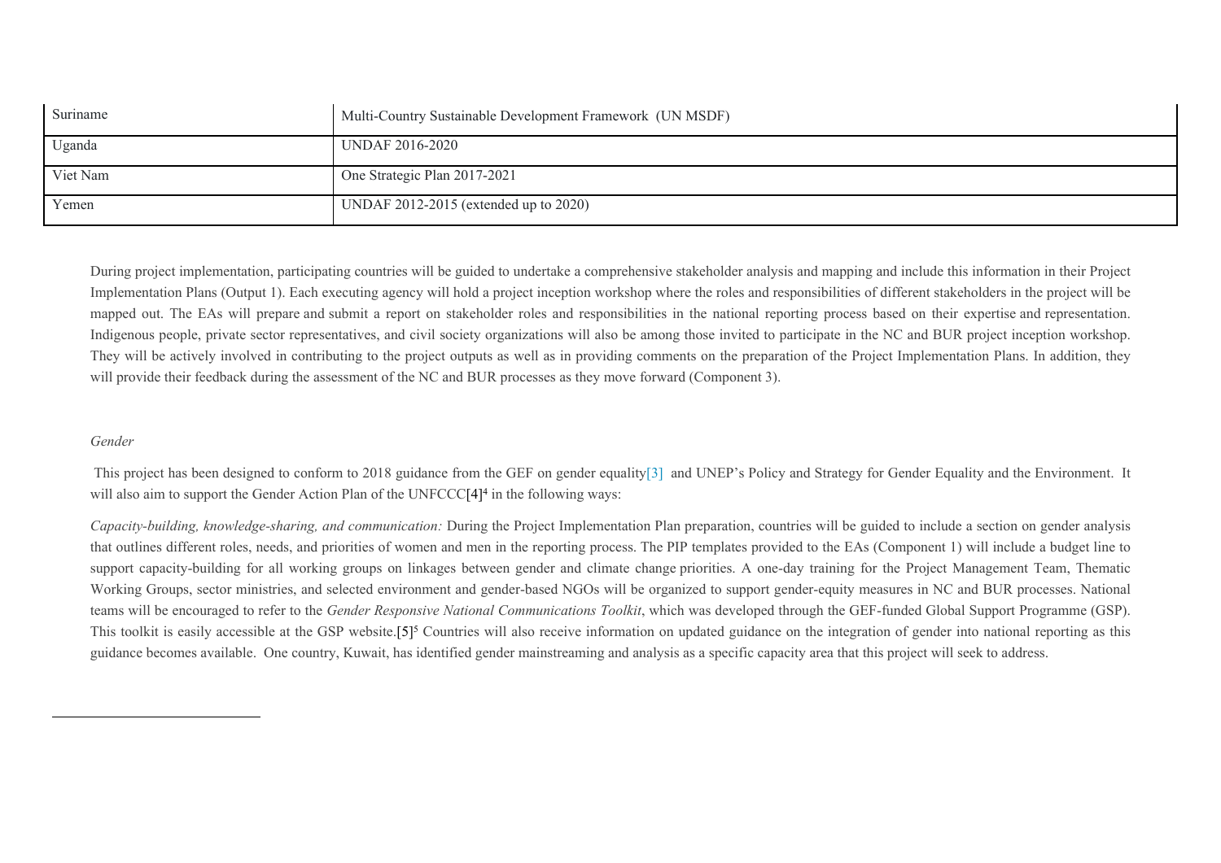| Suriname | Multi-Country Sustainable Development Framework (UN MSDF) |
|---|---|
| Uganda | UNDAF 2016-2020 |
| Viet Nam | One Strategic Plan 2017-2021 |
| Yemen | UNDAF 2012-2015 (extended up to 2020) |

During project implementation, participating countries will be guided to undertake a comprehensive stakeholder analysis and mapping and include this information in their Project Implementation Plans (Output 1). Each executing agency will hold a project inception workshop where the roles and responsibilities of different stakeholders in the project will be mapped out. The EAs will prepare and submit a report on stakeholder roles and responsibilities in the national reporting process based on their expertise and representation. Indigenous people, private sector representatives, and civil society organizations will also be among those invited to participate in the NC and BUR project inception workshop. They will be actively involved in contributing to the project outputs as well as in providing comments on the preparation of the Project Implementation Plans. In addition, they will provide their feedback during the assessment of the NC and BUR processes as they move forward (Component 3).

*Gender*

This project has been designed to conform to 2018 guidance from the GEF on gender equality[3] and UNEP's Policy and Strategy for Gender Equality and the Environment. It will also aim to support the Gender Action Plan of the UNFCCC[4][4] in the following ways:

*Capacity-building, knowledge-sharing, and communication:* During the Project Implementation Plan preparation, countries will be guided to include a section on gender analysis that outlines different roles, needs, and priorities of women and men in the reporting process. The PIP templates provided to the EAs (Component 1) will include a budget line to support capacity-building for all working groups on linkages between gender and climate change priorities. A one-day training for the Project Management Team, Thematic Working Groups, sector ministries, and selected environment and gender-based NGOs will be organized to support gender-equity measures in NC and BUR processes. National teams will be encouraged to refer to the *Gender Responsive National Communications Toolkit*, which was developed through the GEF-funded Global Support Programme (GSP). This toolkit is easily accessible at the GSP website.[5][5] Countries will also receive information on updated guidance on the integration of gender into national reporting as this guidance becomes available. One country, Kuwait, has identified gender mainstreaming and analysis as a specific capacity area that this project will seek to address.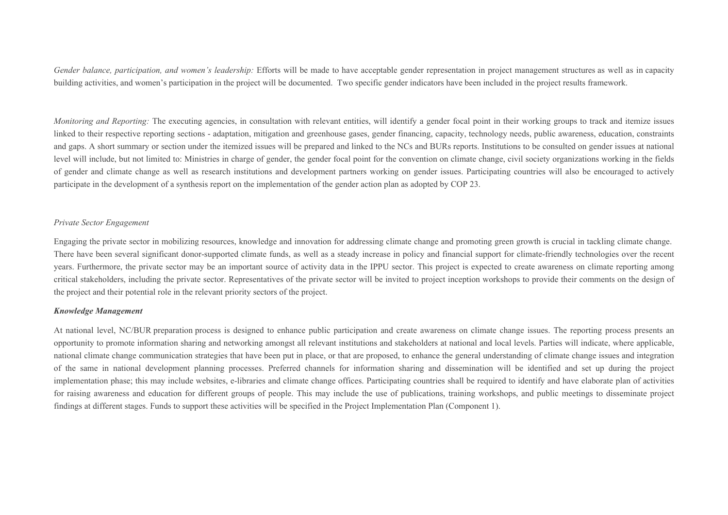*Gender balance, participation, and women's leadership:* Efforts will be made to have acceptable gender representation in project management structures as well as in capacity building activities, and women's participation in the project will be documented. Two specific gender indicators have been included in the project results framework.

*Monitoring and Reporting:* The executing agencies, in consultation with relevant entities, will identify a gender focal point in their working groups to track and itemize issues linked to their respective reporting sections - adaptation, mitigation and greenhouse gases, gender financing, capacity, technology needs, public awareness, education, constraints and gaps. A short summary or section under the itemized issues will be prepared and linked to the NCs and BURs reports. Institutions to be consulted on gender issues at national level will include, but not limited to: Ministries in charge of gender, the gender focal point for the convention on climate change, civil society organizations working in the fields of gender and climate change as well as research institutions and development partners working on gender issues. Participating countries will also be encouraged to actively participate in the development of a synthesis report on the implementation of the gender action plan as adopted by COP 23.

*Private Sector Engagement*

Engaging the private sector in mobilizing resources, knowledge and innovation for addressing climate change and promoting green growth is crucial in tackling climate change. There have been several significant donor-supported climate funds, as well as a steady increase in policy and financial support for climate-friendly technologies over the recent years. Furthermore, the private sector may be an important source of activity data in the IPPU sector. This project is expected to create awareness on climate reporting among critical stakeholders, including the private sector. Representatives of the private sector will be invited to project inception workshops to provide their comments on the design of the project and their potential role in the relevant priority sectors of the project.

***Knowledge Management***

At national level, NC/BUR preparation process is designed to enhance public participation and create awareness on climate change issues. The reporting process presents an opportunity to promote information sharing and networking amongst all relevant institutions and stakeholders at national and local levels. Parties will indicate, where applicable, national climate change communication strategies that have been put in place, or that are proposed, to enhance the general understanding of climate change issues and integration of the same in national development planning processes. Preferred channels for information sharing and dissemination will be identified and set up during the project implementation phase; this may include websites, e-libraries and climate change offices. Participating countries shall be required to identify and have elaborate plan of activities for raising awareness and education for different groups of people. This may include the use of publications, training workshops, and public meetings to disseminate project findings at different stages. Funds to support these activities will be specified in the Project Implementation Plan (Component 1).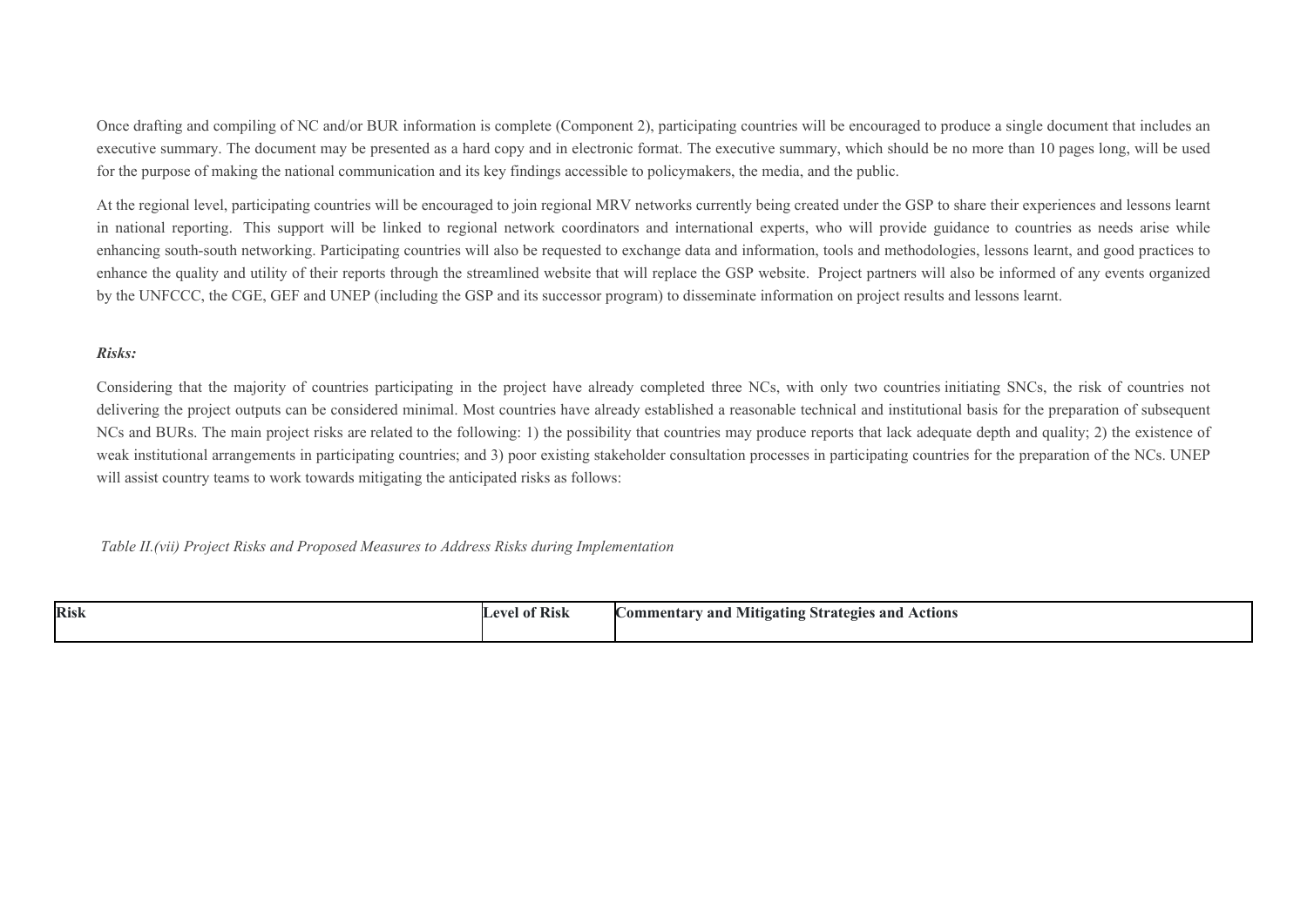Once drafting and compiling of NC and/or BUR information is complete (Component 2), participating countries will be encouraged to produce a single document that includes an executive summary. The document may be presented as a hard copy and in electronic format. The executive summary, which should be no more than 10 pages long, will be used for the purpose of making the national communication and its key findings accessible to policymakers, the media, and the public.

At the regional level, participating countries will be encouraged to join regional MRV networks currently being created under the GSP to share their experiences and lessons learnt in national reporting. This support will be linked to regional network coordinators and international experts, who will provide guidance to countries as needs arise while enhancing south-south networking. Participating countries will also be requested to exchange data and information, tools and methodologies, lessons learnt, and good practices to enhance the quality and utility of their reports through the streamlined website that will replace the GSP website. Project partners will also be informed of any events organized by the UNFCCC, the CGE, GEF and UNEP (including the GSP and its successor program) to disseminate information on project results and lessons learnt.

***Risks:***

Considering that the majority of countries participating in the project have already completed three NCs, with only two countries initiating SNCs, the risk of countries not delivering the project outputs can be considered minimal. Most countries have already established a reasonable technical and institutional basis for the preparation of subsequent NCs and BURs. The main project risks are related to the following: 1) the possibility that countries may produce reports that lack adequate depth and quality; 2) the existence of weak institutional arrangements in participating countries; and 3) poor existing stakeholder consultation processes in participating countries for the preparation of the NCs. UNEP will assist country teams to work towards mitigating the anticipated risks as follows:

*Table II.(vii) Project Risks and Proposed Measures to Address Risks during Implementation*

| Risk | Level of Risk | Commentary and Mitigating Strategies and Actions |
|---|---|---|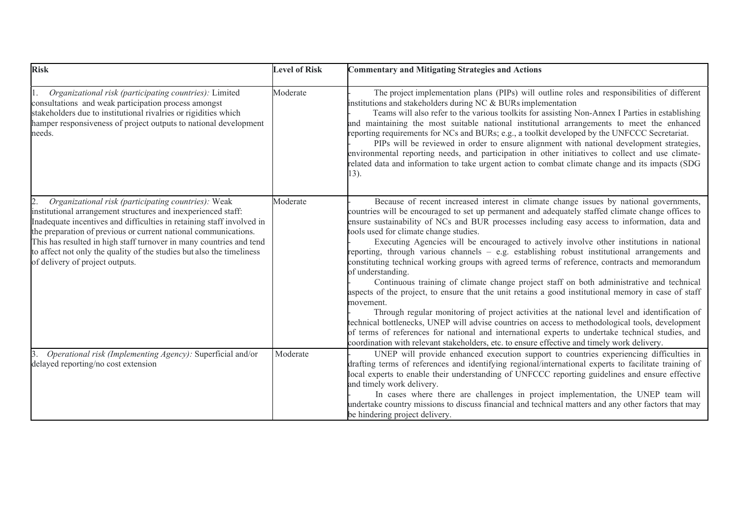| Risk | Level of Risk | Commentary and Mitigating Strategies and Actions |
|---|---|---|
| 1. *Organizational risk (participating countries):* Limited consultations and weak participation process amongst stakeholders due to institutional rivalries or rigidities which hamper responsiveness of project outputs to national development needs. | Moderate | - The project implementation plans (PIPs) will outline roles and responsibilities of different institutions and stakeholders during NC & BURs implementation<br>- Teams will also refer to the various toolkits for assisting Non-Annex I Parties in establishing and maintaining the most suitable national institutional arrangements to meet the enhanced reporting requirements for NCs and BURs; e.g., a toolkit developed by the UNFCCC Secretariat.<br>- PIPs will be reviewed in order to ensure alignment with national development strategies, environmental reporting needs, and participation in other initiatives to collect and use climate-related data and information to take urgent action to combat climate change and its impacts (SDG 13). |
| 2. *Organizational risk (participating countries):* Weak institutional arrangement structures and inexperienced staff: Inadequate incentives and difficulties in retaining staff involved in the preparation of previous or current national communications. This has resulted in high staff turnover in many countries and tend to affect not only the quality of the studies but also the timeliness of delivery of project outputs. | Moderate | - Because of recent increased interest in climate change issues by national governments, countries will be encouraged to set up permanent and adequately staffed climate change offices to ensure sustainability of NCs and BUR processes including easy access to information, data and tools used for climate change studies.<br>- Executing Agencies will be encouraged to actively involve other institutions in national reporting, through various channels – e.g. establishing robust institutional arrangements and constituting technical working groups with agreed terms of reference, contracts and memorandum of understanding.<br>- Continuous training of climate change project staff on both administrative and technical aspects of the project, to ensure that the unit retains a good institutional memory in case of staff movement.<br>- Through regular monitoring of project activities at the national level and identification of technical bottlenecks, UNEP will advise countries on access to methodological tools, development of terms of references for national and international experts to undertake technical studies, and coordination with relevant stakeholders, etc. to ensure effective and timely work delivery. |
| 3. *Operational risk (Implementing Agency):* Superficial and/or delayed reporting/no cost extension | Moderate | - UNEP will provide enhanced execution support to countries experiencing difficulties in drafting terms of references and identifying regional/international experts to facilitate training of local experts to enable their understanding of UNFCCC reporting guidelines and ensure effective and timely work delivery.<br>- In cases where there are challenges in project implementation, the UNEP team will undertake country missions to discuss financial and technical matters and any other factors that may be hindering project delivery. |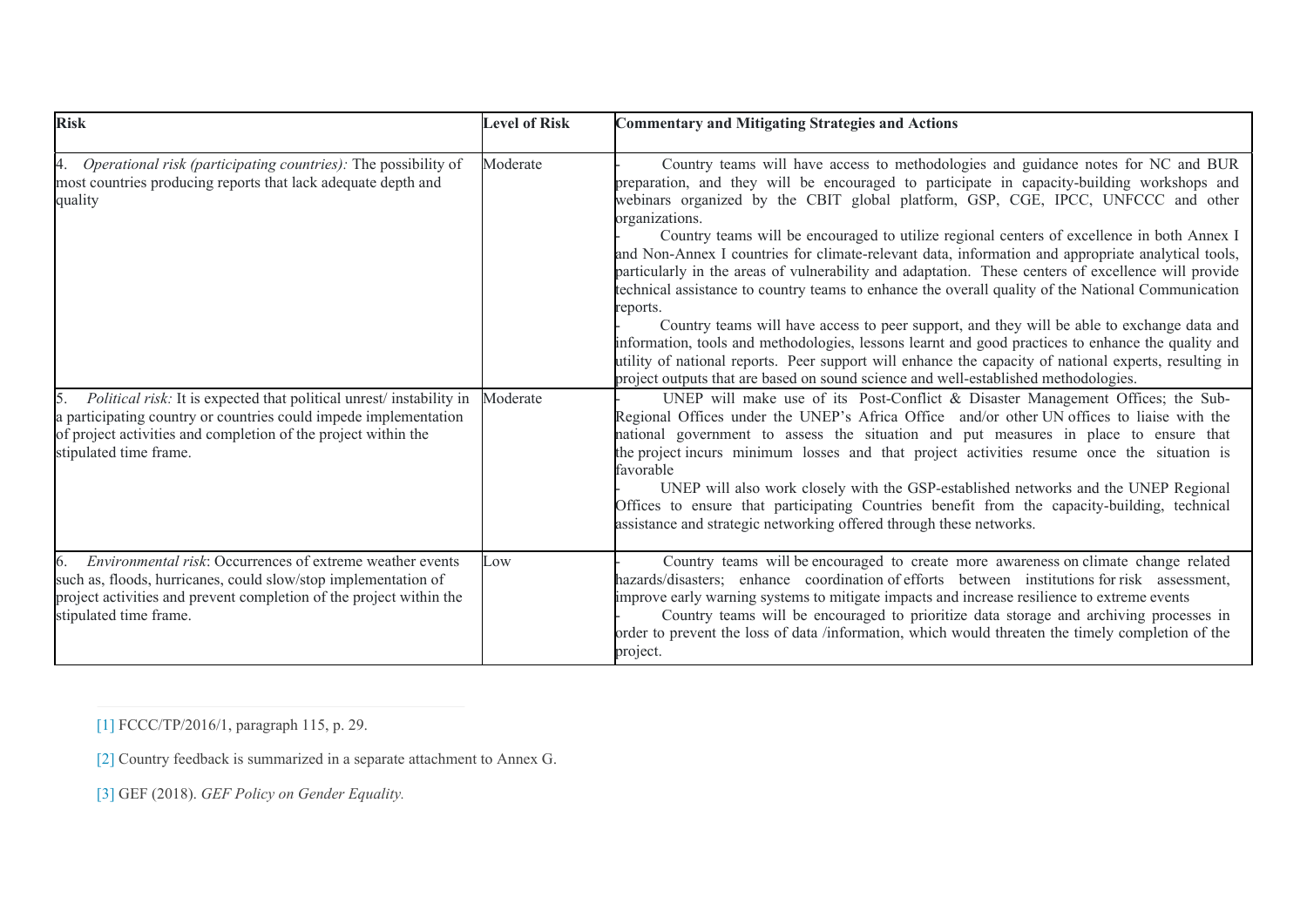| Risk | Level of Risk | Commentary and Mitigating Strategies and Actions |
|---|---|---|
| 4. *Operational risk (participating countries):* The possibility of most countries producing reports that lack adequate depth and quality | Moderate | - Country teams will have access to methodologies and guidance notes for NC and BUR preparation, and they will be encouraged to participate in capacity-building workshops and webinars organized by the CBIT global platform, GSP, CGE, IPCC, UNFCCC and other organizations.<br>- Country teams will be encouraged to utilize regional centers of excellence in both Annex I and Non-Annex I countries for climate-relevant data, information and appropriate analytical tools, particularly in the areas of vulnerability and adaptation. These centers of excellence will provide technical assistance to country teams to enhance the overall quality of the National Communication reports.<br>- Country teams will have access to peer support, and they will be able to exchange data and information, tools and methodologies, lessons learnt and good practices to enhance the quality and utility of national reports. Peer support will enhance the capacity of national experts, resulting in project outputs that are based on sound science and well-established methodologies. |
| 5. *Political risk:* It is expected that political unrest/ instability in a participating country or countries could impede implementation of project activities and completion of the project within the stipulated time frame. | Moderate | - UNEP will make use of its Post-Conflict & Disaster Management Offices; the Sub-Regional Offices under the UNEP's Africa Office and/or other UN offices to liaise with the national government to assess the situation and put measures in place to ensure that the project incurs minimum losses and that project activities resume once the situation is favorable<br>- UNEP will also work closely with the GSP-established networks and the UNEP Regional Offices to ensure that participating Countries benefit from the capacity-building, technical assistance and strategic networking offered through these networks. |
| 6. *Environmental risk*: Occurrences of extreme weather events such as, floods, hurricanes, could slow/stop implementation of project activities and prevent completion of the project within the stipulated time frame. | Low | - Country teams will be encouraged to create more awareness on climate change related hazards/disasters; enhance coordination of efforts between institutions for risk assessment, improve early warning systems to mitigate impacts and increase resilience to extreme events<br>- Country teams will be encouraged to prioritize data storage and archiving processes in order to prevent the loss of data /information, which would threaten the timely completion of the project. |

[1] FCCC/TP/2016/1, paragraph 115, p. 29.

[2] Country feedback is summarized in a separate attachment to Annex G.

[3] GEF (2018). *GEF Policy on Gender Equality.*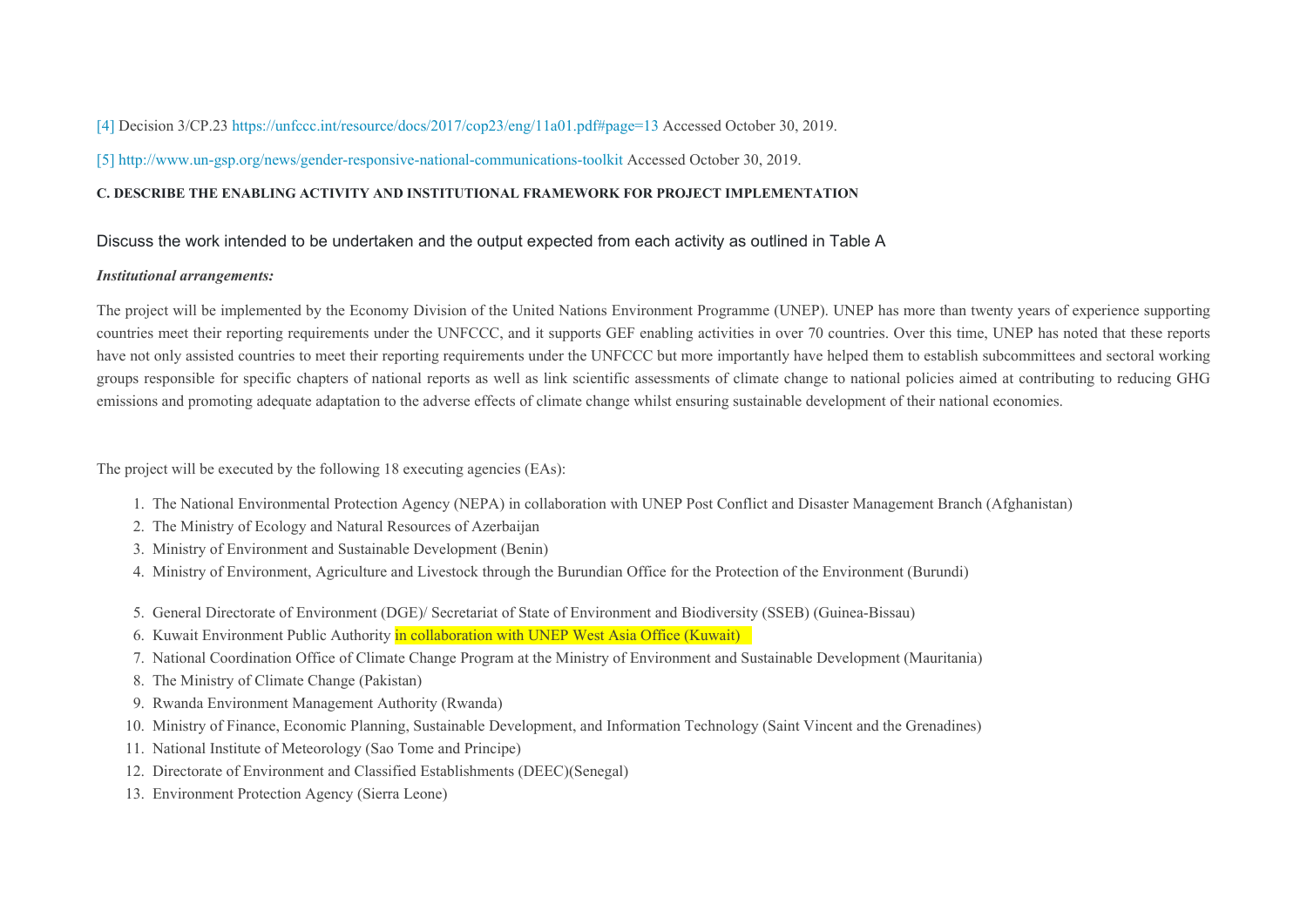[4] Decision 3/CP.23 https://unfccc.int/resource/docs/2017/cop23/eng/11a01.pdf#page=13 Accessed October 30, 2019.

[5] http://www.un-gsp.org/news/gender-responsive-national-communications-toolkit Accessed October 30, 2019.

**C. DESCRIBE THE ENABLING ACTIVITY AND INSTITUTIONAL FRAMEWORK FOR PROJECT IMPLEMENTATION**

Discuss the work intended to be undertaken and the output expected from each activity as outlined in Table A

***Institutional arrangements:***

The project will be implemented by the Economy Division of the United Nations Environment Programme (UNEP). UNEP has more than twenty years of experience supporting countries meet their reporting requirements under the UNFCCC, and it supports GEF enabling activities in over 70 countries. Over this time, UNEP has noted that these reports have not only assisted countries to meet their reporting requirements under the UNFCCC but more importantly have helped them to establish subcommittees and sectoral working groups responsible for specific chapters of national reports as well as link scientific assessments of climate change to national policies aimed at contributing to reducing GHG emissions and promoting adequate adaptation to the adverse effects of climate change whilst ensuring sustainable development of their national economies.

The project will be executed by the following 18 executing agencies (EAs):

1. The National Environmental Protection Agency (NEPA) in collaboration with UNEP Post Conflict and Disaster Management Branch (Afghanistan)
2. The Ministry of Ecology and Natural Resources of Azerbaijan
3. Ministry of Environment and Sustainable Development (Benin)
4. Ministry of Environment, Agriculture and Livestock through the Burundian Office for the Protection of the Environment (Burundi)
5. General Directorate of Environment (DGE)/ Secretariat of State of Environment and Biodiversity (SSEB) (Guinea-Bissau)
6. Kuwait Environment Public Authority in collaboration with UNEP West Asia Office (Kuwait)
7. National Coordination Office of Climate Change Program at the Ministry of Environment and Sustainable Development (Mauritania)
8. The Ministry of Climate Change (Pakistan)
9. Rwanda Environment Management Authority (Rwanda)
10. Ministry of Finance, Economic Planning, Sustainable Development, and Information Technology (Saint Vincent and the Grenadines)
11. National Institute of Meteorology (Sao Tome and Principe)
12. Directorate of Environment and Classified Establishments (DEEC)(Senegal)
13. Environment Protection Agency (Sierra Leone)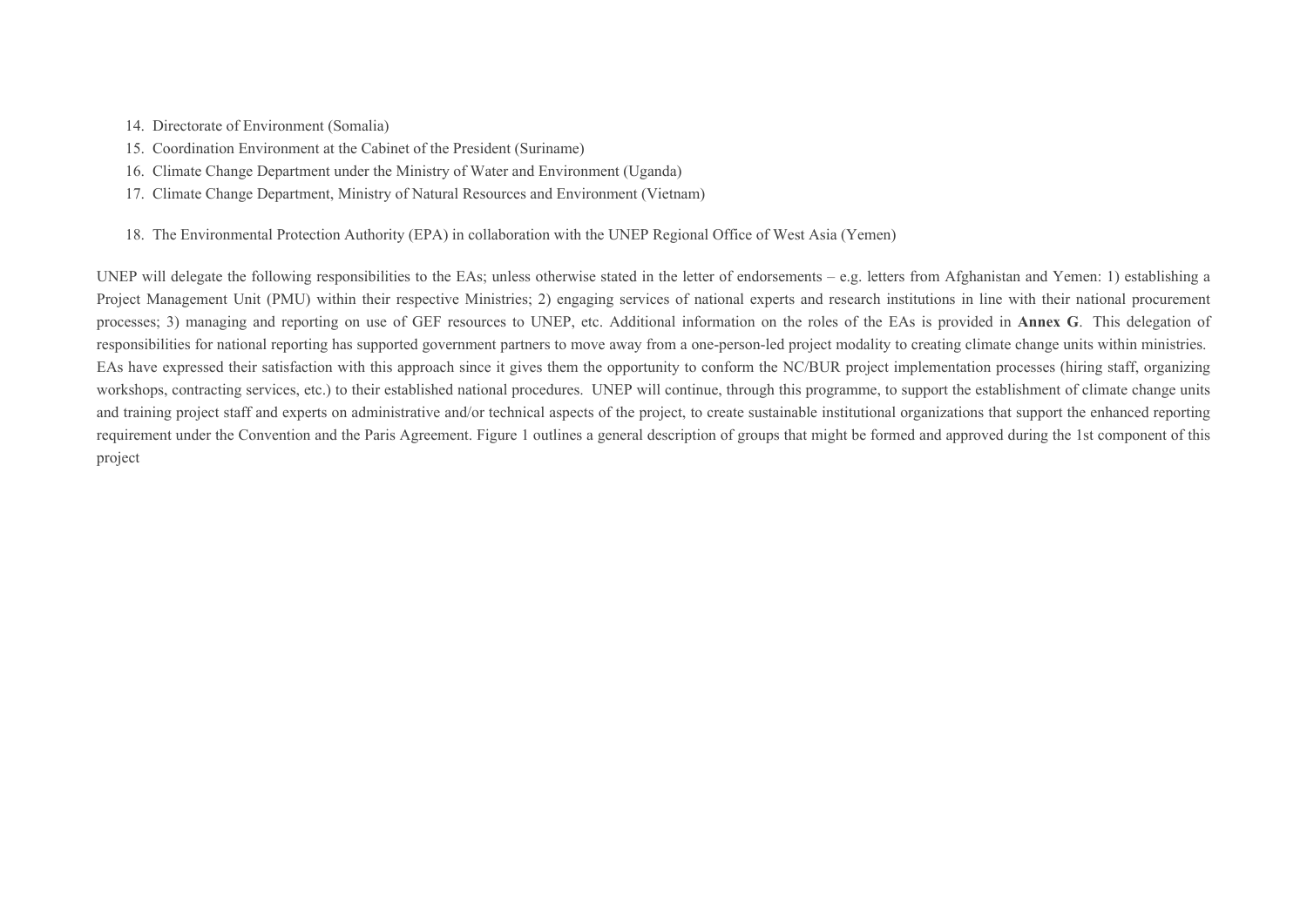14. Directorate of Environment (Somalia)
15. Coordination Environment at the Cabinet of the President (Suriname)
16. Climate Change Department under the Ministry of Water and Environment (Uganda)
17. Climate Change Department, Ministry of Natural Resources and Environment (Vietnam)
18. The Environmental Protection Authority (EPA) in collaboration with the UNEP Regional Office of West Asia (Yemen)

UNEP will delegate the following responsibilities to the EAs; unless otherwise stated in the letter of endorsements – e.g. letters from Afghanistan and Yemen: 1) establishing a Project Management Unit (PMU) within their respective Ministries; 2) engaging services of national experts and research institutions in line with their national procurement processes; 3) managing and reporting on use of GEF resources to UNEP, etc. Additional information on the roles of the EAs is provided in **Annex G**. This delegation of responsibilities for national reporting has supported government partners to move away from a one-person-led project modality to creating climate change units within ministries. EAs have expressed their satisfaction with this approach since it gives them the opportunity to conform the NC/BUR project implementation processes (hiring staff, organizing workshops, contracting services, etc.) to their established national procedures. UNEP will continue, through this programme, to support the establishment of climate change units and training project staff and experts on administrative and/or technical aspects of the project, to create sustainable institutional organizations that support the enhanced reporting requirement under the Convention and the Paris Agreement. Figure 1 outlines a general description of groups that might be formed and approved during the 1st component of this project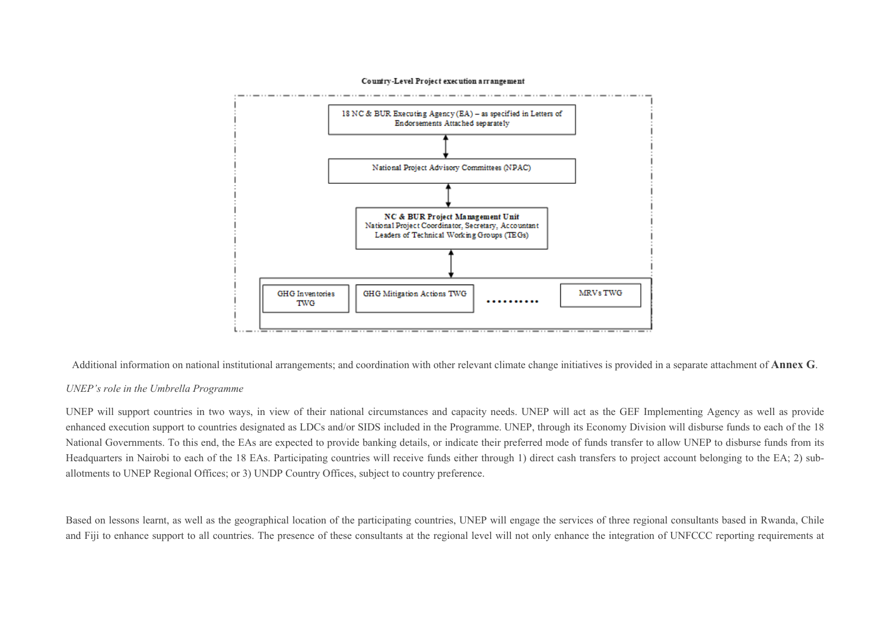**Country-Level Project execution arrangement**

18 NC & BUR Executing Agency (EA) – as specified in Letters of Endorsements Attached separately

↕

National Project Advisory Committees (NPAC)

↕

**NC & BUR Project Management Unit**
National Project Coordinator, Secretary, Accountant
Leaders of Technical Working Groups (TEGs)

↕

GHG Inventories TWG | GHG Mitigation Actions TWG | .......... | MRVs TWG

Additional information on national institutional arrangements; and coordination with other relevant climate change initiatives is provided in a separate attachment of **Annex G**.

*UNEP's role in the Umbrella Programme*

UNEP will support countries in two ways, in view of their national circumstances and capacity needs. UNEP will act as the GEF Implementing Agency as well as provide enhanced execution support to countries designated as LDCs and/or SIDS included in the Programme. UNEP, through its Economy Division will disburse funds to each of the 18 National Governments. To this end, the EAs are expected to provide banking details, or indicate their preferred mode of funds transfer to allow UNEP to disburse funds from its Headquarters in Nairobi to each of the 18 EAs. Participating countries will receive funds either through 1) direct cash transfers to project account belonging to the EA; 2) sub-allotments to UNEP Regional Offices; or 3) UNDP Country Offices, subject to country preference.

Based on lessons learnt, as well as the geographical location of the participating countries, UNEP will engage the services of three regional consultants based in Rwanda, Chile and Fiji to enhance support to all countries. The presence of these consultants at the regional level will not only enhance the integration of UNFCCC reporting requirements at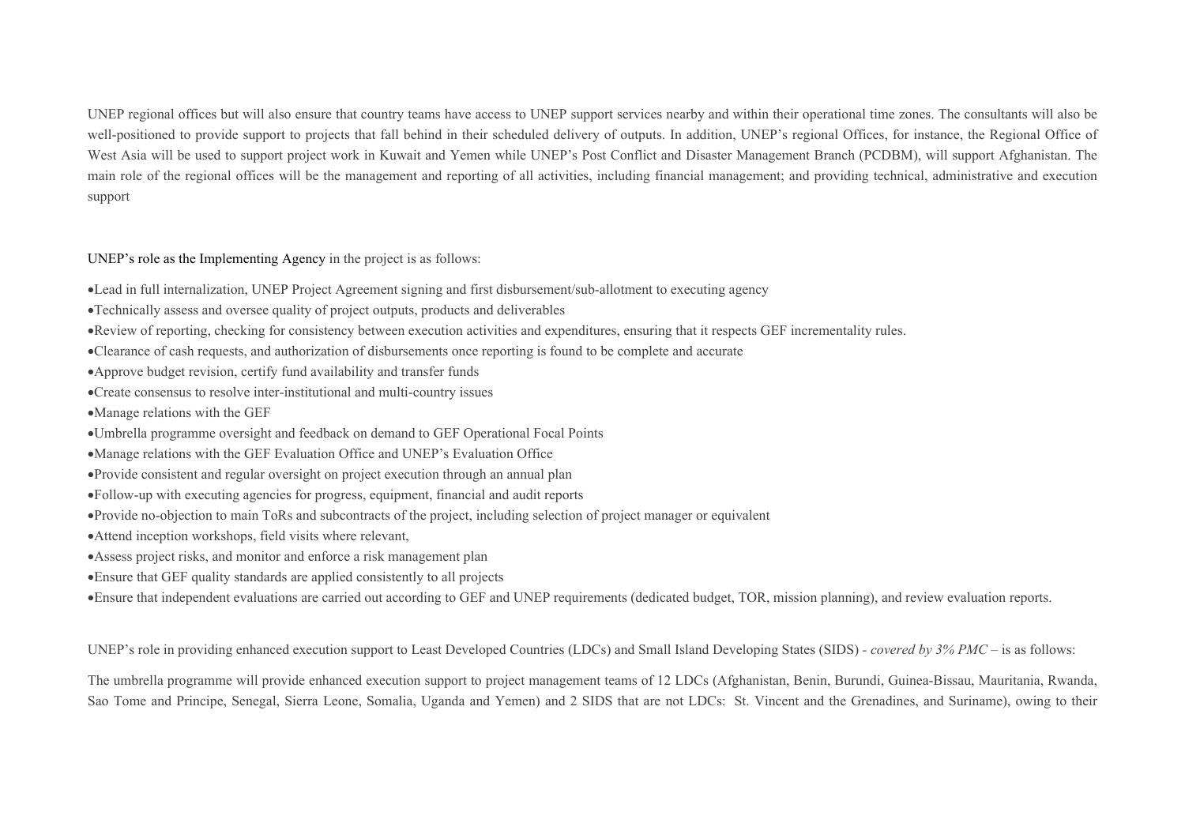UNEP regional offices but will also ensure that country teams have access to UNEP support services nearby and within their operational time zones. The consultants will also be well-positioned to provide support to projects that fall behind in their scheduled delivery of outputs. In addition, UNEP's regional Offices, for instance, the Regional Office of West Asia will be used to support project work in Kuwait and Yemen while UNEP's Post Conflict and Disaster Management Branch (PCDBM), will support Afghanistan. The main role of the regional offices will be the management and reporting of all activities, including financial management; and providing technical, administrative and execution support

UNEP's role as the Implementing Agency in the project is as follows:

- Lead in full internalization, UNEP Project Agreement signing and first disbursement/sub-allotment to executing agency
- Technically assess and oversee quality of project outputs, products and deliverables
- Review of reporting, checking for consistency between execution activities and expenditures, ensuring that it respects GEF incrementality rules.
- Clearance of cash requests, and authorization of disbursements once reporting is found to be complete and accurate
- Approve budget revision, certify fund availability and transfer funds
- Create consensus to resolve inter-institutional and multi-country issues
- Manage relations with the GEF
- Umbrella programme oversight and feedback on demand to GEF Operational Focal Points
- Manage relations with the GEF Evaluation Office and UNEP's Evaluation Office
- Provide consistent and regular oversight on project execution through an annual plan
- Follow-up with executing agencies for progress, equipment, financial and audit reports
- Provide no-objection to main ToRs and subcontracts of the project, including selection of project manager or equivalent
- Attend inception workshops, field visits where relevant,
- Assess project risks, and monitor and enforce a risk management plan
- Ensure that GEF quality standards are applied consistently to all projects
- Ensure that independent evaluations are carried out according to GEF and UNEP requirements (dedicated budget, TOR, mission planning), and review evaluation reports.

UNEP's role in providing enhanced execution support to Least Developed Countries (LDCs) and Small Island Developing States (SIDS) - *covered by 3% PMC* – is as follows:

The umbrella programme will provide enhanced execution support to project management teams of 12 LDCs (Afghanistan, Benin, Burundi, Guinea-Bissau, Mauritania, Rwanda, Sao Tome and Principe, Senegal, Sierra Leone, Somalia, Uganda and Yemen) and 2 SIDS that are not LDCs: St. Vincent and the Grenadines, and Suriname), owing to their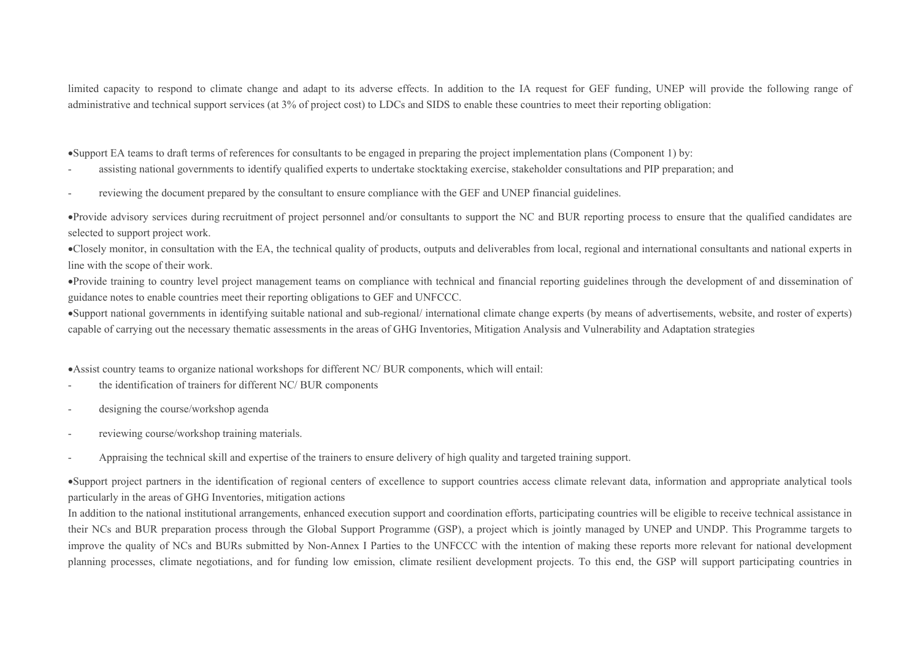limited capacity to respond to climate change and adapt to its adverse effects. In addition to the IA request for GEF funding, UNEP will provide the following range of administrative and technical support services (at 3% of project cost) to LDCs and SIDS to enable these countries to meet their reporting obligation:

- Support EA teams to draft terms of references for consultants to be engaged in preparing the project implementation plans (Component 1) by:
  - assisting national governments to identify qualified experts to undertake stocktaking exercise, stakeholder consultations and PIP preparation; and
  - reviewing the document prepared by the consultant to ensure compliance with the GEF and UNEP financial guidelines.
- Provide advisory services during recruitment of project personnel and/or consultants to support the NC and BUR reporting process to ensure that the qualified candidates are selected to support project work.
- Closely monitor, in consultation with the EA, the technical quality of products, outputs and deliverables from local, regional and international consultants and national experts in line with the scope of their work.
- Provide training to country level project management teams on compliance with technical and financial reporting guidelines through the development of and dissemination of guidance notes to enable countries meet their reporting obligations to GEF and UNFCCC.
- Support national governments in identifying suitable national and sub-regional/ international climate change experts (by means of advertisements, website, and roster of experts) capable of carrying out the necessary thematic assessments in the areas of GHG Inventories, Mitigation Analysis and Vulnerability and Adaptation strategies
- Assist country teams to organize national workshops for different NC/ BUR components, which will entail:
  - the identification of trainers for different NC/ BUR components
  - designing the course/workshop agenda
  - reviewing course/workshop training materials.
  - Appraising the technical skill and expertise of the trainers to ensure delivery of high quality and targeted training support.
- Support project partners in the identification of regional centers of excellence to support countries access climate relevant data, information and appropriate analytical tools particularly in the areas of GHG Inventories, mitigation actions

In addition to the national institutional arrangements, enhanced execution support and coordination efforts, participating countries will be eligible to receive technical assistance in their NCs and BUR preparation process through the Global Support Programme (GSP), a project which is jointly managed by UNEP and UNDP. This Programme targets to improve the quality of NCs and BURs submitted by Non-Annex I Parties to the UNFCCC with the intention of making these reports more relevant for national development planning processes, climate negotiations, and for funding low emission, climate resilient development projects. To this end, the GSP will support participating countries in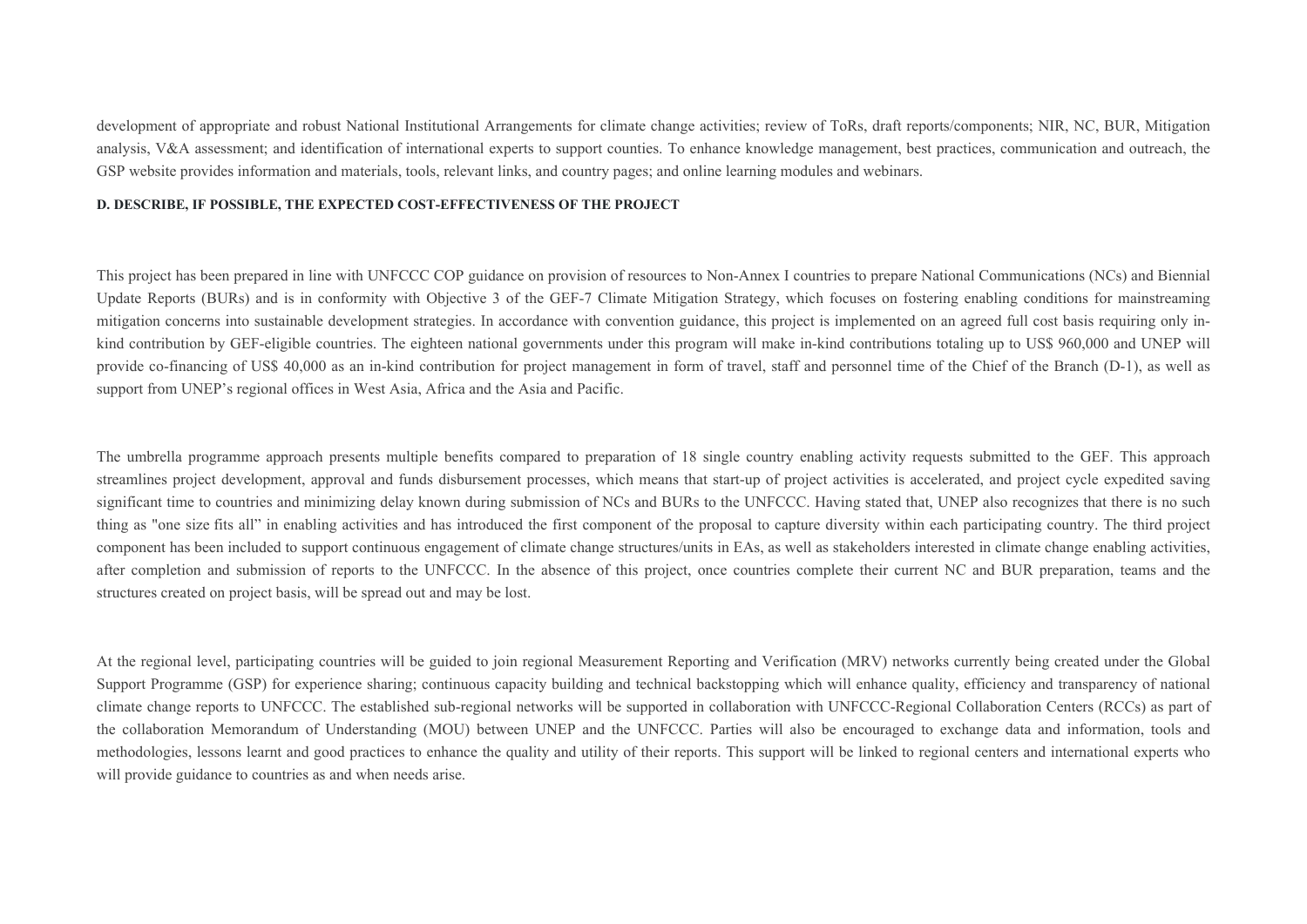development of appropriate and robust National Institutional Arrangements for climate change activities; review of ToRs, draft reports/components; NIR, NC, BUR, Mitigation analysis, V&A assessment; and identification of international experts to support counties. To enhance knowledge management, best practices, communication and outreach, the GSP website provides information and materials, tools, relevant links, and country pages; and online learning modules and webinars.

**D. DESCRIBE, IF POSSIBLE, THE EXPECTED COST-EFFECTIVENESS OF THE PROJECT**

This project has been prepared in line with UNFCCC COP guidance on provision of resources to Non-Annex I countries to prepare National Communications (NCs) and Biennial Update Reports (BURs) and is in conformity with Objective 3 of the GEF-7 Climate Mitigation Strategy, which focuses on fostering enabling conditions for mainstreaming mitigation concerns into sustainable development strategies. In accordance with convention guidance, this project is implemented on an agreed full cost basis requiring only in-kind contribution by GEF-eligible countries. The eighteen national governments under this program will make in-kind contributions totaling up to US$ 960,000 and UNEP will provide co-financing of US$ 40,000 as an in-kind contribution for project management in form of travel, staff and personnel time of the Chief of the Branch (D-1), as well as support from UNEP's regional offices in West Asia, Africa and the Asia and Pacific.

The umbrella programme approach presents multiple benefits compared to preparation of 18 single country enabling activity requests submitted to the GEF. This approach streamlines project development, approval and funds disbursement processes, which means that start-up of project activities is accelerated, and project cycle expedited saving significant time to countries and minimizing delay known during submission of NCs and BURs to the UNFCCC. Having stated that, UNEP also recognizes that there is no such thing as "one size fits all" in enabling activities and has introduced the first component of the proposal to capture diversity within each participating country. The third project component has been included to support continuous engagement of climate change structures/units in EAs, as well as stakeholders interested in climate change enabling activities, after completion and submission of reports to the UNFCCC. In the absence of this project, once countries complete their current NC and BUR preparation, teams and the structures created on project basis, will be spread out and may be lost.

At the regional level, participating countries will be guided to join regional Measurement Reporting and Verification (MRV) networks currently being created under the Global Support Programme (GSP) for experience sharing; continuous capacity building and technical backstopping which will enhance quality, efficiency and transparency of national climate change reports to UNFCCC. The established sub-regional networks will be supported in collaboration with UNFCCC-Regional Collaboration Centers (RCCs) as part of the collaboration Memorandum of Understanding (MOU) between UNEP and the UNFCCC. Parties will also be encouraged to exchange data and information, tools and methodologies, lessons learnt and good practices to enhance the quality and utility of their reports. This support will be linked to regional centers and international experts who will provide guidance to countries as and when needs arise.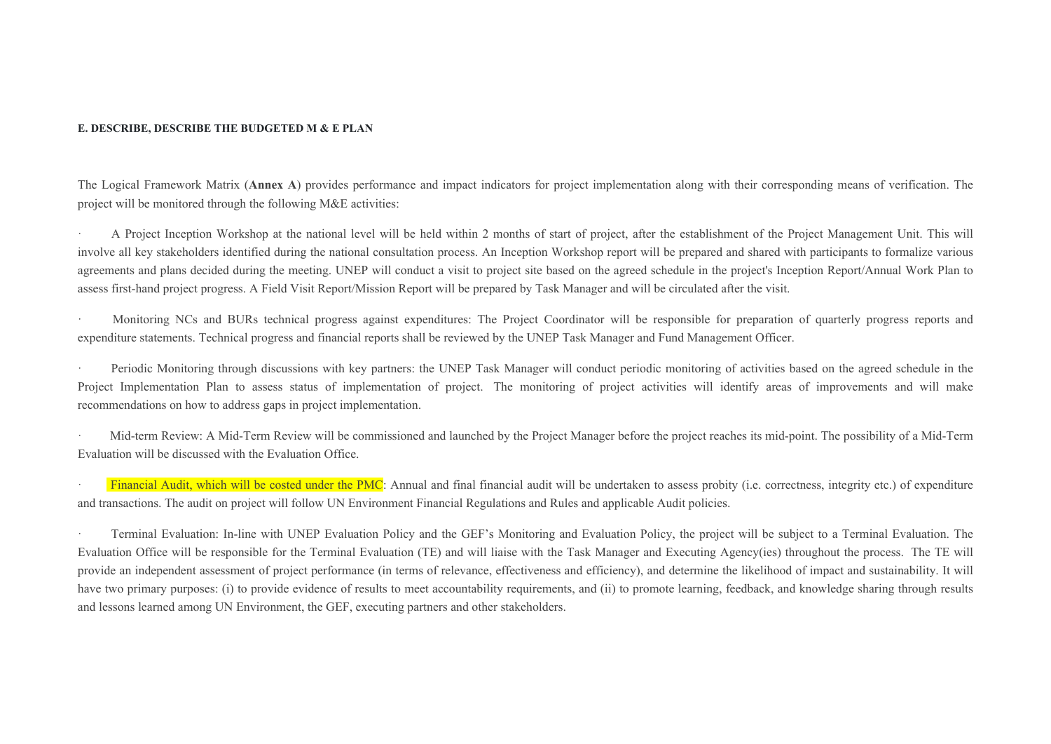**E. DESCRIBE, DESCRIBE THE BUDGETED M & E PLAN**

The Logical Framework Matrix (**Annex A**) provides performance and impact indicators for project implementation along with their corresponding means of verification. The project will be monitored through the following M&E activities:

- A Project Inception Workshop at the national level will be held within 2 months of start of project, after the establishment of the Project Management Unit. This will involve all key stakeholders identified during the national consultation process. An Inception Workshop report will be prepared and shared with participants to formalize various agreements and plans decided during the meeting. UNEP will conduct a visit to project site based on the agreed schedule in the project's Inception Report/Annual Work Plan to assess first-hand project progress. A Field Visit Report/Mission Report will be prepared by Task Manager and will be circulated after the visit.

- Monitoring NCs and BURs technical progress against expenditures: The Project Coordinator will be responsible for preparation of quarterly progress reports and expenditure statements. Technical progress and financial reports shall be reviewed by the UNEP Task Manager and Fund Management Officer.

- Periodic Monitoring through discussions with key partners: the UNEP Task Manager will conduct periodic monitoring of activities based on the agreed schedule in the Project Implementation Plan to assess status of implementation of project. The monitoring of project activities will identify areas of improvements and will make recommendations on how to address gaps in project implementation.

- Mid-term Review: A Mid-Term Review will be commissioned and launched by the Project Manager before the project reaches its mid-point. The possibility of a Mid-Term Evaluation will be discussed with the Evaluation Office.

- Financial Audit, which will be costed under the PMC: Annual and final financial audit will be undertaken to assess probity (i.e. correctness, integrity etc.) of expenditure and transactions. The audit on project will follow UN Environment Financial Regulations and Rules and applicable Audit policies.

- Terminal Evaluation: In-line with UNEP Evaluation Policy and the GEF's Monitoring and Evaluation Policy, the project will be subject to a Terminal Evaluation. The Evaluation Office will be responsible for the Terminal Evaluation (TE) and will liaise with the Task Manager and Executing Agency(ies) throughout the process. The TE will provide an independent assessment of project performance (in terms of relevance, effectiveness and efficiency), and determine the likelihood of impact and sustainability. It will have two primary purposes: (i) to provide evidence of results to meet accountability requirements, and (ii) to promote learning, feedback, and knowledge sharing through results and lessons learned among UN Environment, the GEF, executing partners and other stakeholders.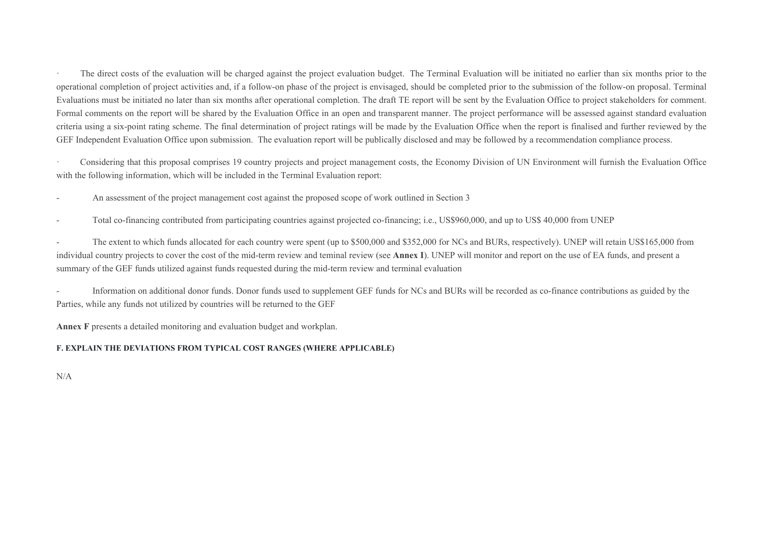· The direct costs of the evaluation will be charged against the project evaluation budget. The Terminal Evaluation will be initiated no earlier than six months prior to the operational completion of project activities and, if a follow-on phase of the project is envisaged, should be completed prior to the submission of the follow-on proposal. Terminal Evaluations must be initiated no later than six months after operational completion. The draft TE report will be sent by the Evaluation Office to project stakeholders for comment. Formal comments on the report will be shared by the Evaluation Office in an open and transparent manner. The project performance will be assessed against standard evaluation criteria using a six-point rating scheme. The final determination of project ratings will be made by the Evaluation Office when the report is finalised and further reviewed by the GEF Independent Evaluation Office upon submission. The evaluation report will be publically disclosed and may be followed by a recommendation compliance process.

· Considering that this proposal comprises 19 country projects and project management costs, the Economy Division of UN Environment will furnish the Evaluation Office with the following information, which will be included in the Terminal Evaluation report:

- An assessment of the project management cost against the proposed scope of work outlined in Section 3

- Total co-financing contributed from participating countries against projected co-financing; i.e., US$960,000, and up to US$ 40,000 from UNEP

- The extent to which funds allocated for each country were spent (up to $500,000 and $352,000 for NCs and BURs, respectively). UNEP will retain US$165,000 from individual country projects to cover the cost of the mid-term review and teminal review (see **Annex I**). UNEP will monitor and report on the use of EA funds, and present a summary of the GEF funds utilized against funds requested during the mid-term review and terminal evaluation

- Information on additional donor funds. Donor funds used to supplement GEF funds for NCs and BURs will be recorded as co-finance contributions as guided by the Parties, while any funds not utilized by countries will be returned to the GEF

**Annex F** presents a detailed monitoring and evaluation budget and workplan.

**F. EXPLAIN THE DEVIATIONS FROM TYPICAL COST RANGES (WHERE APPLICABLE)**

N/A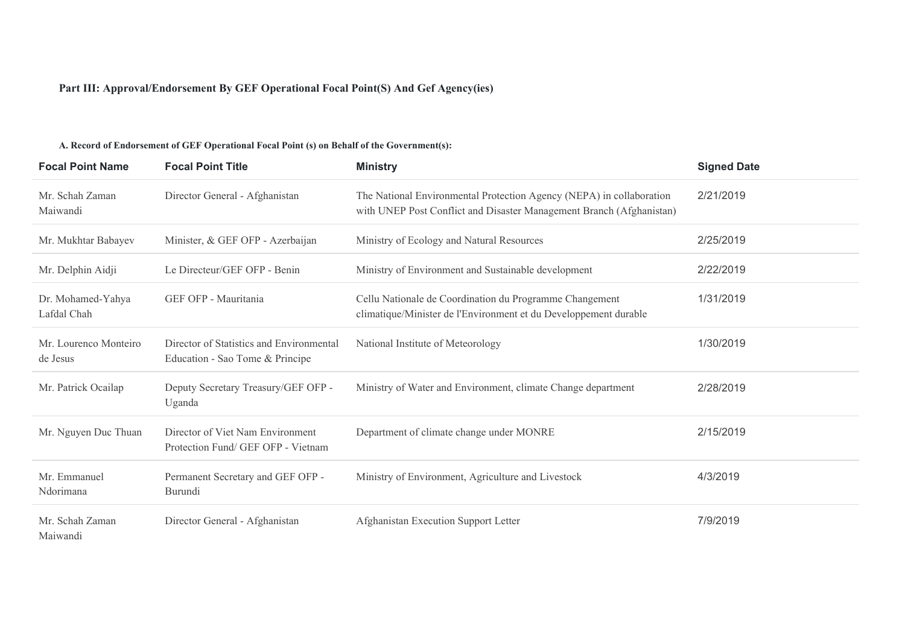## Part III: Approval/Endorsement By GEF Operational Focal Point(S) And Gef Agency(ies)

### A. Record of Endorsement of GEF Operational Focal Point (s) on Behalf of the Government(s):

| Focal Point Name | Focal Point Title | Ministry | Signed Date |
|---|---|---|---|
| Mr. Schah Zaman Maiwandi | Director General - Afghanistan | The National Environmental Protection Agency (NEPA) in collaboration with UNEP Post Conflict and Disaster Management Branch (Afghanistan) | 2/21/2019 |
| Mr. Mukhtar Babayev | Minister, & GEF OFP - Azerbaijan | Ministry of Ecology and Natural Resources | 2/25/2019 |
| Mr. Delphin Aidji | Le Directeur/GEF OFP - Benin | Ministry of Environment and Sustainable development | 2/22/2019 |
| Dr. Mohamed-Yahya Lafdal Chah | GEF OFP - Mauritania | Cellu Nationale de Coordination du Programme Changement climatique/Minister de l'Environment et du Developpement durable | 1/31/2019 |
| Mr. Lourenco Monteiro de Jesus | Director of Statistics and Environmental Education - Sao Tome & Principe | National Institute of Meteorology | 1/30/2019 |
| Mr. Patrick Ocailap | Deputy Secretary Treasury/GEF OFP - Uganda | Ministry of Water and Environment, climate Change department | 2/28/2019 |
| Mr. Nguyen Duc Thuan | Director of Viet Nam Environment Protection Fund/ GEF OFP - Vietnam | Department of climate change under MONRE | 2/15/2019 |
| Mr. Emmanuel Ndorimana | Permanent Secretary and GEF OFP - Burundi | Ministry of Environment, Agriculture and Livestock | 4/3/2019 |
| Mr. Schah Zaman Maiwandi | Director General - Afghanistan | Afghanistan Execution Support Letter | 7/9/2019 |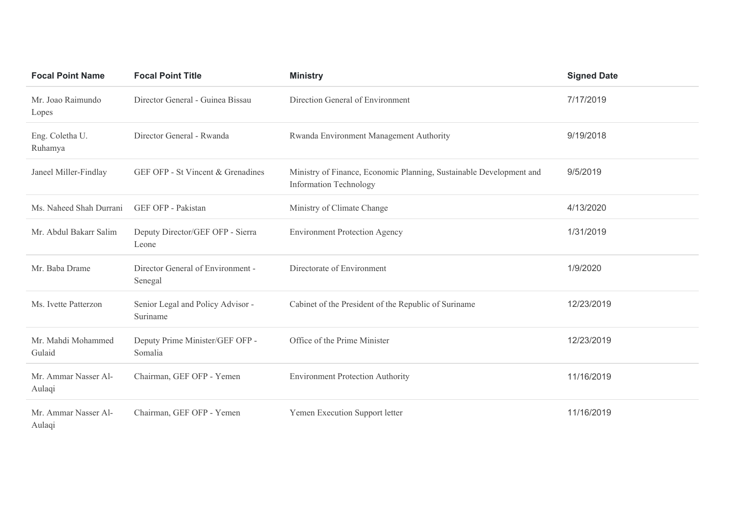| Focal Point Name | Focal Point Title | Ministry | Signed Date |
| --- | --- | --- | --- |
| Mr. Joao Raimundo Lopes | Director General - Guinea Bissau | Direction General of Environment | 7/17/2019 |
| Eng. Coletha U. Ruhamya | Director General - Rwanda | Rwanda Environment Management Authority | 9/19/2018 |
| Janeel Miller-Findlay | GEF OFP - St Vincent & Grenadines | Ministry of Finance, Economic Planning, Sustainable Development and Information Technology | 9/5/2019 |
| Ms. Naheed Shah Durrani | GEF OFP - Pakistan | Ministry of Climate Change | 4/13/2020 |
| Mr. Abdul Bakarr Salim | Deputy Director/GEF OFP - Sierra Leone | Environment Protection Agency | 1/31/2019 |
| Mr. Baba Drame | Director General of Environment - Senegal | Directorate of Environment | 1/9/2020 |
| Ms. Ivette Patterzon | Senior Legal and Policy Advisor - Suriname | Cabinet of the President of the Republic of Suriname | 12/23/2019 |
| Mr. Mahdi Mohammed Gulaid | Deputy Prime Minister/GEF OFP - Somalia | Office of the Prime Minister | 12/23/2019 |
| Mr. Ammar Nasser Al-Aulaqi | Chairman, GEF OFP - Yemen | Environment Protection Authority | 11/16/2019 |
| Mr. Ammar Nasser Al-Aulaqi | Chairman, GEF OFP - Yemen | Yemen Execution Support letter | 11/16/2019 |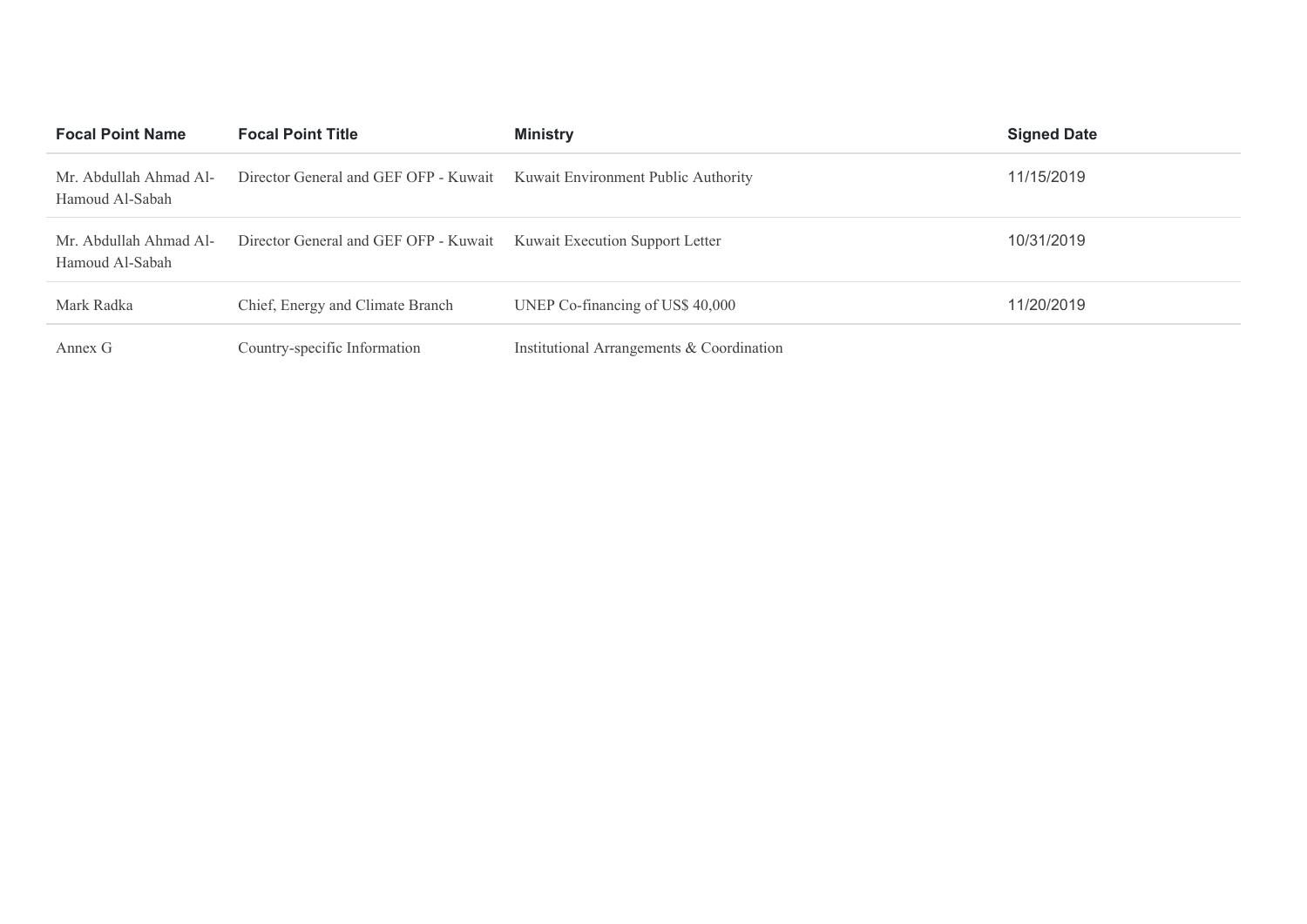| Focal Point Name | Focal Point Title | Ministry | Signed Date |
|---|---|---|---|
| Mr. Abdullah Ahmad Al-Hamoud Al-Sabah | Director General and GEF OFP - Kuwait | Kuwait Environment Public Authority | 11/15/2019 |
| Mr. Abdullah Ahmad Al-Hamoud Al-Sabah | Director General and GEF OFP - Kuwait | Kuwait Execution Support Letter | 10/31/2019 |
| Mark Radka | Chief, Energy and Climate Branch | UNEP Co-financing of US$ 40,000 | 11/20/2019 |

| | | |
|---|---|---|
| Annex G | Country-specific Information | Institutional Arrangements & Coordination |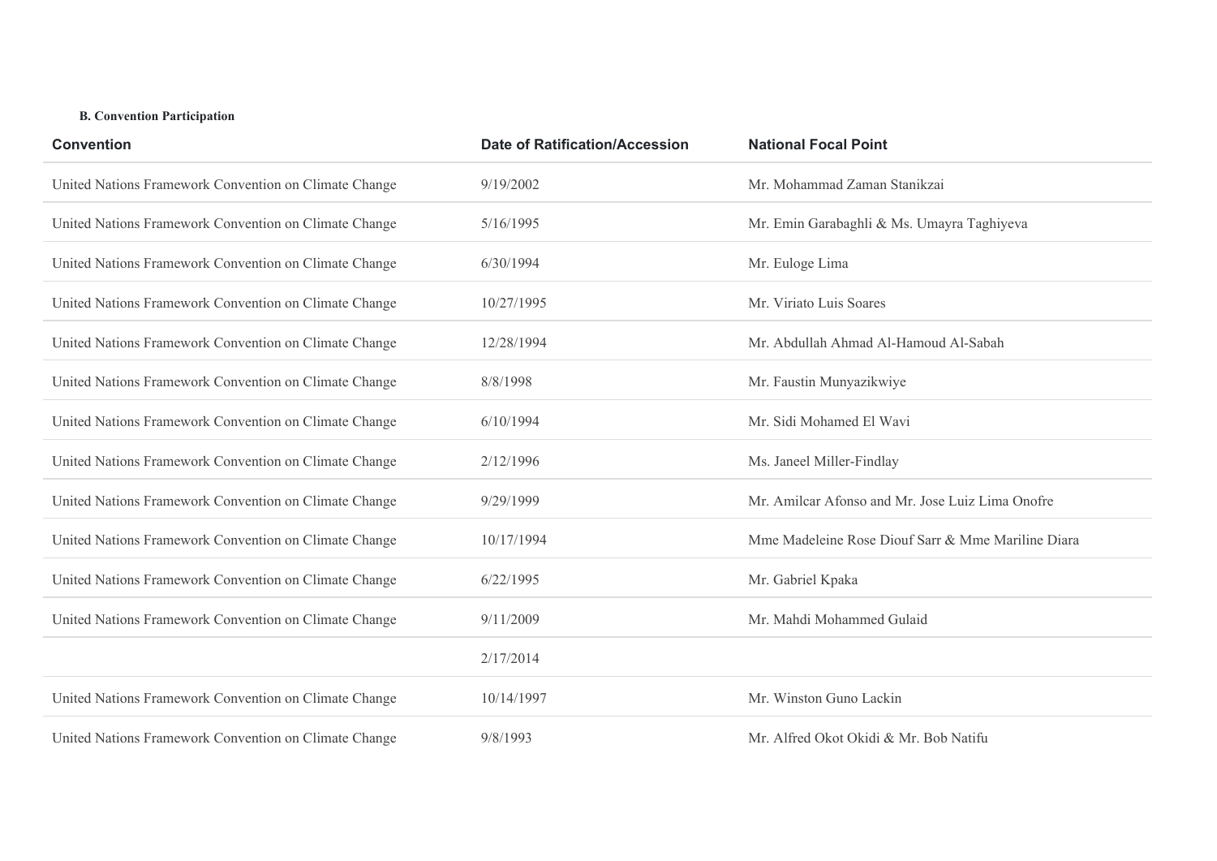**B. Convention Participation**

| Convention | Date of Ratification/Accession | National Focal Point |
|---|---|---|
| United Nations Framework Convention on Climate Change | 9/19/2002 | Mr. Mohammad Zaman Stanikzai |
| United Nations Framework Convention on Climate Change | 5/16/1995 | Mr. Emin Garabaghli & Ms. Umayra Taghiyeva |
| United Nations Framework Convention on Climate Change | 6/30/1994 | Mr. Euloge Lima |
| United Nations Framework Convention on Climate Change | 10/27/1995 | Mr. Viriato Luis Soares |
| United Nations Framework Convention on Climate Change | 12/28/1994 | Mr. Abdullah Ahmad Al-Hamoud Al-Sabah |
| United Nations Framework Convention on Climate Change | 8/8/1998 | Mr. Faustin Munyazikwiye |
| United Nations Framework Convention on Climate Change | 6/10/1994 | Mr. Sidi Mohamed El Wavi |
| United Nations Framework Convention on Climate Change | 2/12/1996 | Ms. Janeel Miller-Findlay |
| United Nations Framework Convention on Climate Change | 9/29/1999 | Mr. Amilcar Afonso and Mr. Jose Luiz Lima Onofre |
| United Nations Framework Convention on Climate Change | 10/17/1994 | Mme Madeleine Rose Diouf Sarr & Mme Mariline Diara |
| United Nations Framework Convention on Climate Change | 6/22/1995 | Mr. Gabriel Kpaka |
| United Nations Framework Convention on Climate Change | 9/11/2009 | Mr. Mahdi Mohammed Gulaid |
| | 2/17/2014 | |
| United Nations Framework Convention on Climate Change | 10/14/1997 | Mr. Winston Guno Lackin |
| United Nations Framework Convention on Climate Change | 9/8/1993 | Mr. Alfred Okot Okidi & Mr. Bob Natifu |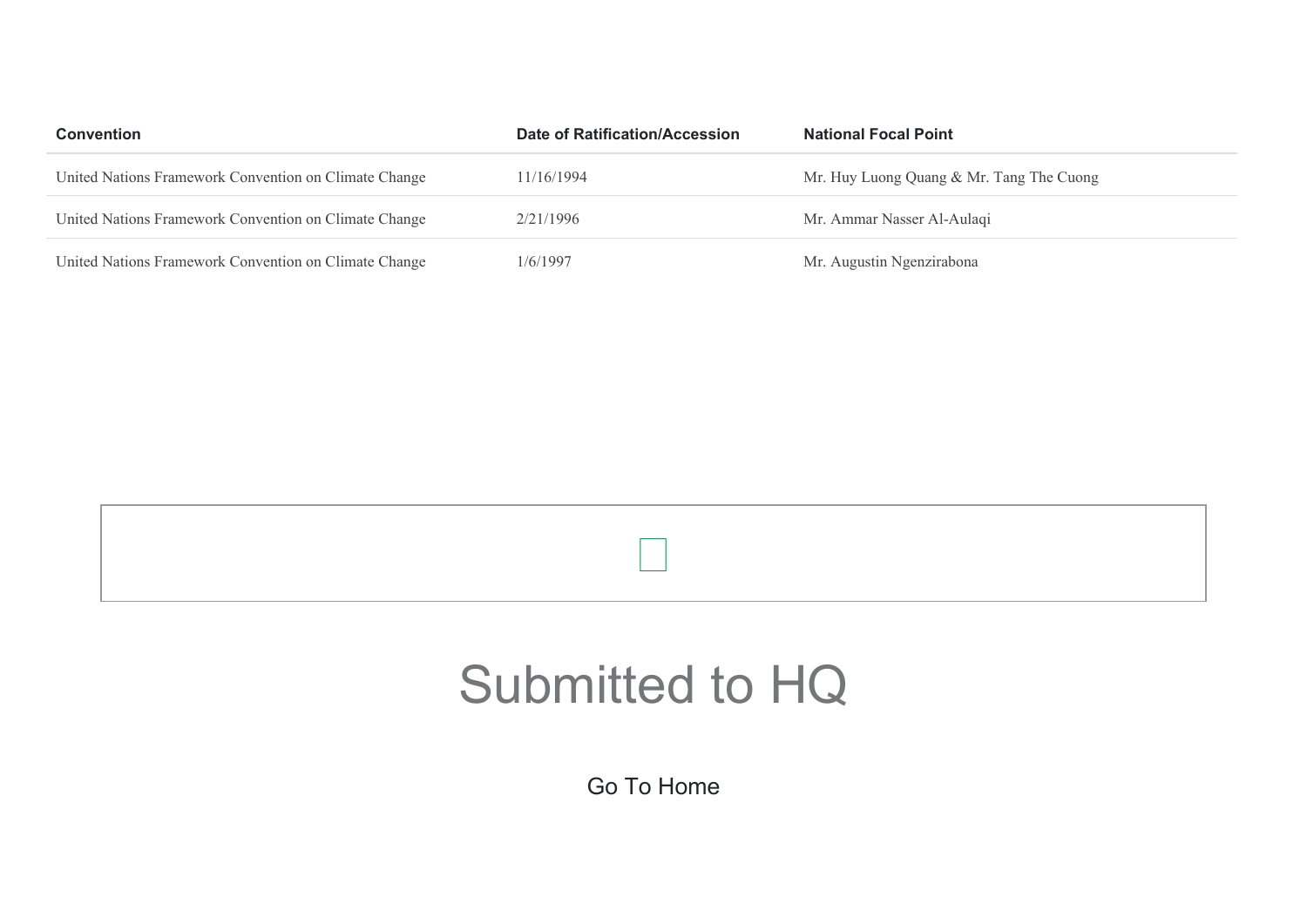| Convention | Date of Ratification/Accession | National Focal Point |
|---|---|---|
| United Nations Framework Convention on Climate Change | 11/16/1994 | Mr. Huy Luong Quang & Mr. Tang The Cuong |
| United Nations Framework Convention on Climate Change | 2/21/1996 | Mr. Ammar Nasser Al-Aulaqi |
| United Nations Framework Convention on Climate Change | 1/6/1997 | Mr. Augustin Ngenzirabona |

# Submitted to HQ

Go To Home